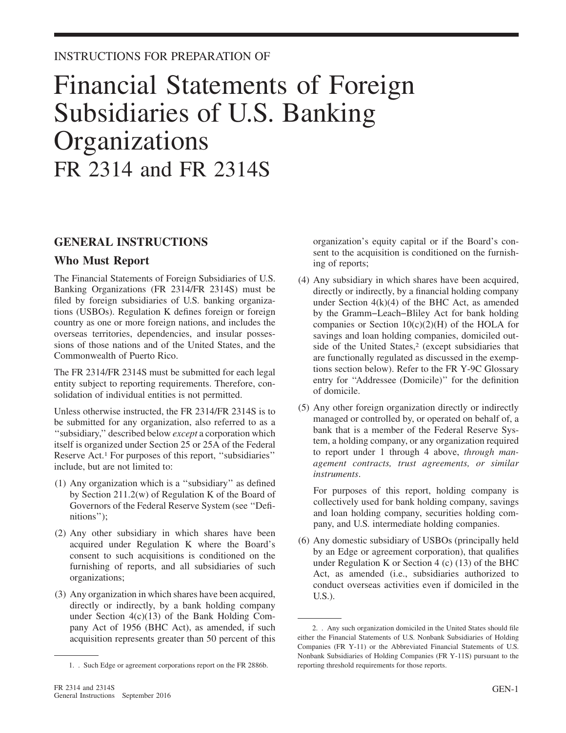INSTRUCTIONS FOR PREPARATION OF

# Financial Statements of Foreign Subsidiaries of U.S. Banking Organizations FR 2314 and FR 2314S

## GENERAL INSTRUCTIONS

### Who Must Report

The Financial Statements of Foreign Subsidiaries of U.S. Banking Organizations (FR 2314/FR 2314S) must be filed by foreign subsidiaries of U.S. banking organizations (USBOs). Regulation K defines foreign or foreign country as one or more foreign nations, and includes the overseas territories, dependencies, and insular possessions of those nations and of the United States, and the Commonwealth of Puerto Rico.

The FR 2314/FR 2314S must be submitted for each legal entity subject to reporting requirements. Therefore, consolidation of individual entities is not permitted.

Unless otherwise instructed, the FR 2314/FR 2314S is to be submitted for any organization, also referred to as a ''subsidiary,'' described below *except* a corporation which itself is organized under Section 25 or 25A of the Federal Reserve Act.[1] For purposes of this report, ''subsidiaries'' include, but are not limited to:

(1) Any organization which is a ''subsidiary'' as defined by Section 211.2(w) of Regulation K of the Board of Governors of the Federal Reserve System (see ''Definitions'');

(2) Any other subsidiary in which shares have been acquired under Regulation K where the Board's consent to such acquisitions is conditioned on the furnishing of reports, and all subsidiaries of such organizations;

(3) Any organization in which shares have been acquired, directly or indirectly, by a bank holding company under Section 4(c)(13) of the Bank Holding Company Act of 1956 (BHC Act), as amended, if such acquisition represents greater than 50 percent of this organization's equity capital or if the Board's consent to the acquisition is conditioned on the furnishing of reports;

(4) Any subsidiary in which shares have been acquired, directly or indirectly, by a financial holding company under Section 4(k)(4) of the BHC Act, as amended by the Gramm−Leach−Bliley Act for bank holding companies or Section 10(c)(2)(H) of the HOLA for savings and loan holding companies, domiciled outside of the United States,[2] (except subsidiaries that are functionally regulated as discussed in the exemptions section below). Refer to the FR Y-9C Glossary entry for ''Addressee (Domicile)'' for the definition of domicile.

(5) Any other foreign organization directly or indirectly managed or controlled by, or operated on behalf of, a bank that is a member of the Federal Reserve System, a holding company, or any organization required to report under 1 through 4 above, *through management contracts, trust agreements, or similar instruments*.

For purposes of this report, holding company is collectively used for bank holding company, savings and loan holding company, securities holding company, and U.S. intermediate holding companies.

(6) Any domestic subsidiary of USBOs (principally held by an Edge or agreement corporation), that qualifies under Regulation K or Section 4 (c) (13) of the BHC Act, as amended (i.e., subsidiaries authorized to conduct overseas activities even if domiciled in the U.S.).

---

1. . Such Edge or agreement corporations report on the FR 2886b.

2. . Any such organization domiciled in the United States should file either the Financial Statements of U.S. Nonbank Subsidiaries of Holding Companies (FR Y-11) or the Abbreviated Financial Statements of U.S. Nonbank Subsidiaries of Holding Companies (FR Y-11S) pursuant to the reporting threshold requirements for those reports.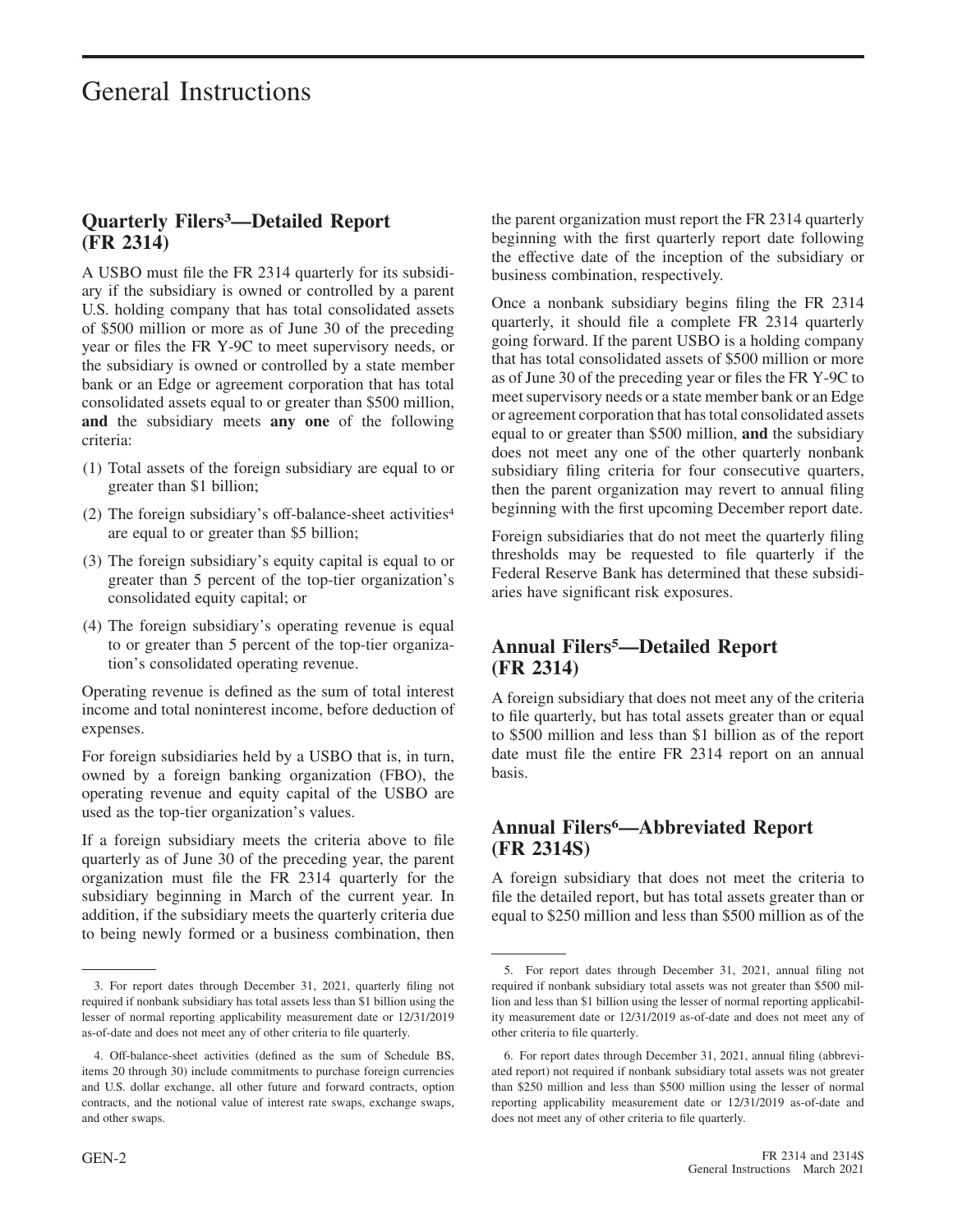# General Instructions

## Quarterly Filers[3]—Detailed Report (FR 2314)

A USBO must file the FR 2314 quarterly for its subsidiary if the subsidiary is owned or controlled by a parent U.S. holding company that has total consolidated assets of $500 million or more as of June 30 of the preceding year or files the FR Y-9C to meet supervisory needs, or the subsidiary is owned or controlled by a state member bank or an Edge or agreement corporation that has total consolidated assets equal to or greater than $500 million, **and** the subsidiary meets **any one** of the following criteria:

(1) Total assets of the foreign subsidiary are equal to or greater than $1 billion;

(2) The foreign subsidiary's off-balance-sheet activities[4] are equal to or greater than $5 billion;

(3) The foreign subsidiary's equity capital is equal to or greater than 5 percent of the top-tier organization's consolidated equity capital; or

(4) The foreign subsidiary's operating revenue is equal to or greater than 5 percent of the top-tier organization's consolidated operating revenue.

Operating revenue is defined as the sum of total interest income and total noninterest income, before deduction of expenses.

For foreign subsidiaries held by a USBO that is, in turn, owned by a foreign banking organization (FBO), the operating revenue and equity capital of the USBO are used as the top-tier organization's values.

If a foreign subsidiary meets the criteria above to file quarterly as of June 30 of the preceding year, the parent organization must file the FR 2314 quarterly for the subsidiary beginning in March of the current year. In addition, if the subsidiary meets the quarterly criteria due to being newly formed or a business combination, then the parent organization must report the FR 2314 quarterly beginning with the first quarterly report date following the effective date of the inception of the subsidiary or business combination, respectively.

Once a nonbank subsidiary begins filing the FR 2314 quarterly, it should file a complete FR 2314 quarterly going forward. If the parent USBO is a holding company that has total consolidated assets of $500 million or more as of June 30 of the preceding year or files the FR Y-9C to meet supervisory needs or a state member bank or an Edge or agreement corporation that has total consolidated assets equal to or greater than $500 million, **and** the subsidiary does not meet any one of the other quarterly nonbank subsidiary filing criteria for four consecutive quarters, then the parent organization may revert to annual filing beginning with the first upcoming December report date.

Foreign subsidiaries that do not meet the quarterly filing thresholds may be requested to file quarterly if the Federal Reserve Bank has determined that these subsidiaries have significant risk exposures.

## Annual Filers[5]—Detailed Report (FR 2314)

A foreign subsidiary that does not meet any of the criteria to file quarterly, but has total assets greater than or equal to $500 million and less than $1 billion as of the report date must file the entire FR 2314 report on an annual basis.

## Annual Filers[6]—Abbreviated Report (FR 2314S)

A foreign subsidiary that does not meet the criteria to file the detailed report, but has total assets greater than or equal to $250 million and less than $500 million as of the

---

3. For report dates through December 31, 2021, quarterly filing not required if nonbank subsidiary has total assets less than $1 billion using the lesser of normal reporting applicability measurement date or 12/31/2019 as-of-date and does not meet any of other criteria to file quarterly.

4. Off-balance-sheet activities (defined as the sum of Schedule BS, items 20 through 30) include commitments to purchase foreign currencies and U.S. dollar exchange, all other future and forward contracts, option contracts, and the notional value of interest rate swaps, exchange swaps, and other swaps.

5. For report dates through December 31, 2021, annual filing not required if nonbank subsidiary total assets was not greater than $500 million and less than $1 billion using the lesser of normal reporting applicability measurement date or 12/31/2019 as-of-date and does not meet any of other criteria to file quarterly.

6. For report dates through December 31, 2021, annual filing (abbreviated report) not required if nonbank subsidiary total assets was not greater than $250 million and less than $500 million using the lesser of normal reporting applicability measurement date or 12/31/2019 as-of-date and does not meet any of other criteria to file quarterly.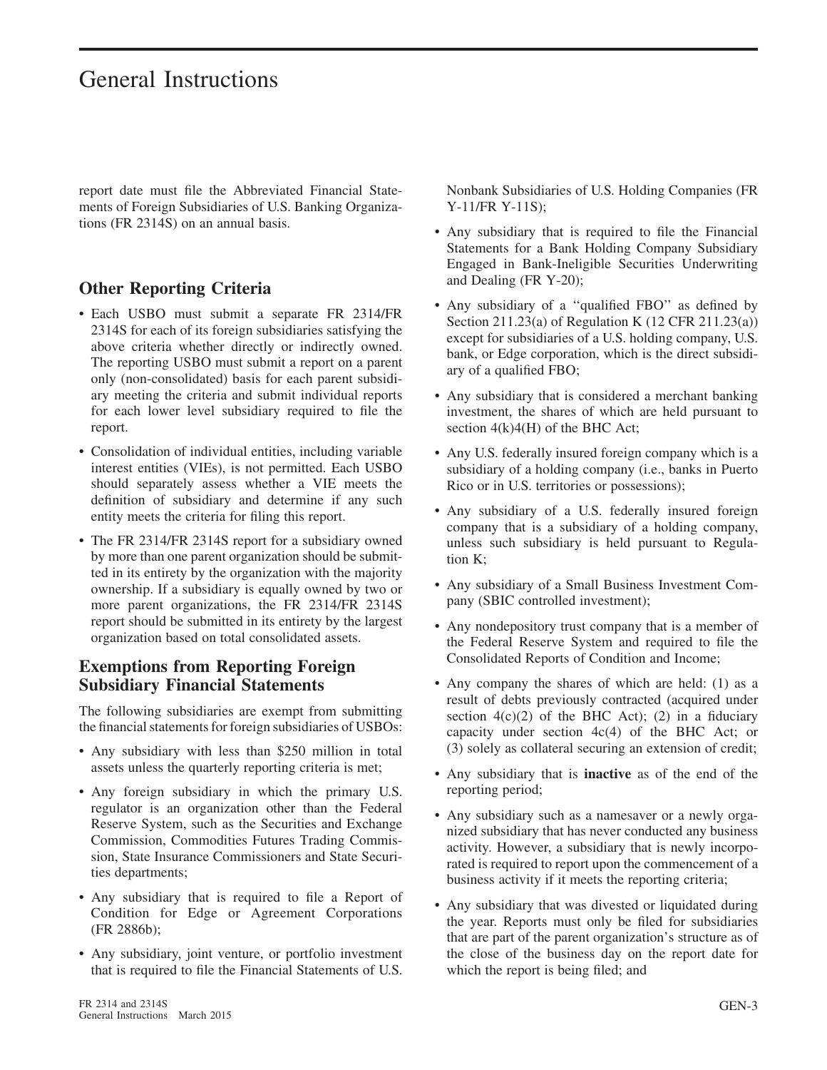report date must file the Abbreviated Financial Statements of Foreign Subsidiaries of U.S. Banking Organizations (FR 2314S) on an annual basis.

## Other Reporting Criteria

- Each USBO must submit a separate FR 2314/FR 2314S for each of its foreign subsidiaries satisfying the above criteria whether directly or indirectly owned. The reporting USBO must submit a report on a parent only (non-consolidated) basis for each parent subsidiary meeting the criteria and submit individual reports for each lower level subsidiary required to file the report.
- Consolidation of individual entities, including variable interest entities (VIEs), is not permitted. Each USBO should separately assess whether a VIE meets the definition of subsidiary and determine if any such entity meets the criteria for filing this report.
- The FR 2314/FR 2314S report for a subsidiary owned by more than one parent organization should be submitted in its entirety by the organization with the majority ownership. If a subsidiary is equally owned by two or more parent organizations, the FR 2314/FR 2314S report should be submitted in its entirety by the largest organization based on total consolidated assets.

## Exemptions from Reporting Foreign Subsidiary Financial Statements

The following subsidiaries are exempt from submitting the financial statements for foreign subsidiaries of USBOs:

- Any subsidiary with less than $250 million in total assets unless the quarterly reporting criteria is met;
- Any foreign subsidiary in which the primary U.S. regulator is an organization other than the Federal Reserve System, such as the Securities and Exchange Commission, Commodities Futures Trading Commission, State Insurance Commissioners and State Securities departments;
- Any subsidiary that is required to file a Report of Condition for Edge or Agreement Corporations (FR 2886b);
- Any subsidiary, joint venture, or portfolio investment that is required to file the Financial Statements of U.S. Nonbank Subsidiaries of U.S. Holding Companies (FR Y-11/FR Y-11S);
- Any subsidiary that is required to file the Financial Statements for a Bank Holding Company Subsidiary Engaged in Bank-Ineligible Securities Underwriting and Dealing (FR Y-20);
- Any subsidiary of a ''qualified FBO'' as defined by Section 211.23(a) of Regulation K (12 CFR 211.23(a)) except for subsidiaries of a U.S. holding company, U.S. bank, or Edge corporation, which is the direct subsidiary of a qualified FBO;
- Any subsidiary that is considered a merchant banking investment, the shares of which are held pursuant to section 4(k)4(H) of the BHC Act;
- Any U.S. federally insured foreign company which is a subsidiary of a holding company (i.e., banks in Puerto Rico or in U.S. territories or possessions);
- Any subsidiary of a U.S. federally insured foreign company that is a subsidiary of a holding company, unless such subsidiary is held pursuant to Regulation K;
- Any subsidiary of a Small Business Investment Company (SBIC controlled investment);
- Any nondepository trust company that is a member of the Federal Reserve System and required to file the Consolidated Reports of Condition and Income;
- Any company the shares of which are held: (1) as a result of debts previously contracted (acquired under section 4(c)(2) of the BHC Act); (2) in a fiduciary capacity under section 4c(4) of the BHC Act; or (3) solely as collateral securing an extension of credit;
- Any subsidiary that is **inactive** as of the end of the reporting period;
- Any subsidiary such as a namesaver or a newly organized subsidiary that has never conducted any business activity. However, a subsidiary that is newly incorporated is required to report upon the commencement of a business activity if it meets the reporting criteria;
- Any subsidiary that was divested or liquidated during the year. Reports must only be filed for subsidiaries that are part of the parent organization's structure as of the close of the business day on the report date for which the report is being filed; and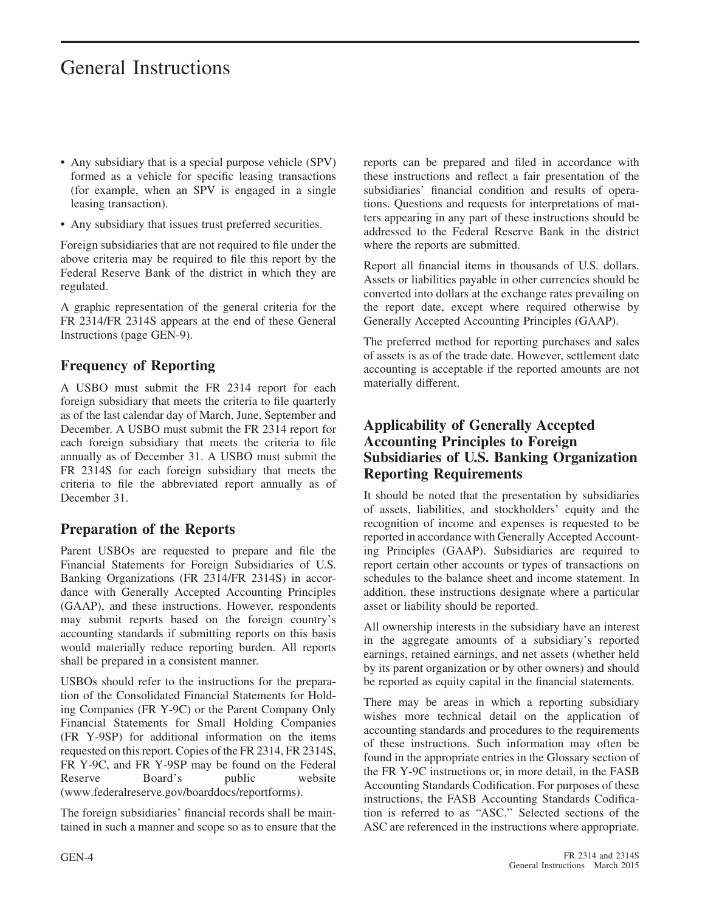# General Instructions

- Any subsidiary that is a special purpose vehicle (SPV) formed as a vehicle for specific leasing transactions (for example, when an SPV is engaged in a single leasing transaction).
- Any subsidiary that issues trust preferred securities.

Foreign subsidiaries that are not required to file under the above criteria may be required to file this report by the Federal Reserve Bank of the district in which they are regulated.

A graphic representation of the general criteria for the FR 2314/FR 2314S appears at the end of these General Instructions (page GEN-9).

## Frequency of Reporting

A USBO must submit the FR 2314 report for each foreign subsidiary that meets the criteria to file quarterly as of the last calendar day of March, June, September and December. A USBO must submit the FR 2314 report for each foreign subsidiary that meets the criteria to file annually as of December 31. A USBO must submit the FR 2314S for each foreign subsidiary that meets the criteria to file the abbreviated report annually as of December 31.

## Preparation of the Reports

Parent USBOs are requested to prepare and file the Financial Statements for Foreign Subsidiaries of U.S. Banking Organizations (FR 2314/FR 2314S) in accordance with Generally Accepted Accounting Principles (GAAP), and these instructions. However, respondents may submit reports based on the foreign country's accounting standards if submitting reports on this basis would materially reduce reporting burden. All reports shall be prepared in a consistent manner.

USBOs should refer to the instructions for the preparation of the Consolidated Financial Statements for Holding Companies (FR Y-9C) or the Parent Company Only Financial Statements for Small Holding Companies (FR Y-9SP) for additional information on the items requested on this report. Copies of the FR 2314, FR 2314S, FR Y-9C, and FR Y-9SP may be found on the Federal Reserve Board's public website (www.federalreserve.gov/boarddocs/reportforms).

The foreign subsidiaries' financial records shall be maintained in such a manner and scope so as to ensure that the reports can be prepared and filed in accordance with these instructions and reflect a fair presentation of the subsidiaries' financial condition and results of operations. Questions and requests for interpretations of matters appearing in any part of these instructions should be addressed to the Federal Reserve Bank in the district where the reports are submitted.

Report all financial items in thousands of U.S. dollars. Assets or liabilities payable in other currencies should be converted into dollars at the exchange rates prevailing on the report date, except where required otherwise by Generally Accepted Accounting Principles (GAAP).

The preferred method for reporting purchases and sales of assets is as of the trade date. However, settlement date accounting is acceptable if the reported amounts are not materially different.

## Applicability of Generally Accepted Accounting Principles to Foreign Subsidiaries of U.S. Banking Organization Reporting Requirements

It should be noted that the presentation by subsidiaries of assets, liabilities, and stockholders' equity and the recognition of income and expenses is requested to be reported in accordance with Generally Accepted Accounting Principles (GAAP). Subsidiaries are required to report certain other accounts or types of transactions on schedules to the balance sheet and income statement. In addition, these instructions designate where a particular asset or liability should be reported.

All ownership interests in the subsidiary have an interest in the aggregate amounts of a subsidiary's reported earnings, retained earnings, and net assets (whether held by its parent organization or by other owners) and should be reported as equity capital in the financial statements.

There may be areas in which a reporting subsidiary wishes more technical detail on the application of accounting standards and procedures to the requirements of these instructions. Such information may often be found in the appropriate entries in the Glossary section of the FR Y-9C instructions or, in more detail, in the FASB Accounting Standards Codification. For purposes of these instructions, the FASB Accounting Standards Codification is referred to as "ASC." Selected sections of the ASC are referenced in the instructions where appropriate.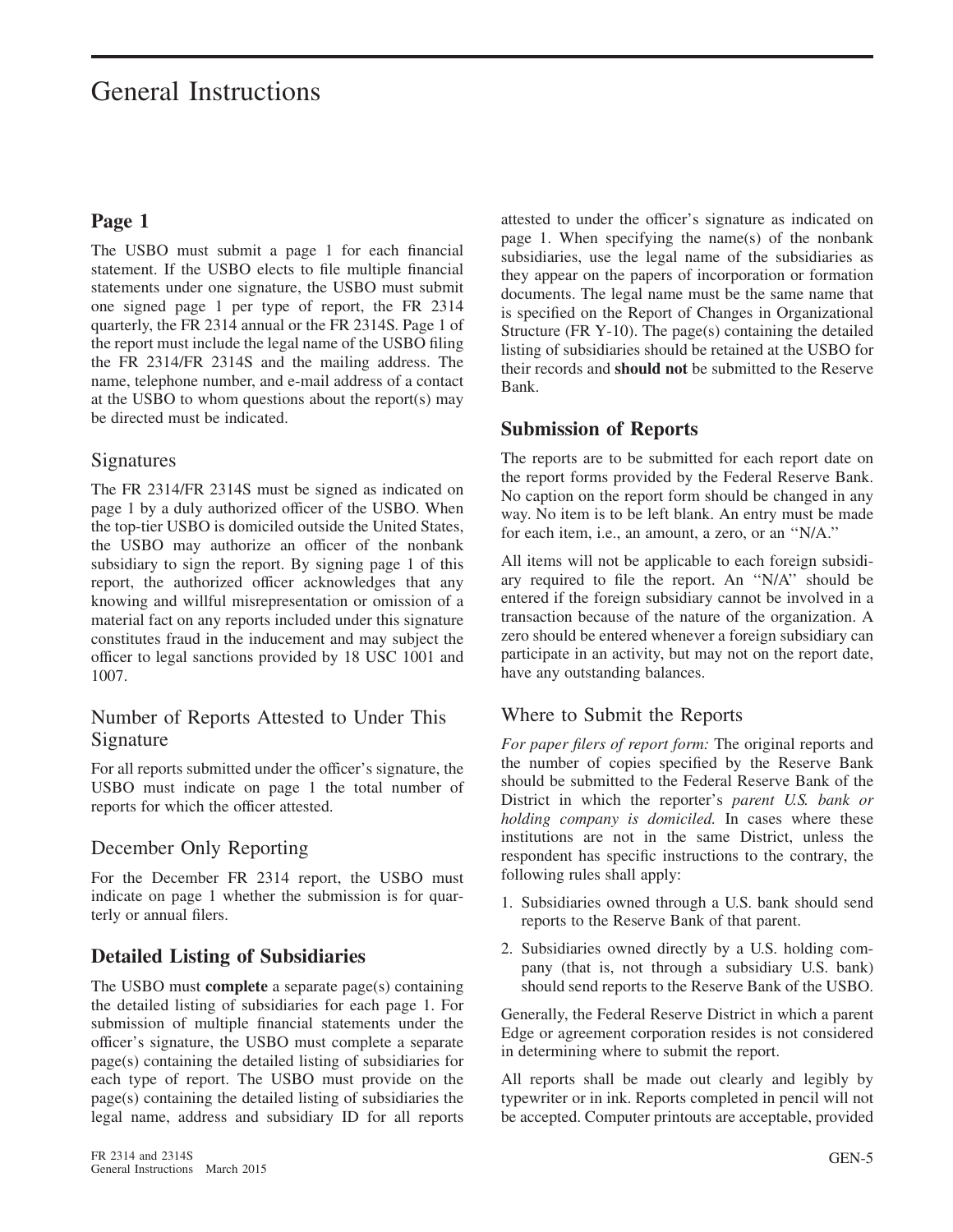# General Instructions

## Page 1

The USBO must submit a page 1 for each financial statement. If the USBO elects to file multiple financial statements under one signature, the USBO must submit one signed page 1 per type of report, the FR 2314 quarterly, the FR 2314 annual or the FR 2314S. Page 1 of the report must include the legal name of the USBO filing the FR 2314/FR 2314S and the mailing address. The name, telephone number, and e-mail address of a contact at the USBO to whom questions about the report(s) may be directed must be indicated.

### Signatures

The FR 2314/FR 2314S must be signed as indicated on page 1 by a duly authorized officer of the USBO. When the top-tier USBO is domiciled outside the United States, the USBO may authorize an officer of the nonbank subsidiary to sign the report. By signing page 1 of this report, the authorized officer acknowledges that any knowing and willful misrepresentation or omission of a material fact on any reports included under this signature constitutes fraud in the inducement and may subject the officer to legal sanctions provided by 18 USC 1001 and 1007.

### Number of Reports Attested to Under This Signature

For all reports submitted under the officer's signature, the USBO must indicate on page 1 the total number of reports for which the officer attested.

### December Only Reporting

For the December FR 2314 report, the USBO must indicate on page 1 whether the submission is for quarterly or annual filers.

## Detailed Listing of Subsidiaries

The USBO must **complete** a separate page(s) containing the detailed listing of subsidiaries for each page 1. For submission of multiple financial statements under the officer's signature, the USBO must complete a separate page(s) containing the detailed listing of subsidiaries for each type of report. The USBO must provide on the page(s) containing the detailed listing of subsidiaries the legal name, address and subsidiary ID for all reports attested to under the officer's signature as indicated on page 1. When specifying the name(s) of the nonbank subsidiaries, use the legal name of the subsidiaries as they appear on the papers of incorporation or formation documents. The legal name must be the same name that is specified on the Report of Changes in Organizational Structure (FR Y-10). The page(s) containing the detailed listing of subsidiaries should be retained at the USBO for their records and **should not** be submitted to the Reserve Bank.

## Submission of Reports

The reports are to be submitted for each report date on the report forms provided by the Federal Reserve Bank. No caption on the report form should be changed in any way. No item is to be left blank. An entry must be made for each item, i.e., an amount, a zero, or an "N/A."

All items will not be applicable to each foreign subsidiary required to file the report. An "N/A" should be entered if the foreign subsidiary cannot be involved in a transaction because of the nature of the organization. A zero should be entered whenever a foreign subsidiary can participate in an activity, but may not on the report date, have any outstanding balances.

### Where to Submit the Reports

*For paper filers of report form:* The original reports and the number of copies specified by the Reserve Bank should be submitted to the Federal Reserve Bank of the District in which the reporter's *parent U.S. bank or holding company is domiciled.* In cases where these institutions are not in the same District, unless the respondent has specific instructions to the contrary, the following rules shall apply:

1. Subsidiaries owned through a U.S. bank should send reports to the Reserve Bank of that parent.
2. Subsidiaries owned directly by a U.S. holding company (that is, not through a subsidiary U.S. bank) should send reports to the Reserve Bank of the USBO.

Generally, the Federal Reserve District in which a parent Edge or agreement corporation resides is not considered in determining where to submit the report.

All reports shall be made out clearly and legibly by typewriter or in ink. Reports completed in pencil will not be accepted. Computer printouts are acceptable, provided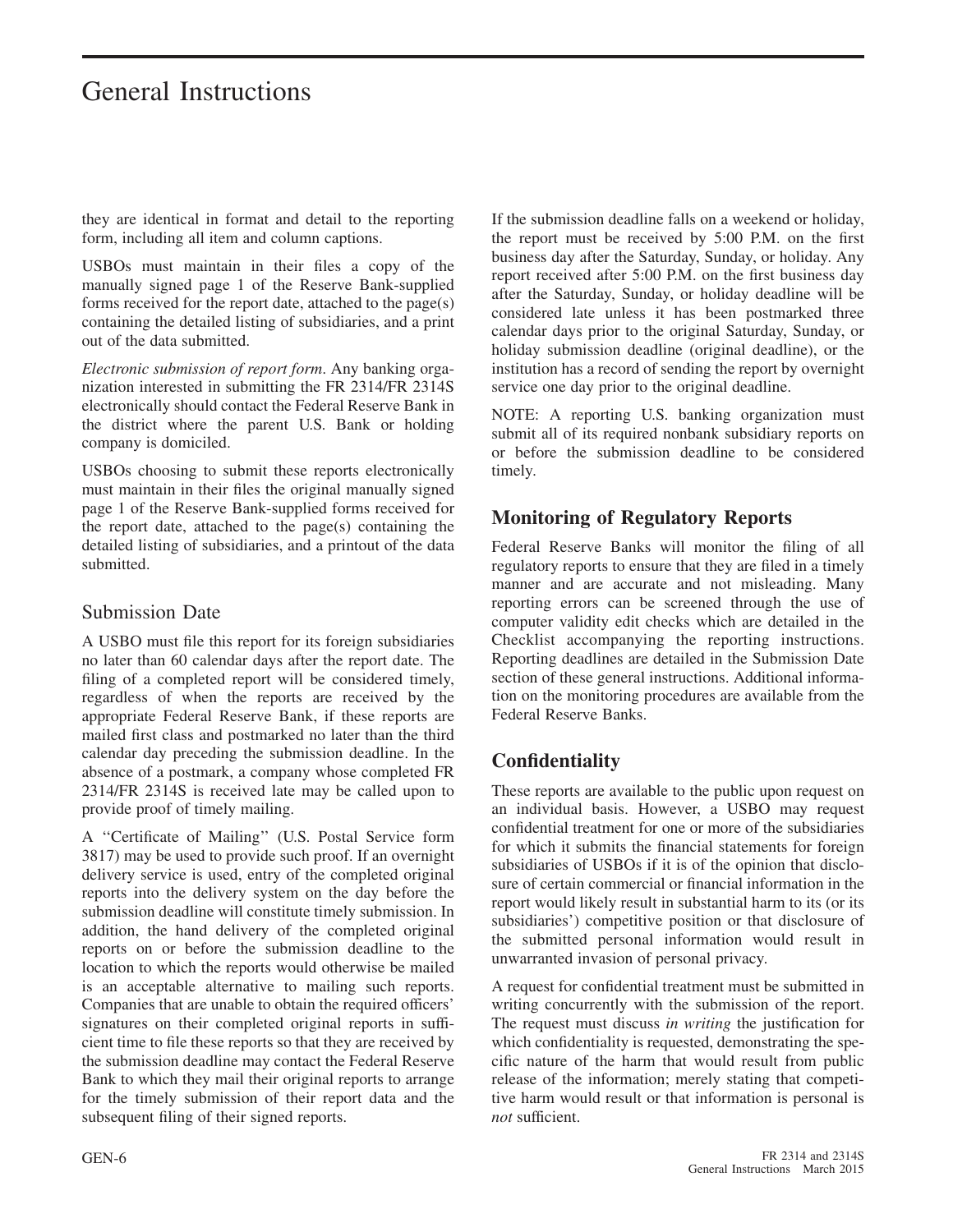they are identical in format and detail to the reporting form, including all item and column captions.

USBOs must maintain in their files a copy of the manually signed page 1 of the Reserve Bank-supplied forms received for the report date, attached to the page(s) containing the detailed listing of subsidiaries, and a print out of the data submitted.

*Electronic submission of report form*. Any banking organization interested in submitting the FR 2314/FR 2314S electronically should contact the Federal Reserve Bank in the district where the parent U.S. Bank or holding company is domiciled.

USBOs choosing to submit these reports electronically must maintain in their files the original manually signed page 1 of the Reserve Bank-supplied forms received for the report date, attached to the page(s) containing the detailed listing of subsidiaries, and a printout of the data submitted.

## Submission Date

A USBO must file this report for its foreign subsidiaries no later than 60 calendar days after the report date. The filing of a completed report will be considered timely, regardless of when the reports are received by the appropriate Federal Reserve Bank, if these reports are mailed first class and postmarked no later than the third calendar day preceding the submission deadline. In the absence of a postmark, a company whose completed FR 2314/FR 2314S is received late may be called upon to provide proof of timely mailing.

A ''Certificate of Mailing'' (U.S. Postal Service form 3817) may be used to provide such proof. If an overnight delivery service is used, entry of the completed original reports into the delivery system on the day before the submission deadline will constitute timely submission. In addition, the hand delivery of the completed original reports on or before the submission deadline to the location to which the reports would otherwise be mailed is an acceptable alternative to mailing such reports. Companies that are unable to obtain the required officers' signatures on their completed original reports in sufficient time to file these reports so that they are received by the submission deadline may contact the Federal Reserve Bank to which they mail their original reports to arrange for the timely submission of their report data and the subsequent filing of their signed reports.

If the submission deadline falls on a weekend or holiday, the report must be received by 5:00 P.M. on the first business day after the Saturday, Sunday, or holiday. Any report received after 5:00 P.M. on the first business day after the Saturday, Sunday, or holiday deadline will be considered late unless it has been postmarked three calendar days prior to the original Saturday, Sunday, or holiday submission deadline (original deadline), or the institution has a record of sending the report by overnight service one day prior to the original deadline.

NOTE: A reporting U.S. banking organization must submit all of its required nonbank subsidiary reports on or before the submission deadline to be considered timely.

## Monitoring of Regulatory Reports

Federal Reserve Banks will monitor the filing of all regulatory reports to ensure that they are filed in a timely manner and are accurate and not misleading. Many reporting errors can be screened through the use of computer validity edit checks which are detailed in the Checklist accompanying the reporting instructions. Reporting deadlines are detailed in the Submission Date section of these general instructions. Additional information on the monitoring procedures are available from the Federal Reserve Banks.

## Confidentiality

These reports are available to the public upon request on an individual basis. However, a USBO may request confidential treatment for one or more of the subsidiaries for which it submits the financial statements for foreign subsidiaries of USBOs if it is of the opinion that disclosure of certain commercial or financial information in the report would likely result in substantial harm to its (or its subsidiaries') competitive position or that disclosure of the submitted personal information would result in unwarranted invasion of personal privacy.

A request for confidential treatment must be submitted in writing concurrently with the submission of the report. The request must discuss *in writing* the justification for which confidentiality is requested, demonstrating the specific nature of the harm that would result from public release of the information; merely stating that competitive harm would result or that information is personal is *not* sufficient.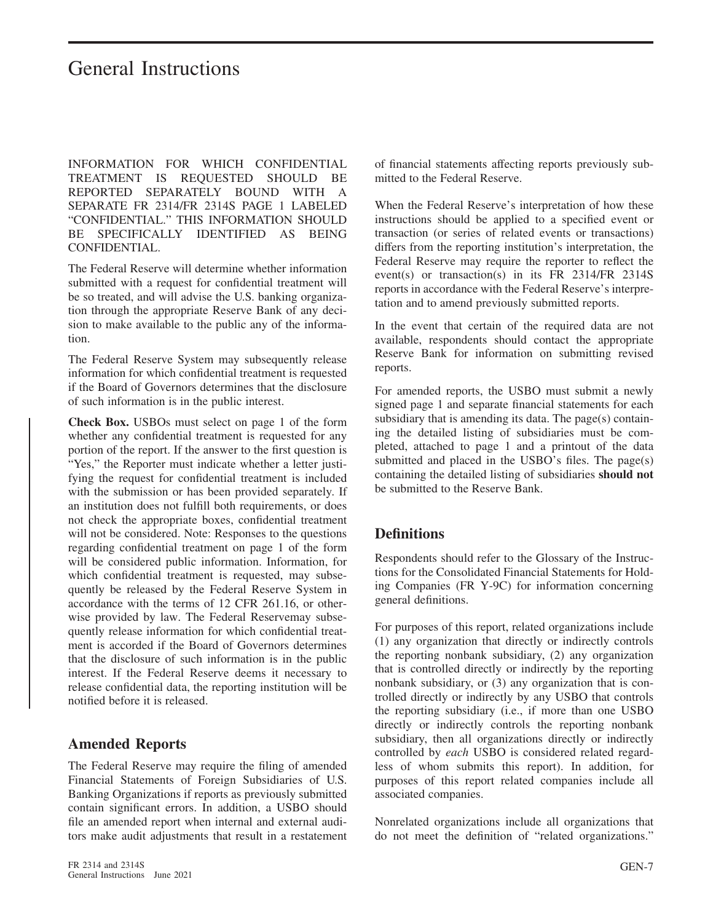# General Instructions

INFORMATION FOR WHICH CONFIDENTIAL TREATMENT IS REQUESTED SHOULD BE REPORTED SEPARATELY BOUND WITH A SEPARATE FR 2314/FR 2314S PAGE 1 LABELED "CONFIDENTIAL." THIS INFORMATION SHOULD BE SPECIFICALLY IDENTIFIED AS BEING CONFIDENTIAL.

The Federal Reserve will determine whether information submitted with a request for confidential treatment will be so treated, and will advise the U.S. banking organization through the appropriate Reserve Bank of any decision to make available to the public any of the information.

The Federal Reserve System may subsequently release information for which confidential treatment is requested if the Board of Governors determines that the disclosure of such information is in the public interest.

**Check Box.** USBOs must select on page 1 of the form whether any confidential treatment is requested for any portion of the report. If the answer to the first question is "Yes," the Reporter must indicate whether a letter justifying the request for confidential treatment is included with the submission or has been provided separately. If an institution does not fulfill both requirements, or does not check the appropriate boxes, confidential treatment will not be considered. Note: Responses to the questions regarding confidential treatment on page 1 of the form will be considered public information. Information, for which confidential treatment is requested, may subsequently be released by the Federal Reserve System in accordance with the terms of 12 CFR 261.16, or otherwise provided by law. The Federal Reservemay subsequently release information for which confidential treatment is accorded if the Board of Governors determines that the disclosure of such information is in the public interest. If the Federal Reserve deems it necessary to release confidential data, the reporting institution will be notified before it is released.

## Amended Reports

The Federal Reserve may require the filing of amended Financial Statements of Foreign Subsidiaries of U.S. Banking Organizations if reports as previously submitted contain significant errors. In addition, a USBO should file an amended report when internal and external auditors make audit adjustments that result in a restatement of financial statements affecting reports previously submitted to the Federal Reserve.

When the Federal Reserve's interpretation of how these instructions should be applied to a specified event or transaction (or series of related events or transactions) differs from the reporting institution's interpretation, the Federal Reserve may require the reporter to reflect the event(s) or transaction(s) in its FR 2314/FR 2314S reports in accordance with the Federal Reserve's interpretation and to amend previously submitted reports.

In the event that certain of the required data are not available, respondents should contact the appropriate Reserve Bank for information on submitting revised reports.

For amended reports, the USBO must submit a newly signed page 1 and separate financial statements for each subsidiary that is amending its data. The page(s) containing the detailed listing of subsidiaries must be completed, attached to page 1 and a printout of the data submitted and placed in the USBO's files. The page(s) containing the detailed listing of subsidiaries **should not** be submitted to the Reserve Bank.

## Definitions

Respondents should refer to the Glossary of the Instructions for the Consolidated Financial Statements for Holding Companies (FR Y-9C) for information concerning general definitions.

For purposes of this report, related organizations include (1) any organization that directly or indirectly controls the reporting nonbank subsidiary, (2) any organization that is controlled directly or indirectly by the reporting nonbank subsidiary, or (3) any organization that is controlled directly or indirectly by any USBO that controls the reporting subsidiary (i.e., if more than one USBO directly or indirectly controls the reporting nonbank subsidiary, then all organizations directly or indirectly controlled by *each* USBO is considered related regardless of whom submits this report). In addition, for purposes of this report related companies include all associated companies.

Nonrelated organizations include all organizations that do not meet the definition of "related organizations."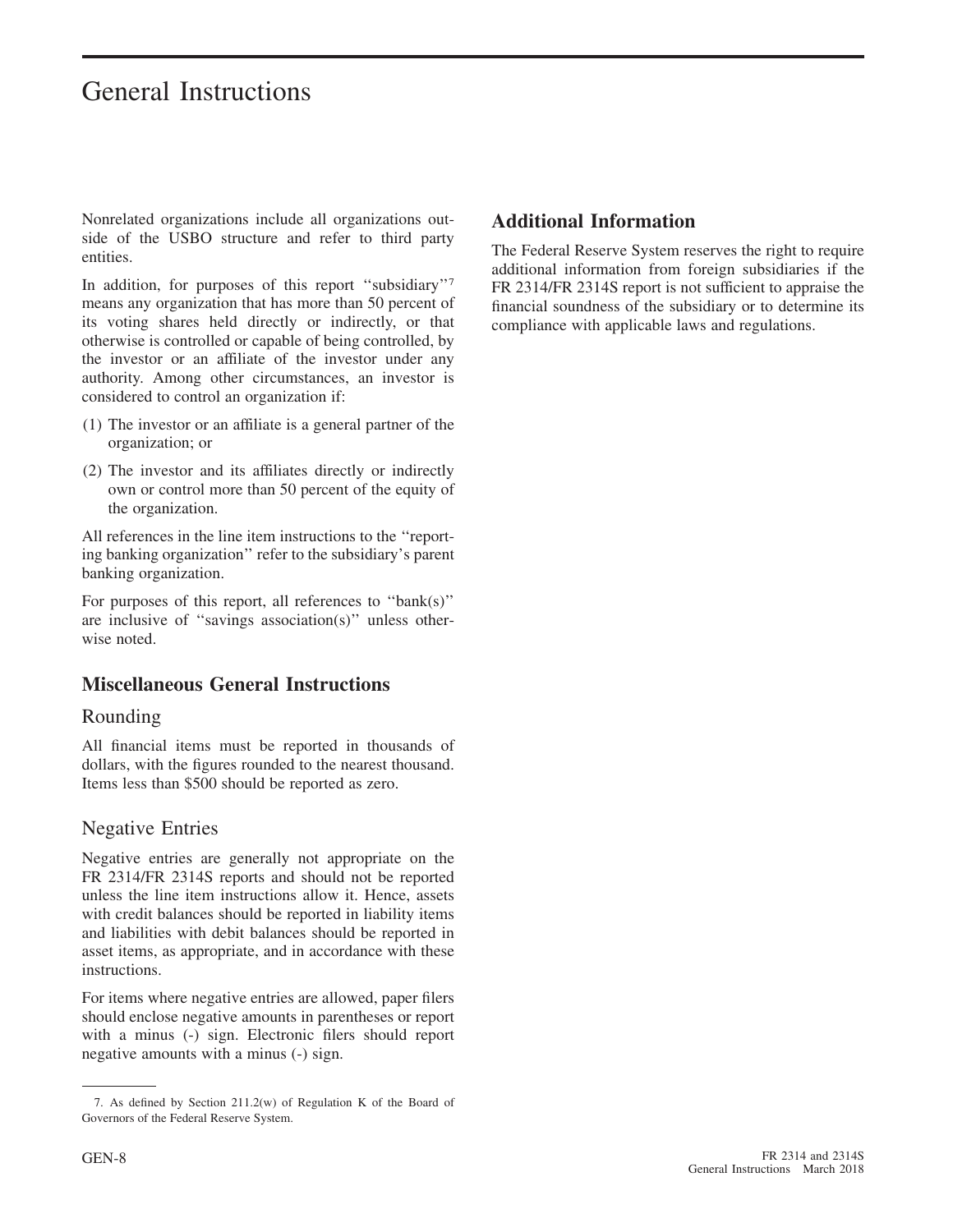Nonrelated organizations include all organizations outside of the USBO structure and refer to third party entities.

In addition, for purposes of this report ''subsidiary''[7] means any organization that has more than 50 percent of its voting shares held directly or indirectly, or that otherwise is controlled or capable of being controlled, by the investor or an affiliate of the investor under any authority. Among other circumstances, an investor is considered to control an organization if:

(1) The investor or an affiliate is a general partner of the organization; or

(2) The investor and its affiliates directly or indirectly own or control more than 50 percent of the equity of the organization.

All references in the line item instructions to the ''reporting banking organization'' refer to the subsidiary's parent banking organization.

For purposes of this report, all references to ''bank(s)'' are inclusive of ''savings association(s)'' unless otherwise noted.

## Miscellaneous General Instructions

### Rounding

All financial items must be reported in thousands of dollars, with the figures rounded to the nearest thousand. Items less than $500 should be reported as zero.

### Negative Entries

Negative entries are generally not appropriate on the FR 2314/FR 2314S reports and should not be reported unless the line item instructions allow it. Hence, assets with credit balances should be reported in liability items and liabilities with debit balances should be reported in asset items, as appropriate, and in accordance with these instructions.

For items where negative entries are allowed, paper filers should enclose negative amounts in parentheses or report with a minus (-) sign. Electronic filers should report negative amounts with a minus (-) sign.

7. As defined by Section 211.2(w) of Regulation K of the Board of Governors of the Federal Reserve System.

## Additional Information

The Federal Reserve System reserves the right to require additional information from foreign subsidiaries if the FR 2314/FR 2314S report is not sufficient to appraise the financial soundness of the subsidiary or to determine its compliance with applicable laws and regulations.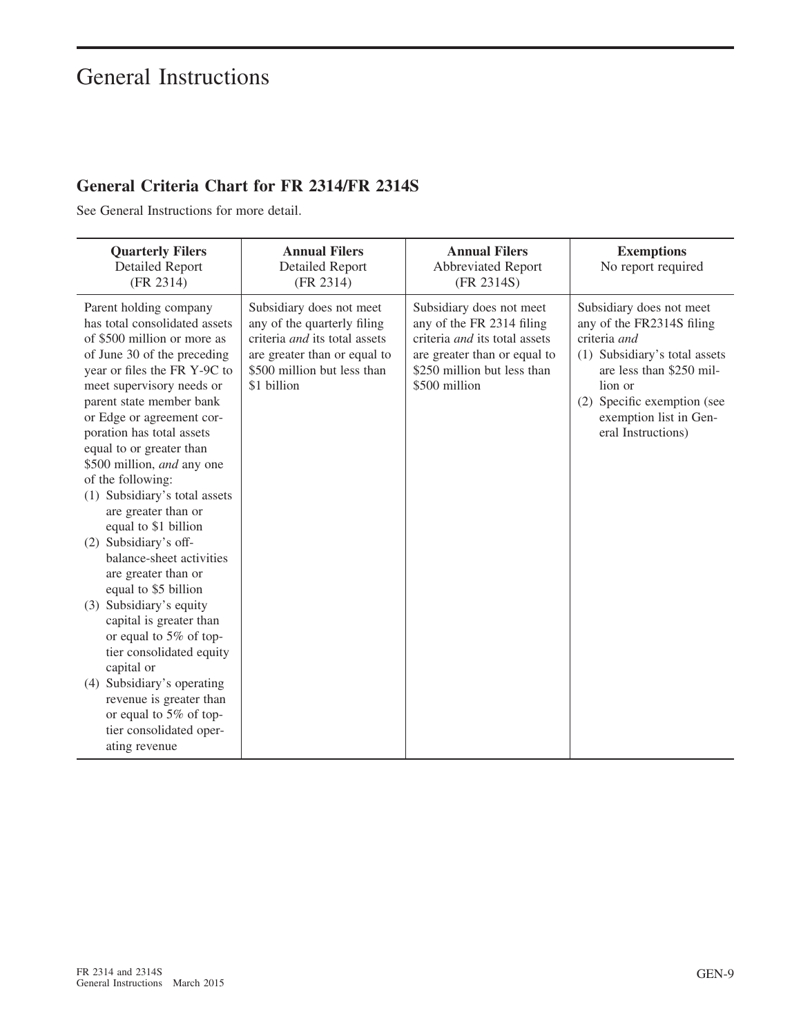# General Instructions

## General Criteria Chart for FR 2314/FR 2314S

See General Instructions for more detail.

| **Quarterly Filers** Detailed Report (FR 2314) | **Annual Filers** Detailed Report (FR 2314) | **Annual Filers** Abbreviated Report (FR 2314S) | **Exemptions** No report required |
|---|---|---|---|
| Parent holding company has total consolidated assets of \$500 million or more as of June 30 of the preceding year or files the FR Y-9C to meet supervisory needs or parent state member bank or Edge or agreement corporation has total assets equal to or greater than \$500 million, *and* any one of the following: (1) Subsidiary's total assets are greater than or equal to \$1 billion (2) Subsidiary's off-balance-sheet activities are greater than or equal to \$5 billion (3) Subsidiary's equity capital is greater than or equal to 5% of top-tier consolidated equity capital or (4) Subsidiary's operating revenue is greater than or equal to 5% of top-tier consolidated operating revenue | Subsidiary does not meet any of the quarterly filing criteria *and* its total assets are greater than or equal to \$500 million but less than \$1 billion | Subsidiary does not meet any of the FR 2314 filing criteria *and* its total assets are greater than or equal to \$250 million but less than \$500 million | Subsidiary does not meet any of the FR2314S filing criteria *and* (1) Subsidiary's total assets are less than \$250 million or (2) Specific exemption (see exemption list in General Instructions) |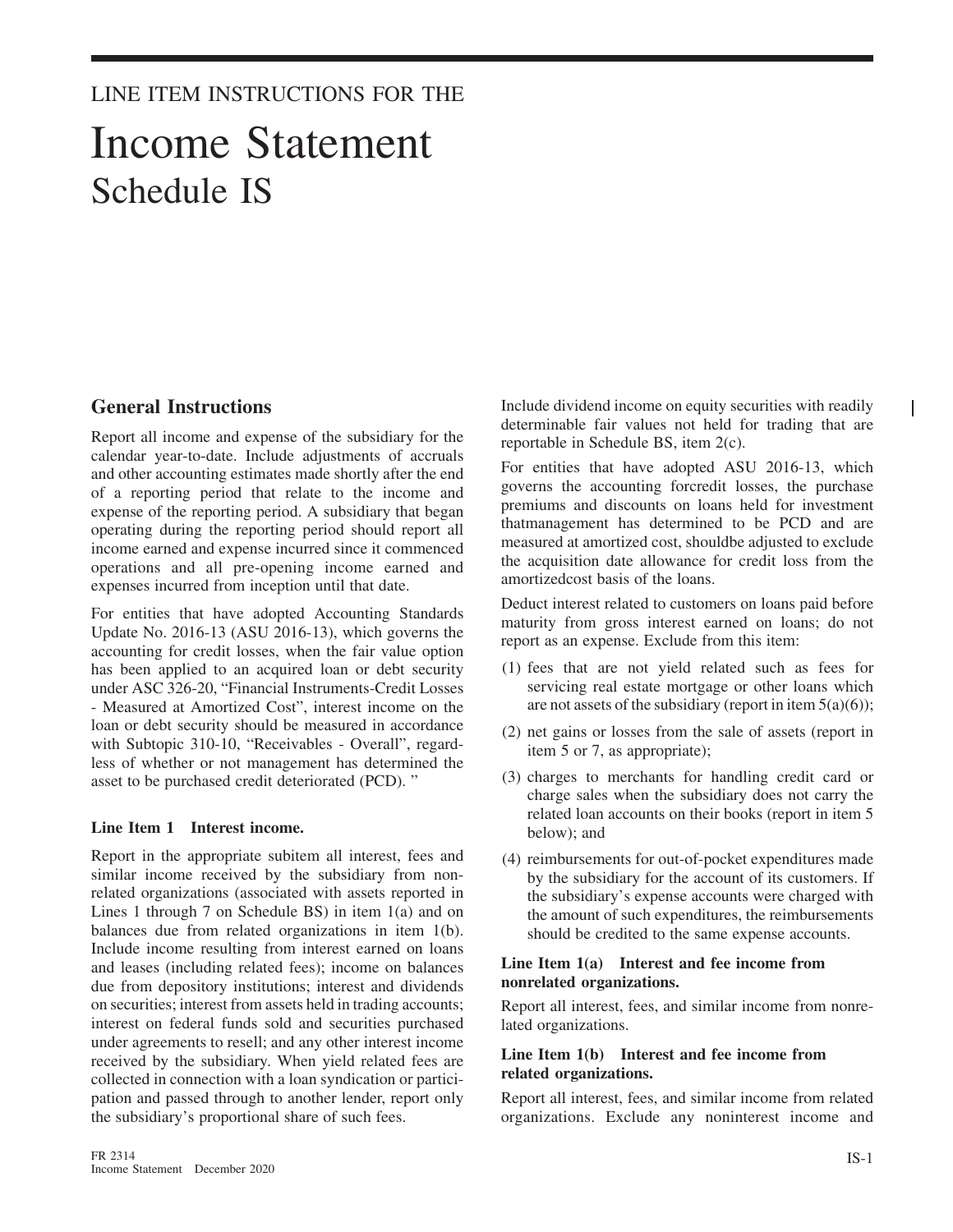LINE ITEM INSTRUCTIONS FOR THE

# Income Statement
## Schedule IS

### General Instructions

Report all income and expense of the subsidiary for the calendar year-to-date. Include adjustments of accruals and other accounting estimates made shortly after the end of a reporting period that relate to the income and expense of the reporting period. A subsidiary that began operating during the reporting period should report all income earned and expense incurred since it commenced operations and all pre-opening income earned and expenses incurred from inception until that date.

For entities that have adopted Accounting Standards Update No. 2016-13 (ASU 2016-13), which governs the accounting for credit losses, when the fair value option has been applied to an acquired loan or debt security under ASC 326-20, "Financial Instruments-Credit Losses - Measured at Amortized Cost", interest income on the loan or debt security should be measured in accordance with Subtopic 310-10, "Receivables - Overall", regardless of whether or not management has determined the asset to be purchased credit deteriorated (PCD). "

#### Line Item 1 Interest income.

Report in the appropriate subitem all interest, fees and similar income received by the subsidiary from nonrelated organizations (associated with assets reported in Lines 1 through 7 on Schedule BS) in item 1(a) and on balances due from related organizations in item 1(b). Include income resulting from interest earned on loans and leases (including related fees); income on balances due from depository institutions; interest and dividends on securities; interest from assets held in trading accounts; interest on federal funds sold and securities purchased under agreements to resell; and any other interest income received by the subsidiary. When yield related fees are collected in connection with a loan syndication or participation and passed through to another lender, report only the subsidiary's proportional share of such fees.

Include dividend income on equity securities with readily determinable fair values not held for trading that are reportable in Schedule BS, item 2(c).

For entities that have adopted ASU 2016-13, which governs the accounting forcredit losses, the purchase premiums and discounts on loans held for investment thatmanagement has determined to be PCD and are measured at amortized cost, shouldbe adjusted to exclude the acquisition date allowance for credit loss from the amortizedcost basis of the loans.

Deduct interest related to customers on loans paid before maturity from gross interest earned on loans; do not report as an expense. Exclude from this item:

(1) fees that are not yield related such as fees for servicing real estate mortgage or other loans which are not assets of the subsidiary (report in item 5(a)(6));

(2) net gains or losses from the sale of assets (report in item 5 or 7, as appropriate);

(3) charges to merchants for handling credit card or charge sales when the subsidiary does not carry the related loan accounts on their books (report in item 5 below); and

(4) reimbursements for out-of-pocket expenditures made by the subsidiary for the account of its customers. If the subsidiary's expense accounts were charged with the amount of such expenditures, the reimbursements should be credited to the same expense accounts.

#### Line Item 1(a) Interest and fee income from nonrelated organizations.

Report all interest, fees, and similar income from nonrelated organizations.

#### Line Item 1(b) Interest and fee income from related organizations.

Report all interest, fees, and similar income from related organizations. Exclude any noninterest income and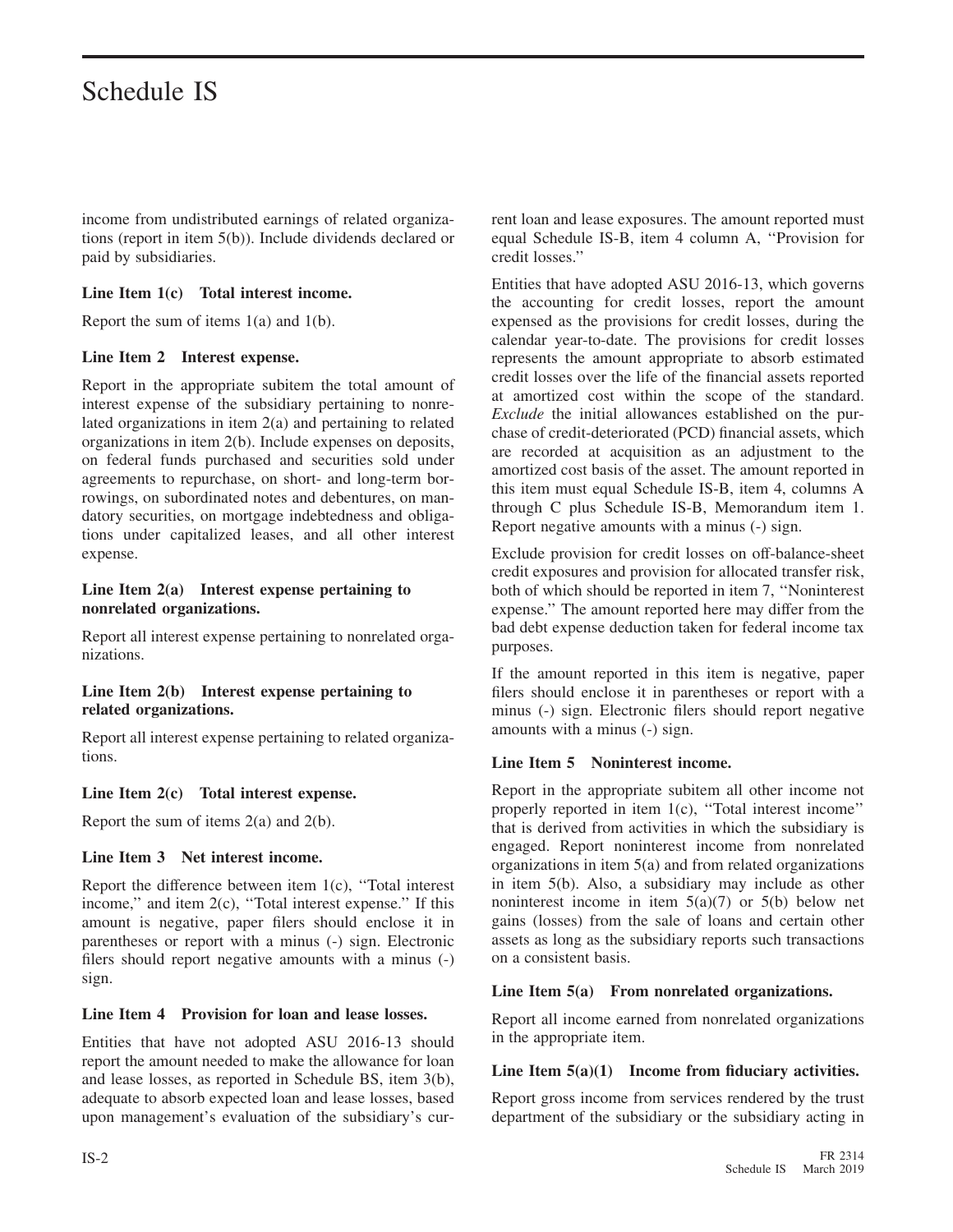income from undistributed earnings of related organizations (report in item 5(b)). Include dividends declared or paid by subsidiaries.

### Line Item 1(c) Total interest income.

Report the sum of items 1(a) and 1(b).

### Line Item 2 Interest expense.

Report in the appropriate subitem the total amount of interest expense of the subsidiary pertaining to nonrelated organizations in item 2(a) and pertaining to related organizations in item 2(b). Include expenses on deposits, on federal funds purchased and securities sold under agreements to repurchase, on short- and long-term borrowings, on subordinated notes and debentures, on mandatory securities, on mortgage indebtedness and obligations under capitalized leases, and all other interest expense.

### Line Item 2(a) Interest expense pertaining to nonrelated organizations.

Report all interest expense pertaining to nonrelated organizations.

### Line Item 2(b) Interest expense pertaining to related organizations.

Report all interest expense pertaining to related organizations.

### Line Item 2(c) Total interest expense.

Report the sum of items 2(a) and 2(b).

### Line Item 3 Net interest income.

Report the difference between item 1(c), "Total interest income," and item 2(c), "Total interest expense." If this amount is negative, paper filers should enclose it in parentheses or report with a minus (-) sign. Electronic filers should report negative amounts with a minus (-) sign.

### Line Item 4 Provision for loan and lease losses.

Entities that have not adopted ASU 2016-13 should report the amount needed to make the allowance for loan and lease losses, as reported in Schedule BS, item 3(b), adequate to absorb expected loan and lease losses, based upon management's evaluation of the subsidiary's current loan and lease exposures. The amount reported must equal Schedule IS-B, item 4 column A, "Provision for credit losses."

Entities that have adopted ASU 2016-13, which governs the accounting for credit losses, report the amount expensed as the provisions for credit losses, during the calendar year-to-date. The provisions for credit losses represents the amount appropriate to absorb estimated credit losses over the life of the financial assets reported at amortized cost within the scope of the standard. *Exclude* the initial allowances established on the purchase of credit-deteriorated (PCD) financial assets, which are recorded at acquisition as an adjustment to the amortized cost basis of the asset. The amount reported in this item must equal Schedule IS-B, item 4, columns A through C plus Schedule IS-B, Memorandum item 1. Report negative amounts with a minus (-) sign.

Exclude provision for credit losses on off-balance-sheet credit exposures and provision for allocated transfer risk, both of which should be reported in item 7, "Noninterest expense." The amount reported here may differ from the bad debt expense deduction taken for federal income tax purposes.

If the amount reported in this item is negative, paper filers should enclose it in parentheses or report with a minus (-) sign. Electronic filers should report negative amounts with a minus (-) sign.

### Line Item 5 Noninterest income.

Report in the appropriate subitem all other income not properly reported in item 1(c), "Total interest income" that is derived from activities in which the subsidiary is engaged. Report noninterest income from nonrelated organizations in item 5(a) and from related organizations in item 5(b). Also, a subsidiary may include as other noninterest income in item 5(a)(7) or 5(b) below net gains (losses) from the sale of loans and certain other assets as long as the subsidiary reports such transactions on a consistent basis.

### Line Item 5(a) From nonrelated organizations.

Report all income earned from nonrelated organizations in the appropriate item.

### Line Item 5(a)(1) Income from fiduciary activities.

Report gross income from services rendered by the trust department of the subsidiary or the subsidiary acting in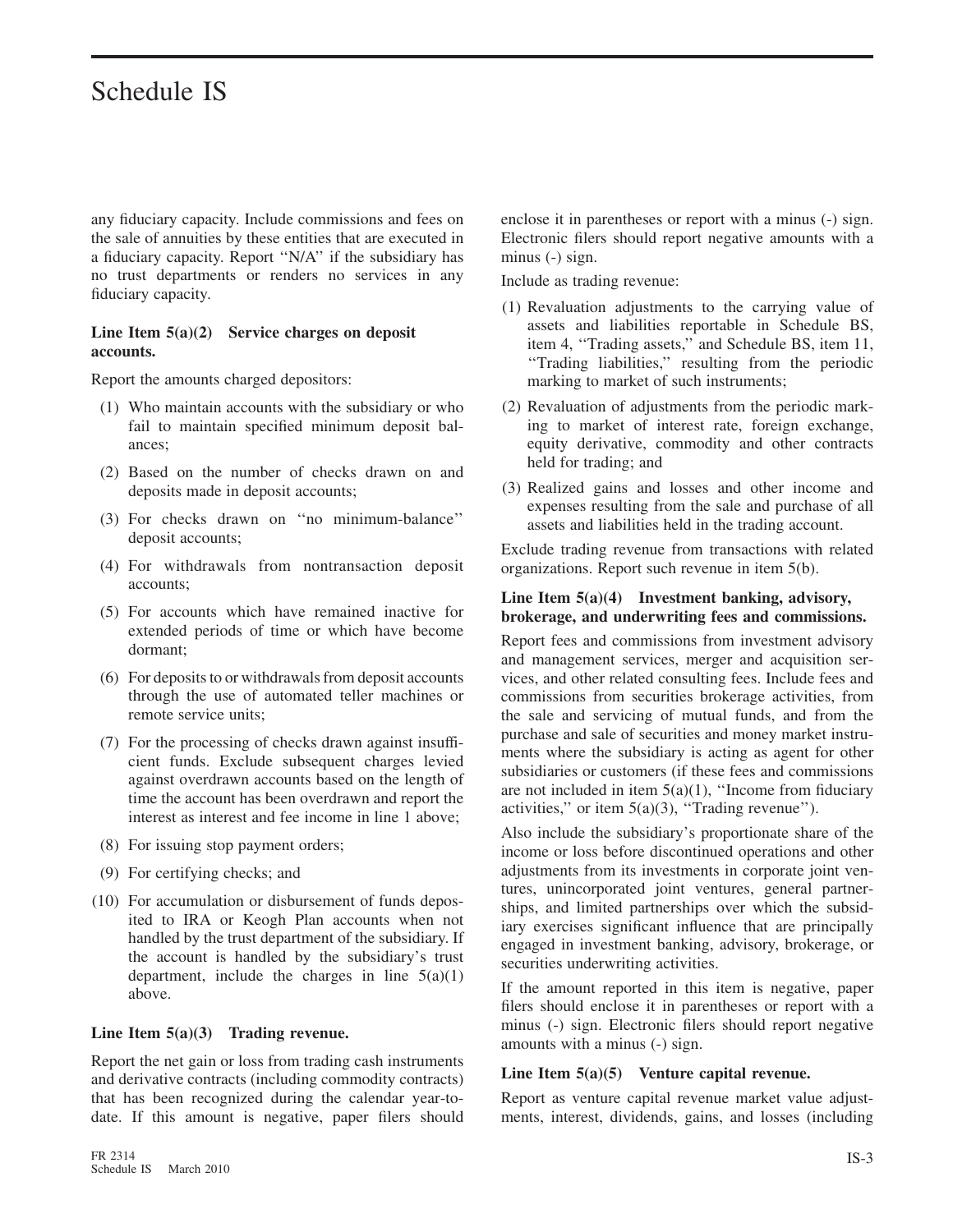any fiduciary capacity. Include commissions and fees on the sale of annuities by these entities that are executed in a fiduciary capacity. Report ''N/A'' if the subsidiary has no trust departments or renders no services in any fiduciary capacity.

**Line Item 5(a)(2) Service charges on deposit accounts.**

Report the amounts charged depositors:

(1) Who maintain accounts with the subsidiary or who fail to maintain specified minimum deposit balances;

(2) Based on the number of checks drawn on and deposits made in deposit accounts;

(3) For checks drawn on ''no minimum-balance'' deposit accounts;

(4) For withdrawals from nontransaction deposit accounts;

(5) For accounts which have remained inactive for extended periods of time or which have become dormant;

(6) For deposits to or withdrawals from deposit accounts through the use of automated teller machines or remote service units;

(7) For the processing of checks drawn against insufficient funds. Exclude subsequent charges levied against overdrawn accounts based on the length of time the account has been overdrawn and report the interest as interest and fee income in line 1 above;

(8) For issuing stop payment orders;

(9) For certifying checks; and

(10) For accumulation or disbursement of funds deposited to IRA or Keogh Plan accounts when not handled by the trust department of the subsidiary. If the account is handled by the subsidiary's trust department, include the charges in line 5(a)(1) above.

**Line Item 5(a)(3) Trading revenue.**

Report the net gain or loss from trading cash instruments and derivative contracts (including commodity contracts) that has been recognized during the calendar year-to-date. If this amount is negative, paper filers should enclose it in parentheses or report with a minus (-) sign. Electronic filers should report negative amounts with a minus (-) sign.

Include as trading revenue:

(1) Revaluation adjustments to the carrying value of assets and liabilities reportable in Schedule BS, item 4, ''Trading assets,'' and Schedule BS, item 11, ''Trading liabilities,'' resulting from the periodic marking to market of such instruments;

(2) Revaluation of adjustments from the periodic marking to market of interest rate, foreign exchange, equity derivative, commodity and other contracts held for trading; and

(3) Realized gains and losses and other income and expenses resulting from the sale and purchase of all assets and liabilities held in the trading account.

Exclude trading revenue from transactions with related organizations. Report such revenue in item 5(b).

**Line Item 5(a)(4) Investment banking, advisory, brokerage, and underwriting fees and commissions.**

Report fees and commissions from investment advisory and management services, merger and acquisition services, and other related consulting fees. Include fees and commissions from securities brokerage activities, from the sale and servicing of mutual funds, and from the purchase and sale of securities and money market instruments where the subsidiary is acting as agent for other subsidiaries or customers (if these fees and commissions are not included in item 5(a)(1), ''Income from fiduciary activities,'' or item 5(a)(3), ''Trading revenue'').

Also include the subsidiary's proportionate share of the income or loss before discontinued operations and other adjustments from its investments in corporate joint ventures, unincorporated joint ventures, general partnerships, and limited partnerships over which the subsidiary exercises significant influence that are principally engaged in investment banking, advisory, brokerage, or securities underwriting activities.

If the amount reported in this item is negative, paper filers should enclose it in parentheses or report with a minus (-) sign. Electronic filers should report negative amounts with a minus (-) sign.

**Line Item 5(a)(5) Venture capital revenue.**

Report as venture capital revenue market value adjustments, interest, dividends, gains, and losses (including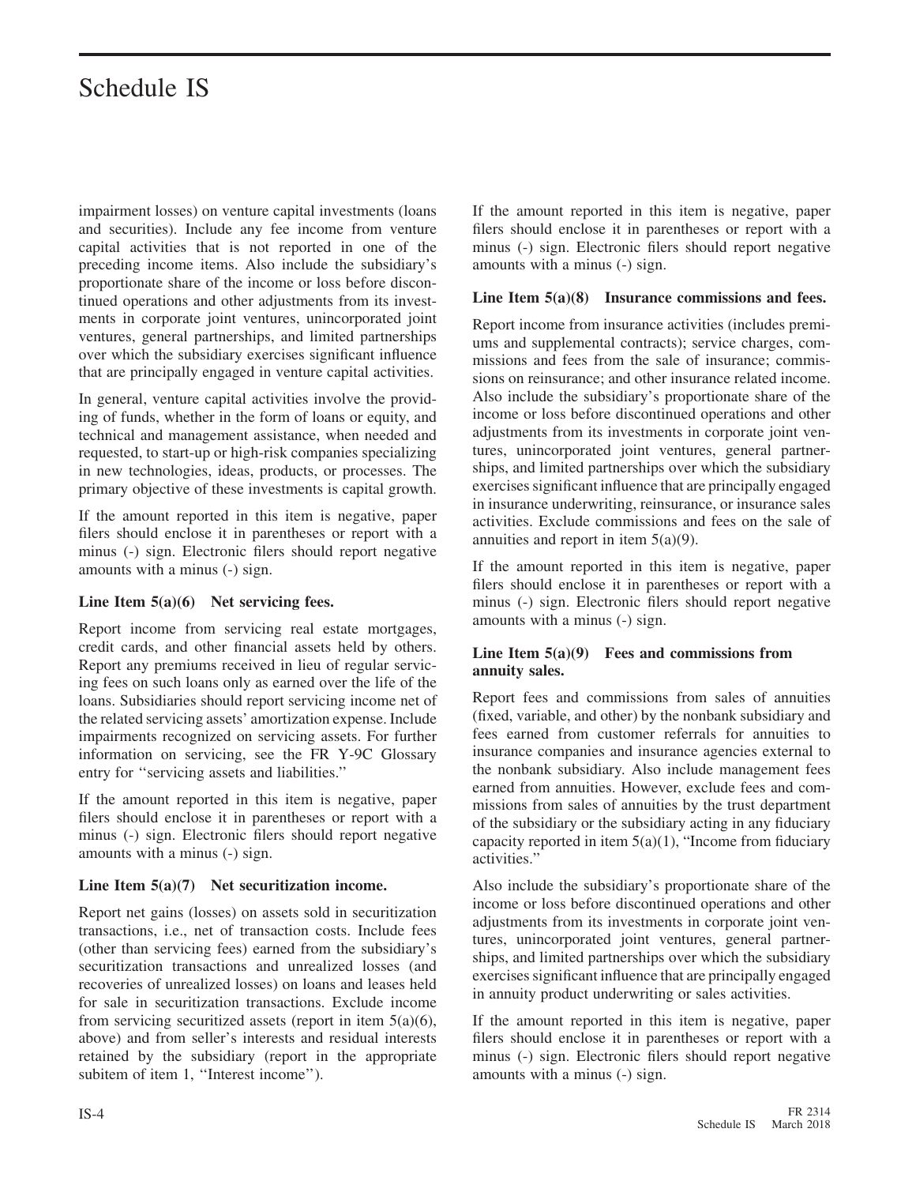impairment losses) on venture capital investments (loans and securities). Include any fee income from venture capital activities that is not reported in one of the preceding income items. Also include the subsidiary's proportionate share of the income or loss before discontinued operations and other adjustments from its investments in corporate joint ventures, unincorporated joint ventures, general partnerships, and limited partnerships over which the subsidiary exercises significant influence that are principally engaged in venture capital activities.

In general, venture capital activities involve the providing of funds, whether in the form of loans or equity, and technical and management assistance, when needed and requested, to start-up or high-risk companies specializing in new technologies, ideas, products, or processes. The primary objective of these investments is capital growth.

If the amount reported in this item is negative, paper filers should enclose it in parentheses or report with a minus (-) sign. Electronic filers should report negative amounts with a minus (-) sign.

**Line Item 5(a)(6) Net servicing fees.**

Report income from servicing real estate mortgages, credit cards, and other financial assets held by others. Report any premiums received in lieu of regular servicing fees on such loans only as earned over the life of the loans. Subsidiaries should report servicing income net of the related servicing assets' amortization expense. Include impairments recognized on servicing assets. For further information on servicing, see the FR Y-9C Glossary entry for ''servicing assets and liabilities.''

If the amount reported in this item is negative, paper filers should enclose it in parentheses or report with a minus (-) sign. Electronic filers should report negative amounts with a minus (-) sign.

**Line Item 5(a)(7) Net securitization income.**

Report net gains (losses) on assets sold in securitization transactions, i.e., net of transaction costs. Include fees (other than servicing fees) earned from the subsidiary's securitization transactions and unrealized losses (and recoveries of unrealized losses) on loans and leases held for sale in securitization transactions. Exclude income from servicing securitized assets (report in item 5(a)(6), above) and from seller's interests and residual interests retained by the subsidiary (report in the appropriate subitem of item 1, ''Interest income'').

If the amount reported in this item is negative, paper filers should enclose it in parentheses or report with a minus (-) sign. Electronic filers should report negative amounts with a minus (-) sign.

**Line Item 5(a)(8) Insurance commissions and fees.**

Report income from insurance activities (includes premiums and supplemental contracts); service charges, commissions and fees from the sale of insurance; commissions on reinsurance; and other insurance related income. Also include the subsidiary's proportionate share of the income or loss before discontinued operations and other adjustments from its investments in corporate joint ventures, unincorporated joint ventures, general partnerships, and limited partnerships over which the subsidiary exercises significant influence that are principally engaged in insurance underwriting, reinsurance, or insurance sales activities. Exclude commissions and fees on the sale of annuities and report in item 5(a)(9).

If the amount reported in this item is negative, paper filers should enclose it in parentheses or report with a minus (-) sign. Electronic filers should report negative amounts with a minus (-) sign.

**Line Item 5(a)(9) Fees and commissions from annuity sales.**

Report fees and commissions from sales of annuities (fixed, variable, and other) by the nonbank subsidiary and fees earned from customer referrals for annuities to insurance companies and insurance agencies external to the nonbank subsidiary. Also include management fees earned from annuities. However, exclude fees and commissions from sales of annuities by the trust department of the subsidiary or the subsidiary acting in any fiduciary capacity reported in item 5(a)(1), "Income from fiduciary activities."

Also include the subsidiary's proportionate share of the income or loss before discontinued operations and other adjustments from its investments in corporate joint ventures, unincorporated joint ventures, general partnerships, and limited partnerships over which the subsidiary exercises significant influence that are principally engaged in annuity product underwriting or sales activities.

If the amount reported in this item is negative, paper filers should enclose it in parentheses or report with a minus (-) sign. Electronic filers should report negative amounts with a minus (-) sign.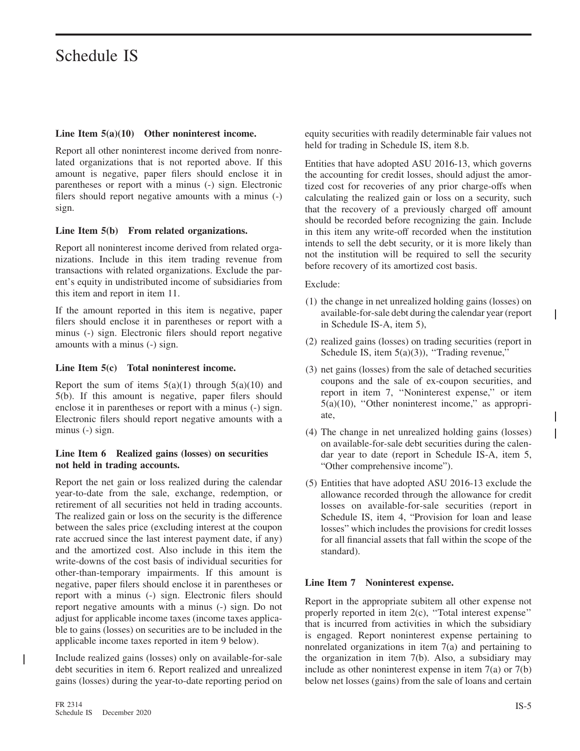# Schedule IS

**Line Item 5(a)(10) Other noninterest income.**

Report all other noninterest income derived from nonrelated organizations that is not reported above. If this amount is negative, paper filers should enclose it in parentheses or report with a minus (-) sign. Electronic filers should report negative amounts with a minus (-) sign.

**Line Item 5(b) From related organizations.**

Report all noninterest income derived from related organizations. Include in this item trading revenue from transactions with related organizations. Exclude the parent's equity in undistributed income of subsidiaries from this item and report in item 11.

If the amount reported in this item is negative, paper filers should enclose it in parentheses or report with a minus (-) sign. Electronic filers should report negative amounts with a minus (-) sign.

**Line Item 5(c) Total noninterest income.**

Report the sum of items 5(a)(1) through 5(a)(10) and 5(b). If this amount is negative, paper filers should enclose it in parentheses or report with a minus (-) sign. Electronic filers should report negative amounts with a minus (-) sign.

**Line Item 6 Realized gains (losses) on securities not held in trading accounts.**

Report the net gain or loss realized during the calendar year-to-date from the sale, exchange, redemption, or retirement of all securities not held in trading accounts. The realized gain or loss on the security is the difference between the sales price (excluding interest at the coupon rate accrued since the last interest payment date, if any) and the amortized cost. Also include in this item the write-downs of the cost basis of individual securities for other-than-temporary impairments. If this amount is negative, paper filers should enclose it in parentheses or report with a minus (-) sign. Electronic filers should report negative amounts with a minus (-) sign. Do not adjust for applicable income taxes (income taxes applicable to gains (losses) on securities are to be included in the applicable income taxes reported in item 9 below).

Include realized gains (losses) only on available-for-sale debt securities in item 6. Report realized and unrealized gains (losses) during the year-to-date reporting period on equity securities with readily determinable fair values not held for trading in Schedule IS, item 8.b.

Entities that have adopted ASU 2016-13, which governs the accounting for credit losses, should adjust the amortized cost for recoveries of any prior charge-offs when calculating the realized gain or loss on a security, such that the recovery of a previously charged off amount should be recorded before recognizing the gain. Include in this item any write-off recorded when the institution intends to sell the debt security, or it is more likely than not the institution will be required to sell the security before recovery of its amortized cost basis.

Exclude:

(1) the change in net unrealized holding gains (losses) on available-for-sale debt during the calendar year (report in Schedule IS-A, item 5),

(2) realized gains (losses) on trading securities (report in Schedule IS, item 5(a)(3)), ''Trading revenue,''

(3) net gains (losses) from the sale of detached securities coupons and the sale of ex-coupon securities, and report in item 7, ''Noninterest expense,'' or item 5(a)(10), ''Other noninterest income,'' as appropriate,

(4) The change in net unrealized holding gains (losses) on available-for-sale debt securities during the calendar year to date (report in Schedule IS-A, item 5, "Other comprehensive income").

(5) Entities that have adopted ASU 2016-13 exclude the allowance recorded through the allowance for credit losses on available-for-sale securities (report in Schedule IS, item 4, "Provision for loan and lease losses" which includes the provisions for credit losses for all financial assets that fall within the scope of the standard).

**Line Item 7 Noninterest expense.**

Report in the appropriate subitem all other expense not properly reported in item 2(c), ''Total interest expense'' that is incurred from activities in which the subsidiary is engaged. Report noninterest expense pertaining to nonrelated organizations in item 7(a) and pertaining to the organization in item 7(b). Also, a subsidiary may include as other noninterest expense in item 7(a) or 7(b) below net losses (gains) from the sale of loans and certain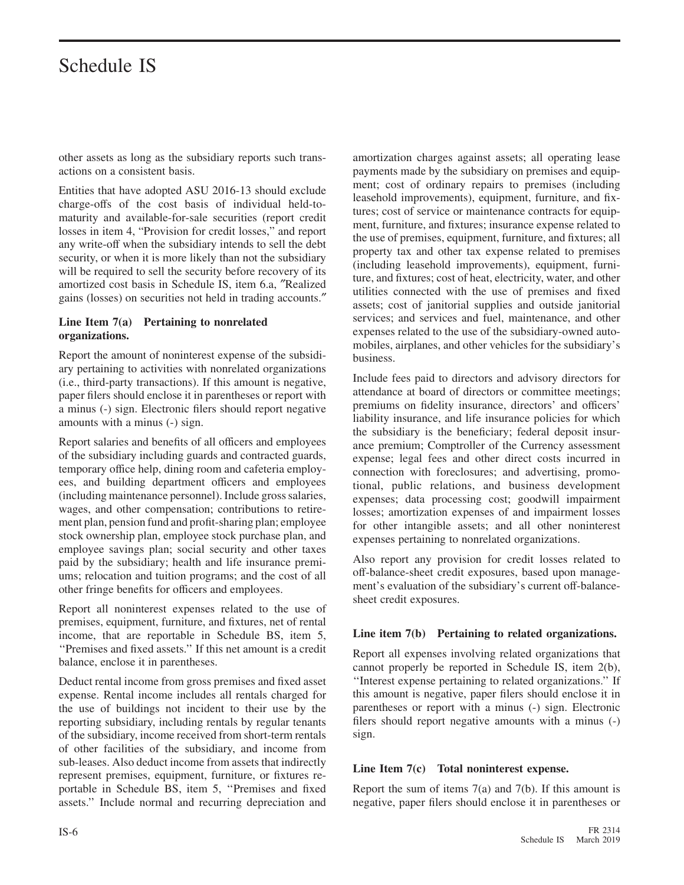other assets as long as the subsidiary reports such transactions on a consistent basis.

Entities that have adopted ASU 2016-13 should exclude charge-offs of the cost basis of individual held-to-maturity and available-for-sale securities (report credit losses in item 4, "Provision for credit losses," and report any write-off when the subsidiary intends to sell the debt security, or when it is more likely than not the subsidiary will be required to sell the security before recovery of its amortized cost basis in Schedule IS, item 6.a, "Realized gains (losses) on securities not held in trading accounts."

### Line Item 7(a) Pertaining to nonrelated organizations.

Report the amount of noninterest expense of the subsidiary pertaining to activities with nonrelated organizations (i.e., third-party transactions). If this amount is negative, paper filers should enclose it in parentheses or report with a minus (-) sign. Electronic filers should report negative amounts with a minus (-) sign.

Report salaries and benefits of all officers and employees of the subsidiary including guards and contracted guards, temporary office help, dining room and cafeteria employees, and building department officers and employees (including maintenance personnel). Include gross salaries, wages, and other compensation; contributions to retirement plan, pension fund and profit-sharing plan; employee stock ownership plan, employee stock purchase plan, and employee savings plan; social security and other taxes paid by the subsidiary; health and life insurance premiums; relocation and tuition programs; and the cost of all other fringe benefits for officers and employees.

Report all noninterest expenses related to the use of premises, equipment, furniture, and fixtures, net of rental income, that are reportable in Schedule BS, item 5, "Premises and fixed assets." If this net amount is a credit balance, enclose it in parentheses.

Deduct rental income from gross premises and fixed asset expense. Rental income includes all rentals charged for the use of buildings not incident to their use by the reporting subsidiary, including rentals by regular tenants of the subsidiary, income received from short-term rentals of other facilities of the subsidiary, and income from sub-leases. Also deduct income from assets that indirectly represent premises, equipment, furniture, or fixtures reportable in Schedule BS, item 5, "Premises and fixed assets." Include normal and recurring depreciation and amortization charges against assets; all operating lease payments made by the subsidiary on premises and equipment; cost of ordinary repairs to premises (including leasehold improvements), equipment, furniture, and fixtures; cost of service or maintenance contracts for equipment, furniture, and fixtures; insurance expense related to the use of premises, equipment, furniture, and fixtures; all property tax and other tax expense related to premises (including leasehold improvements), equipment, furniture, and fixtures; cost of heat, electricity, water, and other utilities connected with the use of premises and fixed assets; cost of janitorial supplies and outside janitorial services; and services and fuel, maintenance, and other expenses related to the use of the subsidiary-owned automobiles, airplanes, and other vehicles for the subsidiary's business.

Include fees paid to directors and advisory directors for attendance at board of directors or committee meetings; premiums on fidelity insurance, directors' and officers' liability insurance, and life insurance policies for which the subsidiary is the beneficiary; federal deposit insurance premium; Comptroller of the Currency assessment expense; legal fees and other direct costs incurred in connection with foreclosures; and advertising, promotional, public relations, and business development expenses; data processing cost; goodwill impairment losses; amortization expenses of and impairment losses for other intangible assets; and all other noninterest expenses pertaining to nonrelated organizations.

Also report any provision for credit losses related to off-balance-sheet credit exposures, based upon management's evaluation of the subsidiary's current off-balance-sheet credit exposures.

### Line item 7(b) Pertaining to related organizations.

Report all expenses involving related organizations that cannot properly be reported in Schedule IS, item 2(b), "Interest expense pertaining to related organizations." If this amount is negative, paper filers should enclose it in parentheses or report with a minus (-) sign. Electronic filers should report negative amounts with a minus (-) sign.

### Line Item 7(c) Total noninterest expense.

Report the sum of items 7(a) and 7(b). If this amount is negative, paper filers should enclose it in parentheses or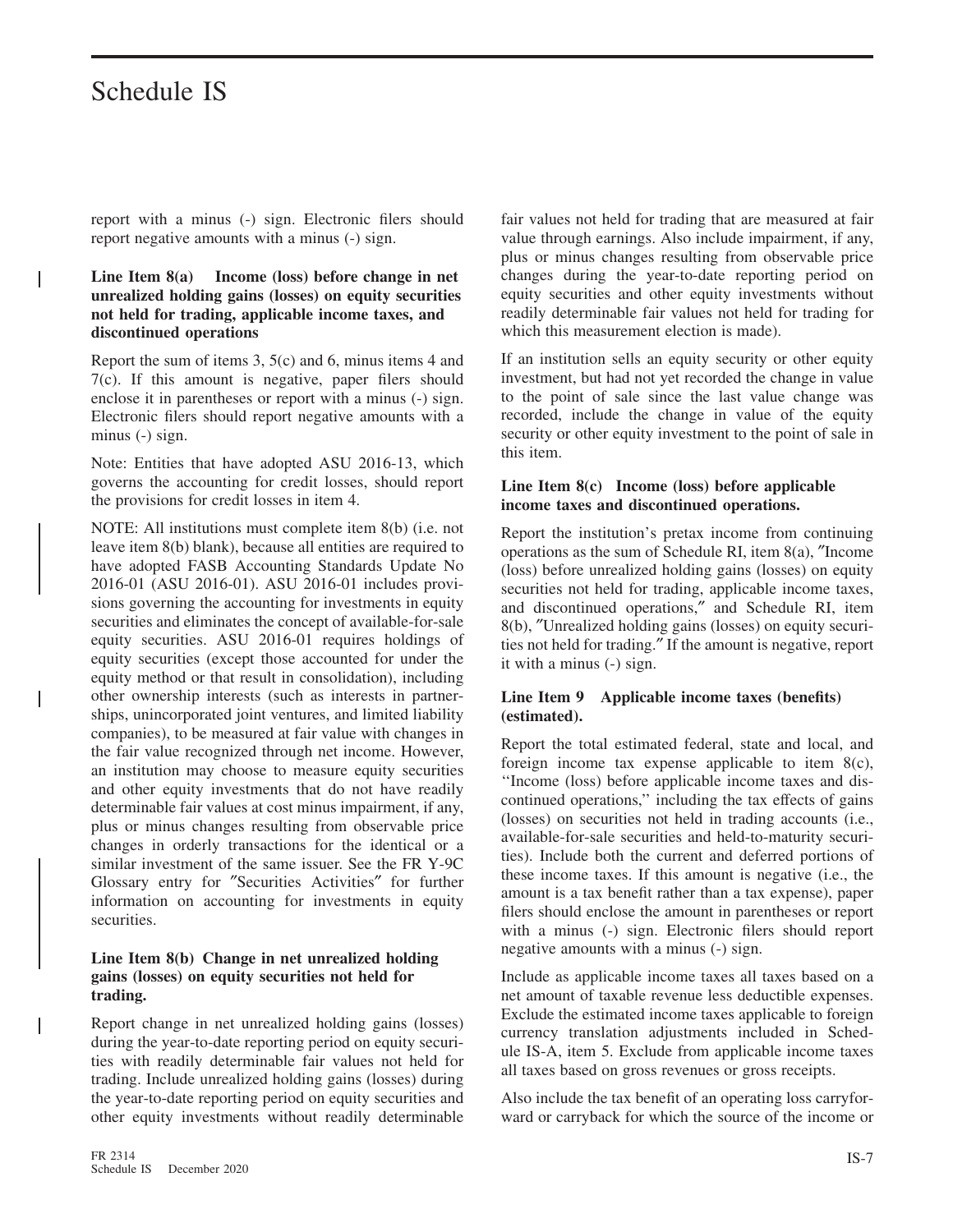report with a minus (-) sign. Electronic filers should report negative amounts with a minus (-) sign.

### Line Item 8(a) Income (loss) before change in net unrealized holding gains (losses) on equity securities not held for trading, applicable income taxes, and discontinued operations

Report the sum of items 3, 5(c) and 6, minus items 4 and 7(c). If this amount is negative, paper filers should enclose it in parentheses or report with a minus (-) sign. Electronic filers should report negative amounts with a minus (-) sign.

Note: Entities that have adopted ASU 2016-13, which governs the accounting for credit losses, should report the provisions for credit losses in item 4.

NOTE: All institutions must complete item 8(b) (i.e. not leave item 8(b) blank), because all entities are required to have adopted FASB Accounting Standards Update No 2016-01 (ASU 2016-01). ASU 2016-01 includes provisions governing the accounting for investments in equity securities and eliminates the concept of available-for-sale equity securities. ASU 2016-01 requires holdings of equity securities (except those accounted for under the equity method or that result in consolidation), including other ownership interests (such as interests in partnerships, unincorporated joint ventures, and limited liability companies), to be measured at fair value with changes in the fair value recognized through net income. However, an institution may choose to measure equity securities and other equity investments that do not have readily determinable fair values at cost minus impairment, if any, plus or minus changes resulting from observable price changes in orderly transactions for the identical or a similar investment of the same issuer. See the FR Y-9C Glossary entry for "Securities Activities" for further information on accounting for investments in equity securities.

### Line Item 8(b) Change in net unrealized holding gains (losses) on equity securities not held for trading.

Report change in net unrealized holding gains (losses) during the year-to-date reporting period on equity securities with readily determinable fair values not held for trading. Include unrealized holding gains (losses) during the year-to-date reporting period on equity securities and other equity investments without readily determinable fair values not held for trading that are measured at fair value through earnings. Also include impairment, if any, plus or minus changes resulting from observable price changes during the year-to-date reporting period on equity securities and other equity investments without readily determinable fair values not held for trading for which this measurement election is made).

If an institution sells an equity security or other equity investment, but had not yet recorded the change in value to the point of sale since the last value change was recorded, include the change in value of the equity security or other equity investment to the point of sale in this item.

### Line Item 8(c) Income (loss) before applicable income taxes and discontinued operations.

Report the institution's pretax income from continuing operations as the sum of Schedule RI, item 8(a), "Income (loss) before unrealized holding gains (losses) on equity securities not held for trading, applicable income taxes, and discontinued operations," and Schedule RI, item 8(b), "Unrealized holding gains (losses) on equity securities not held for trading." If the amount is negative, report it with a minus (-) sign.

### Line Item 9 Applicable income taxes (benefits) (estimated).

Report the total estimated federal, state and local, and foreign income tax expense applicable to item 8(c), "Income (loss) before applicable income taxes and discontinued operations," including the tax effects of gains (losses) on securities not held in trading accounts (i.e., available-for-sale securities and held-to-maturity securities). Include both the current and deferred portions of these income taxes. If this amount is negative (i.e., the amount is a tax benefit rather than a tax expense), paper filers should enclose the amount in parentheses or report with a minus (-) sign. Electronic filers should report negative amounts with a minus (-) sign.

Include as applicable income taxes all taxes based on a net amount of taxable revenue less deductible expenses. Exclude the estimated income taxes applicable to foreign currency translation adjustments included in Schedule IS-A, item 5. Exclude from applicable income taxes all taxes based on gross revenues or gross receipts.

Also include the tax benefit of an operating loss carryforward or carryback for which the source of the income or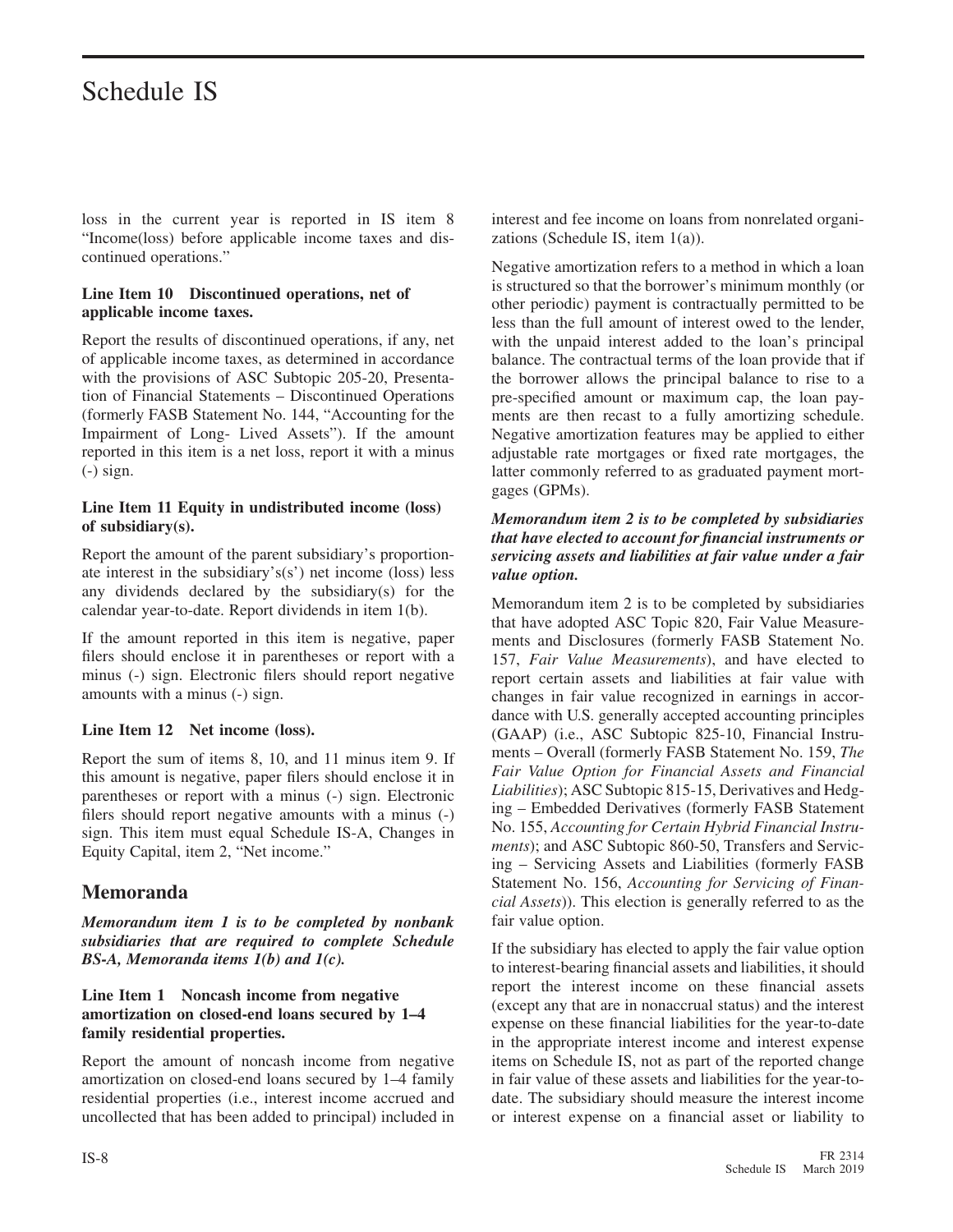loss in the current year is reported in IS item 8 "Income(loss) before applicable income taxes and discontinued operations."

**Line Item 10 Discontinued operations, net of applicable income taxes.**

Report the results of discontinued operations, if any, net of applicable income taxes, as determined in accordance with the provisions of ASC Subtopic 205-20, Presentation of Financial Statements – Discontinued Operations (formerly FASB Statement No. 144, "Accounting for the Impairment of Long- Lived Assets"). If the amount reported in this item is a net loss, report it with a minus (-) sign.

**Line Item 11 Equity in undistributed income (loss) of subsidiary(s).**

Report the amount of the parent subsidiary's proportionate interest in the subsidiary's(s') net income (loss) less any dividends declared by the subsidiary(s) for the calendar year-to-date. Report dividends in item 1(b).

If the amount reported in this item is negative, paper filers should enclose it in parentheses or report with a minus (-) sign. Electronic filers should report negative amounts with a minus (-) sign.

**Line Item 12 Net income (loss).**

Report the sum of items 8, 10, and 11 minus item 9. If this amount is negative, paper filers should enclose it in parentheses or report with a minus (-) sign. Electronic filers should report negative amounts with a minus (-) sign. This item must equal Schedule IS-A, Changes in Equity Capital, item 2, "Net income."

## Memoranda

***Memorandum item 1 is to be completed by nonbank subsidiaries that are required to complete Schedule BS-A, Memoranda items 1(b) and 1(c).***

**Line Item 1 Noncash income from negative amortization on closed-end loans secured by 1–4 family residential properties.**

Report the amount of noncash income from negative amortization on closed-end loans secured by 1–4 family residential properties (i.e., interest income accrued and uncollected that has been added to principal) included in interest and fee income on loans from nonrelated organizations (Schedule IS, item 1(a)).

Negative amortization refers to a method in which a loan is structured so that the borrower's minimum monthly (or other periodic) payment is contractually permitted to be less than the full amount of interest owed to the lender, with the unpaid interest added to the loan's principal balance. The contractual terms of the loan provide that if the borrower allows the principal balance to rise to a pre-specified amount or maximum cap, the loan payments are then recast to a fully amortizing schedule. Negative amortization features may be applied to either adjustable rate mortgages or fixed rate mortgages, the latter commonly referred to as graduated payment mortgages (GPMs).

***Memorandum item 2 is to be completed by subsidiaries that have elected to account for financial instruments or servicing assets and liabilities at fair value under a fair value option.***

Memorandum item 2 is to be completed by subsidiaries that have adopted ASC Topic 820, Fair Value Measurements and Disclosures (formerly FASB Statement No. 157, *Fair Value Measurements*), and have elected to report certain assets and liabilities at fair value with changes in fair value recognized in earnings in accordance with U.S. generally accepted accounting principles (GAAP) (i.e., ASC Subtopic 825-10, Financial Instruments – Overall (formerly FASB Statement No. 159, *The Fair Value Option for Financial Assets and Financial Liabilities*); ASC Subtopic 815-15, Derivatives and Hedging – Embedded Derivatives (formerly FASB Statement No. 155, *Accounting for Certain Hybrid Financial Instruments*); and ASC Subtopic 860-50, Transfers and Servicing – Servicing Assets and Liabilities (formerly FASB Statement No. 156, *Accounting for Servicing of Financial Assets*)). This election is generally referred to as the fair value option.

If the subsidiary has elected to apply the fair value option to interest-bearing financial assets and liabilities, it should report the interest income on these financial assets (except any that are in nonaccrual status) and the interest expense on these financial liabilities for the year-to-date in the appropriate interest income and interest expense items on Schedule IS, not as part of the reported change in fair value of these assets and liabilities for the year-to-date. The subsidiary should measure the interest income or interest expense on a financial asset or liability to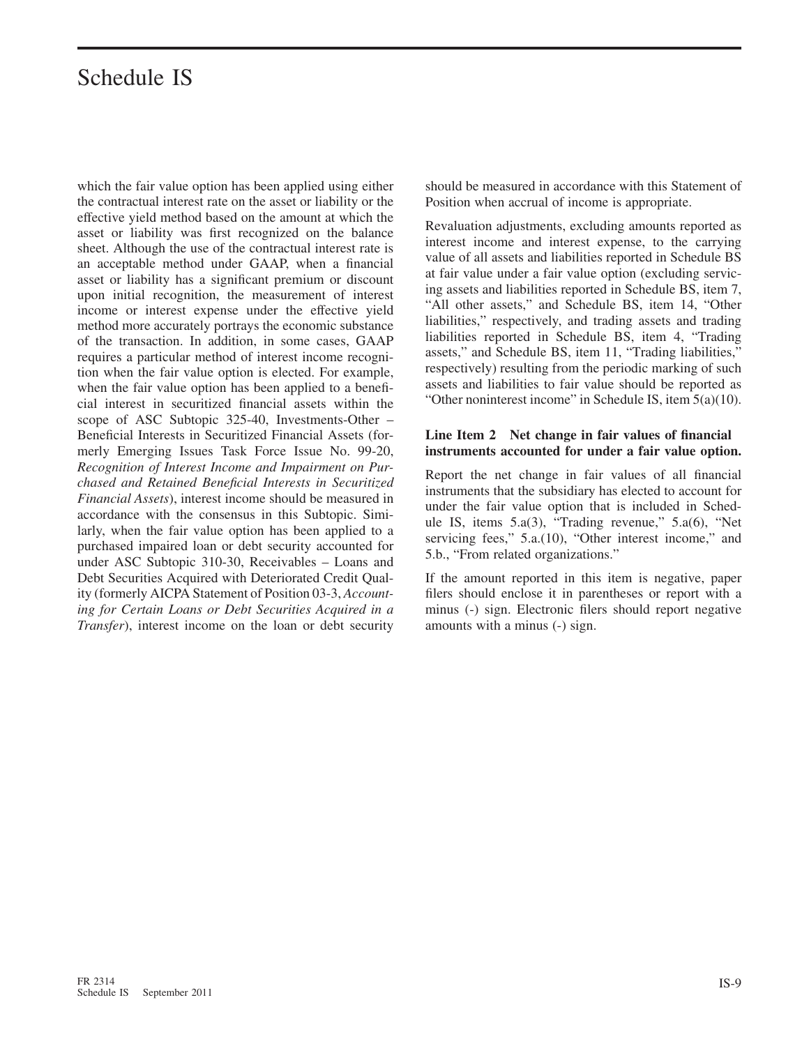which the fair value option has been applied using either the contractual interest rate on the asset or liability or the effective yield method based on the amount at which the asset or liability was first recognized on the balance sheet. Although the use of the contractual interest rate is an acceptable method under GAAP, when a financial asset or liability has a significant premium or discount upon initial recognition, the measurement of interest income or interest expense under the effective yield method more accurately portrays the economic substance of the transaction. In addition, in some cases, GAAP requires a particular method of interest income recognition when the fair value option is elected. For example, when the fair value option has been applied to a beneficial interest in securitized financial assets within the scope of ASC Subtopic 325-40, Investments-Other – Beneficial Interests in Securitized Financial Assets (formerly Emerging Issues Task Force Issue No. 99-20, *Recognition of Interest Income and Impairment on Purchased and Retained Beneficial Interests in Securitized Financial Assets*), interest income should be measured in accordance with the consensus in this Subtopic. Similarly, when the fair value option has been applied to a purchased impaired loan or debt security accounted for under ASC Subtopic 310-30, Receivables – Loans and Debt Securities Acquired with Deteriorated Credit Quality (formerly AICPA Statement of Position 03-3, *Accounting for Certain Loans or Debt Securities Acquired in a Transfer*), interest income on the loan or debt security should be measured in accordance with this Statement of Position when accrual of income is appropriate.

Revaluation adjustments, excluding amounts reported as interest income and interest expense, to the carrying value of all assets and liabilities reported in Schedule BS at fair value under a fair value option (excluding servicing assets and liabilities reported in Schedule BS, item 7, "All other assets," and Schedule BS, item 14, "Other liabilities," respectively, and trading assets and trading liabilities reported in Schedule BS, item 4, "Trading assets," and Schedule BS, item 11, "Trading liabilities," respectively) resulting from the periodic marking of such assets and liabilities to fair value should be reported as "Other noninterest income" in Schedule IS, item 5(a)(10).

**Line Item 2 Net change in fair values of financial instruments accounted for under a fair value option.**

Report the net change in fair values of all financial instruments that the subsidiary has elected to account for under the fair value option that is included in Schedule IS, items 5.a(3), "Trading revenue," 5.a(6), "Net servicing fees," 5.a.(10), "Other interest income," and 5.b., "From related organizations."

If the amount reported in this item is negative, paper filers should enclose it in parentheses or report with a minus (-) sign. Electronic filers should report negative amounts with a minus (-) sign.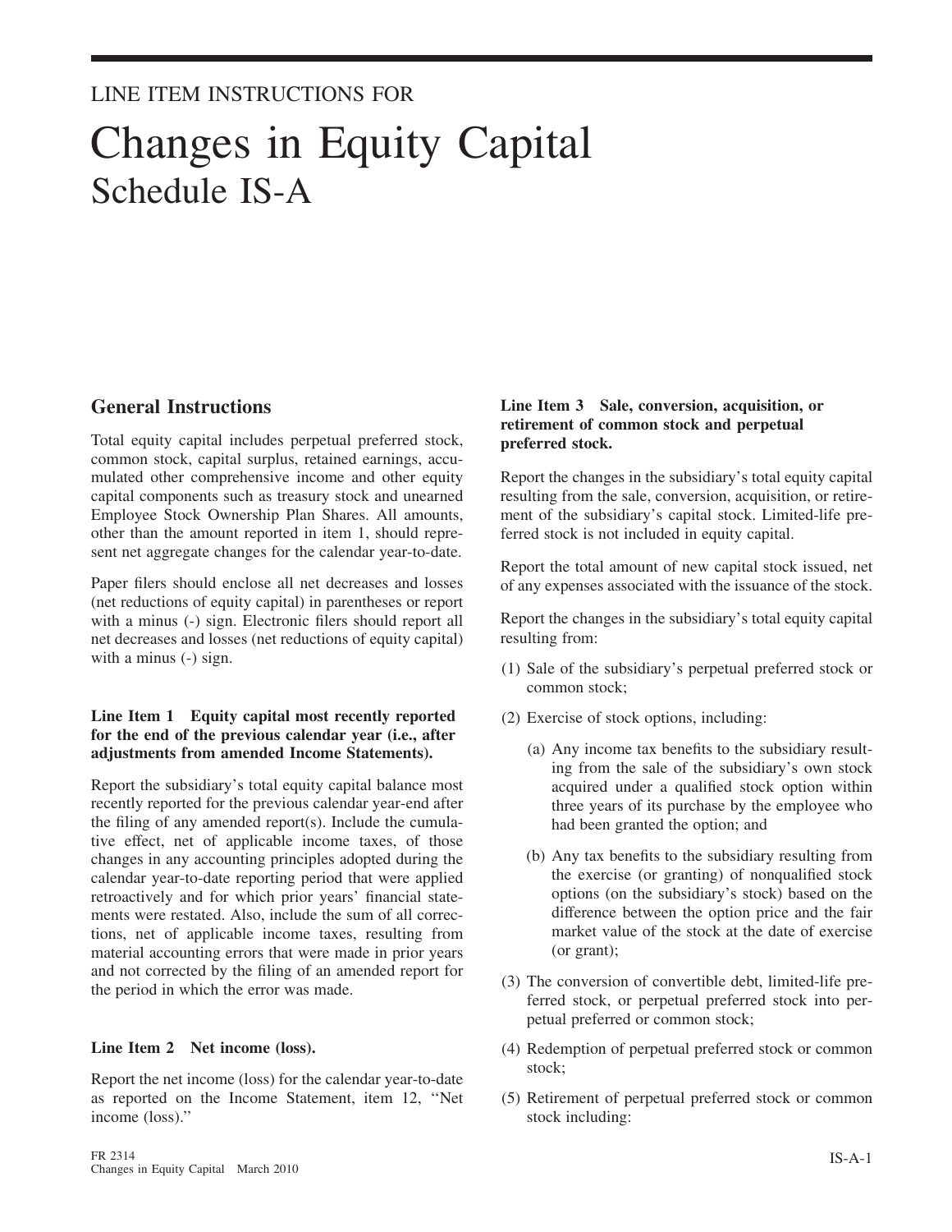LINE ITEM INSTRUCTIONS FOR

# Changes in Equity Capital
## Schedule IS-A

## General Instructions

Total equity capital includes perpetual preferred stock, common stock, capital surplus, retained earnings, accumulated other comprehensive income and other equity capital components such as treasury stock and unearned Employee Stock Ownership Plan Shares. All amounts, other than the amount reported in item 1, should represent net aggregate changes for the calendar year-to-date.

Paper filers should enclose all net decreases and losses (net reductions of equity capital) in parentheses or report with a minus (-) sign. Electronic filers should report all net decreases and losses (net reductions of equity capital) with a minus (-) sign.

**Line Item 1 Equity capital most recently reported for the end of the previous calendar year (i.e., after adjustments from amended Income Statements).**

Report the subsidiary's total equity capital balance most recently reported for the previous calendar year-end after the filing of any amended report(s). Include the cumulative effect, net of applicable income taxes, of those changes in any accounting principles adopted during the calendar year-to-date reporting period that were applied retroactively and for which prior years' financial statements were restated. Also, include the sum of all corrections, net of applicable income taxes, resulting from material accounting errors that were made in prior years and not corrected by the filing of an amended report for the period in which the error was made.

**Line Item 2 Net income (loss).**

Report the net income (loss) for the calendar year-to-date as reported on the Income Statement, item 12, "Net income (loss)."

**Line Item 3 Sale, conversion, acquisition, or retirement of common stock and perpetual preferred stock.**

Report the changes in the subsidiary's total equity capital resulting from the sale, conversion, acquisition, or retirement of the subsidiary's capital stock. Limited-life preferred stock is not included in equity capital.

Report the total amount of new capital stock issued, net of any expenses associated with the issuance of the stock.

Report the changes in the subsidiary's total equity capital resulting from:

(1) Sale of the subsidiary's perpetual preferred stock or common stock;

(2) Exercise of stock options, including:

   (a) Any income tax benefits to the subsidiary resulting from the sale of the subsidiary's own stock acquired under a qualified stock option within three years of its purchase by the employee who had been granted the option; and

   (b) Any tax benefits to the subsidiary resulting from the exercise (or granting) of nonqualified stock options (on the subsidiary's stock) based on the difference between the option price and the fair market value of the stock at the date of exercise (or grant);

(3) The conversion of convertible debt, limited-life preferred stock, or perpetual preferred stock into perpetual preferred or common stock;

(4) Redemption of perpetual preferred stock or common stock;

(5) Retirement of perpetual preferred stock or common stock including: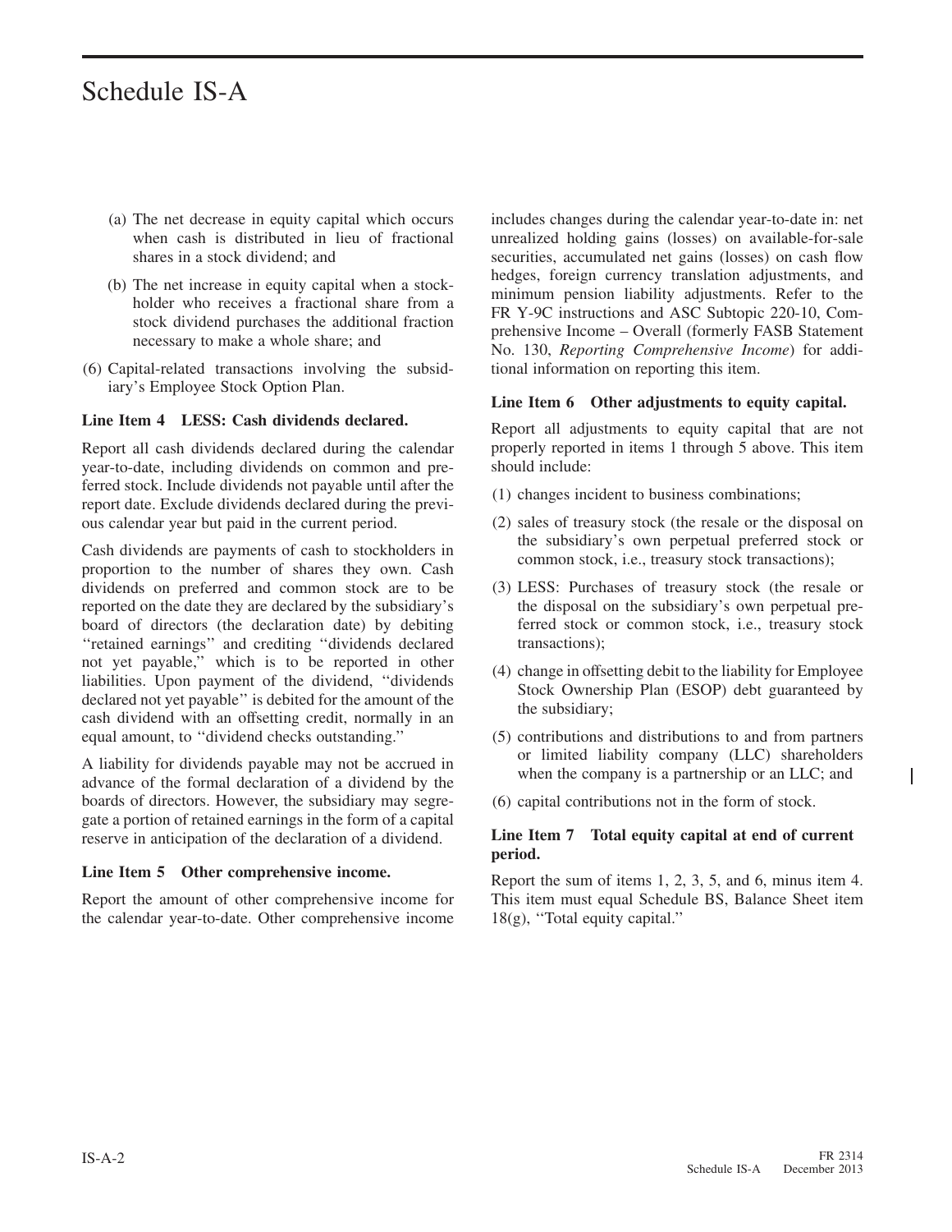(a) The net decrease in equity capital which occurs when cash is distributed in lieu of fractional shares in a stock dividend; and

(b) The net increase in equity capital when a stockholder who receives a fractional share from a stock dividend purchases the additional fraction necessary to make a whole share; and

(6) Capital-related transactions involving the subsidiary's Employee Stock Option Plan.

**Line Item 4 LESS: Cash dividends declared.**

Report all cash dividends declared during the calendar year-to-date, including dividends on common and preferred stock. Include dividends not payable until after the report date. Exclude dividends declared during the previous calendar year but paid in the current period.

Cash dividends are payments of cash to stockholders in proportion to the number of shares they own. Cash dividends on preferred and common stock are to be reported on the date they are declared by the subsidiary's board of directors (the declaration date) by debiting ''retained earnings'' and crediting ''dividends declared not yet payable,'' which is to be reported in other liabilities. Upon payment of the dividend, ''dividends declared not yet payable'' is debited for the amount of the cash dividend with an offsetting credit, normally in an equal amount, to ''dividend checks outstanding.''

A liability for dividends payable may not be accrued in advance of the formal declaration of a dividend by the boards of directors. However, the subsidiary may segregate a portion of retained earnings in the form of a capital reserve in anticipation of the declaration of a dividend.

**Line Item 5 Other comprehensive income.**

Report the amount of other comprehensive income for the calendar year-to-date. Other comprehensive income includes changes during the calendar year-to-date in: net unrealized holding gains (losses) on available-for-sale securities, accumulated net gains (losses) on cash flow hedges, foreign currency translation adjustments, and minimum pension liability adjustments. Refer to the FR Y-9C instructions and ASC Subtopic 220-10, Comprehensive Income – Overall (formerly FASB Statement No. 130, *Reporting Comprehensive Income*) for additional information on reporting this item.

**Line Item 6 Other adjustments to equity capital.**

Report all adjustments to equity capital that are not properly reported in items 1 through 5 above. This item should include:

(1) changes incident to business combinations;

(2) sales of treasury stock (the resale or the disposal on the subsidiary's own perpetual preferred stock or common stock, i.e., treasury stock transactions);

(3) LESS: Purchases of treasury stock (the resale or the disposal on the subsidiary's own perpetual preferred stock or common stock, i.e., treasury stock transactions);

(4) change in offsetting debit to the liability for Employee Stock Ownership Plan (ESOP) debt guaranteed by the subsidiary;

(5) contributions and distributions to and from partners or limited liability company (LLC) shareholders when the company is a partnership or an LLC; and

(6) capital contributions not in the form of stock.

**Line Item 7 Total equity capital at end of current period.**

Report the sum of items 1, 2, 3, 5, and 6, minus item 4. This item must equal Schedule BS, Balance Sheet item 18(g), ''Total equity capital.''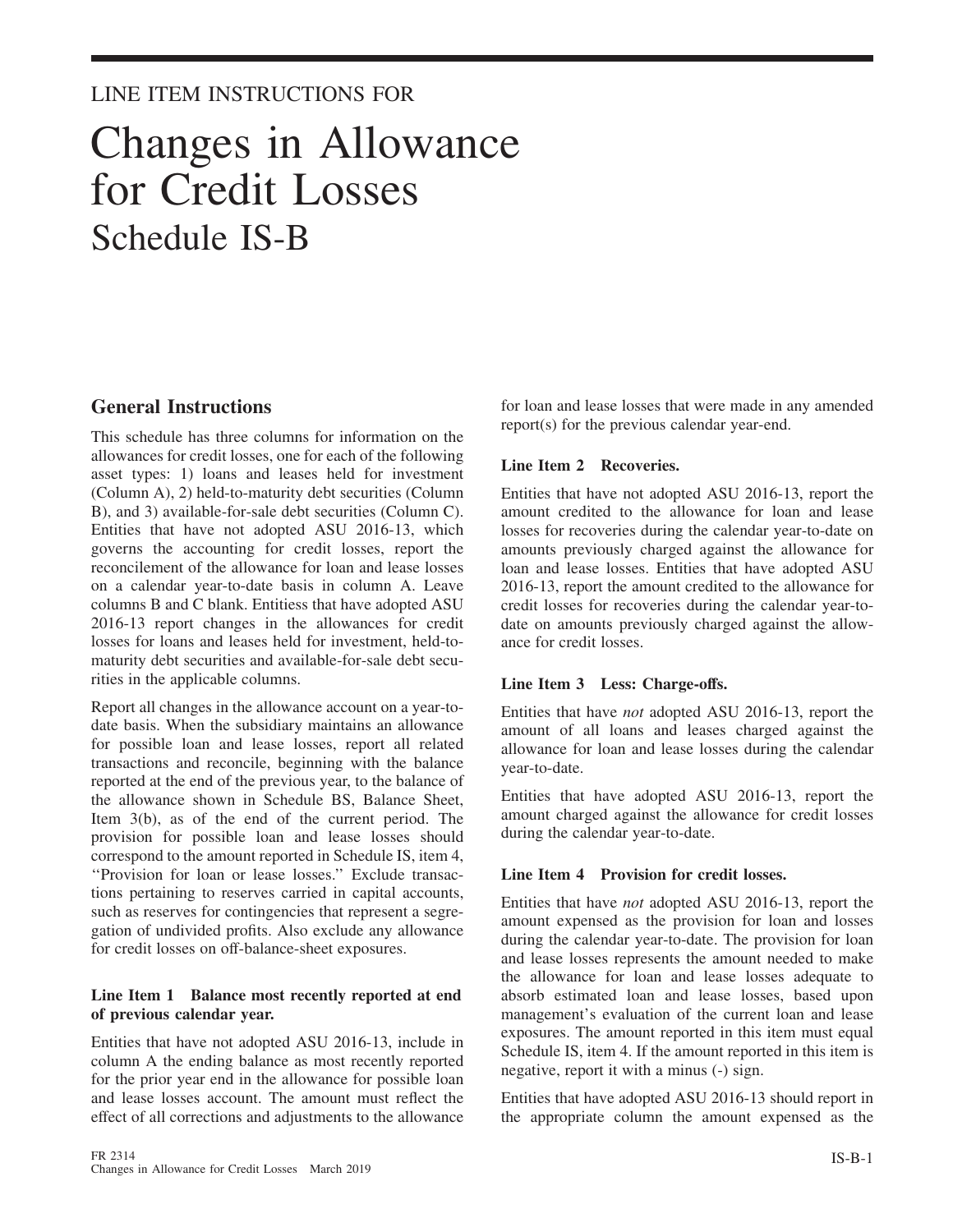LINE ITEM INSTRUCTIONS FOR

# Changes in Allowance for Credit Losses
## Schedule IS-B

### General Instructions

This schedule has three columns for information on the allowances for credit losses, one for each of the following asset types: 1) loans and leases held for investment (Column A), 2) held-to-maturity debt securities (Column B), and 3) available-for-sale debt securities (Column C). Entities that have not adopted ASU 2016-13, which governs the accounting for credit losses, report the reconcilement of the allowance for loan and lease losses on a calendar year-to-date basis in column A. Leave columns B and C blank. Entitiess that have adopted ASU 2016-13 report changes in the allowances for credit losses for loans and leases held for investment, held-to-maturity debt securities and available-for-sale debt securities in the applicable columns.

Report all changes in the allowance account on a year-to-date basis. When the subsidiary maintains an allowance for possible loan and lease losses, report all related transactions and reconcile, beginning with the balance reported at the end of the previous year, to the balance of the allowance shown in Schedule BS, Balance Sheet, Item 3(b), as of the end of the current period. The provision for possible loan and lease losses should correspond to the amount reported in Schedule IS, item 4, ''Provision for loan or lease losses.'' Exclude transactions pertaining to reserves carried in capital accounts, such as reserves for contingencies that represent a segregation of undivided profits. Also exclude any allowance for credit losses on off-balance-sheet exposures.

**Line Item 1 Balance most recently reported at end of previous calendar year.**

Entities that have not adopted ASU 2016-13, include in column A the ending balance as most recently reported for the prior year end in the allowance for possible loan and lease losses account. The amount must reflect the effect of all corrections and adjustments to the allowance for loan and lease losses that were made in any amended report(s) for the previous calendar year-end.

**Line Item 2 Recoveries.**

Entities that have not adopted ASU 2016-13, report the amount credited to the allowance for loan and lease losses for recoveries during the calendar year-to-date on amounts previously charged against the allowance for loan and lease losses. Entities that have adopted ASU 2016-13, report the amount credited to the allowance for credit losses for recoveries during the calendar year-to-date on amounts previously charged against the allowance for credit losses.

**Line Item 3 Less: Charge-offs.**

Entities that have *not* adopted ASU 2016-13, report the amount of all loans and leases charged against the allowance for loan and lease losses during the calendar year-to-date.

Entities that have adopted ASU 2016-13, report the amount charged against the allowance for credit losses during the calendar year-to-date.

**Line Item 4 Provision for credit losses.**

Entities that have *not* adopted ASU 2016-13, report the amount expensed as the provision for loan and losses during the calendar year-to-date. The provision for loan and lease losses represents the amount needed to make the allowance for loan and lease losses adequate to absorb estimated loan and lease losses, based upon management's evaluation of the current loan and lease exposures. The amount reported in this item must equal Schedule IS, item 4. If the amount reported in this item is negative, report it with a minus (-) sign.

Entities that have adopted ASU 2016-13 should report in the appropriate column the amount expensed as the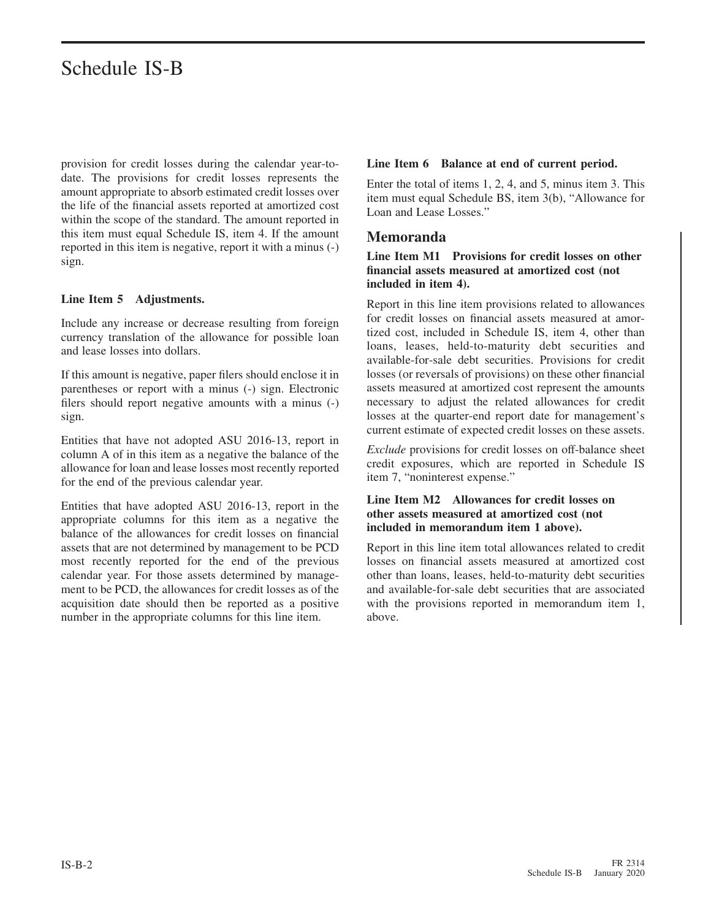provision for credit losses during the calendar year-to-date. The provisions for credit losses represents the amount appropriate to absorb estimated credit losses over the life of the financial assets reported at amortized cost within the scope of the standard. The amount reported in this item must equal Schedule IS, item 4. If the amount reported in this item is negative, report it with a minus (-) sign.

**Line Item 5 Adjustments.**

Include any increase or decrease resulting from foreign currency translation of the allowance for possible loan and lease losses into dollars.

If this amount is negative, paper filers should enclose it in parentheses or report with a minus (-) sign. Electronic filers should report negative amounts with a minus (-) sign.

Entities that have not adopted ASU 2016-13, report in column A of in this item as a negative the balance of the allowance for loan and lease losses most recently reported for the end of the previous calendar year.

Entities that have adopted ASU 2016-13, report in the appropriate columns for this item as a negative the balance of the allowances for credit losses on financial assets that are not determined by management to be PCD most recently reported for the end of the previous calendar year. For those assets determined by management to be PCD, the allowances for credit losses as of the acquisition date should then be reported as a positive number in the appropriate columns for this line item.

**Line Item 6 Balance at end of current period.**

Enter the total of items 1, 2, 4, and 5, minus item 3. This item must equal Schedule BS, item 3(b), "Allowance for Loan and Lease Losses."

## Memoranda

**Line Item M1 Provisions for credit losses on other financial assets measured at amortized cost (not included in item 4).**

Report in this line item provisions related to allowances for credit losses on financial assets measured at amortized cost, included in Schedule IS, item 4, other than loans, leases, held-to-maturity debt securities and available-for-sale debt securities. Provisions for credit losses (or reversals of provisions) on these other financial assets measured at amortized cost represent the amounts necessary to adjust the related allowances for credit losses at the quarter-end report date for management's current estimate of expected credit losses on these assets.

*Exclude* provisions for credit losses on off-balance sheet credit exposures, which are reported in Schedule IS item 7, "noninterest expense."

**Line Item M2 Allowances for credit losses on other assets measured at amortized cost (not included in memorandum item 1 above).**

Report in this line item total allowances related to credit losses on financial assets measured at amortized cost other than loans, leases, held-to-maturity debt securities and available-for-sale debt securities that are associated with the provisions reported in memorandum item 1, above.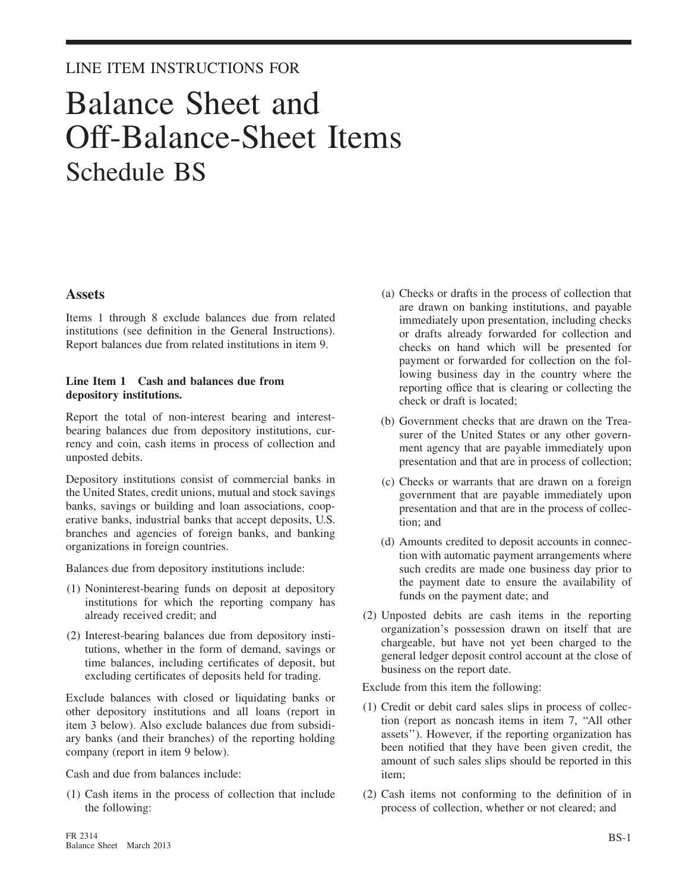LINE ITEM INSTRUCTIONS FOR

# Balance Sheet and Off-Balance-Sheet Items

## Schedule BS

### Assets

Items 1 through 8 exclude balances due from related institutions (see definition in the General Instructions). Report balances due from related institutions in item 9.

**Line Item 1 Cash and balances due from depository institutions.**

Report the total of non-interest bearing and interest-bearing balances due from depository institutions, currency and coin, cash items in process of collection and unposted debits.

Depository institutions consist of commercial banks in the United States, credit unions, mutual and stock savings banks, savings or building and loan associations, cooperative banks, industrial banks that accept deposits, U.S. branches and agencies of foreign banks, and banking organizations in foreign countries.

Balances due from depository institutions include:

(1) Noninterest-bearing funds on deposit at depository institutions for which the reporting company has already received credit; and

(2) Interest-bearing balances due from depository institutions, whether in the form of demand, savings or time balances, including certificates of deposit, but excluding certificates of deposits held for trading.

Exclude balances with closed or liquidating banks or other depository institutions and all loans (report in item 3 below). Also exclude balances due from subsidiary banks (and their branches) of the reporting holding company (report in item 9 below).

Cash and due from balances include:

(1) Cash items in the process of collection that include the following:

(a) Checks or drafts in the process of collection that are drawn on banking institutions, and payable immediately upon presentation, including checks or drafts already forwarded for collection and checks on hand which will be presented for payment or forwarded for collection on the following business day in the country where the reporting office that is clearing or collecting the check or draft is located;

(b) Government checks that are drawn on the Treasurer of the United States or any other government agency that are payable immediately upon presentation and that are in process of collection;

(c) Checks or warrants that are drawn on a foreign government that are payable immediately upon presentation and that are in the process of collection; and

(d) Amounts credited to deposit accounts in connection with automatic payment arrangements where such credits are made one business day prior to the payment date to ensure the availability of funds on the payment date; and

(2) Unposted debits are cash items in the reporting organization's possession drawn on itself that are chargeable, but have not yet been charged to the general ledger deposit control account at the close of business on the report date.

Exclude from this item the following:

(1) Credit or debit card sales slips in process of collection (report as noncash items in item 7, "All other assets"). However, if the reporting organization has been notified that they have been given credit, the amount of such sales slips should be reported in this item;

(2) Cash items not conforming to the definition of in process of collection, whether or not cleared; and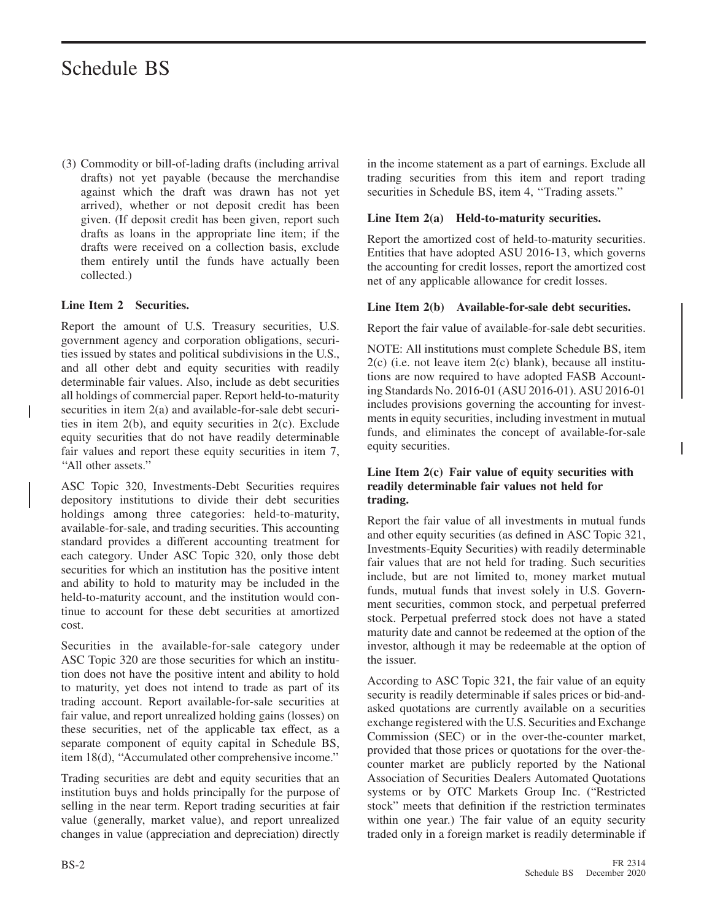(3) Commodity or bill-of-lading drafts (including arrival drafts) not yet payable (because the merchandise against which the draft was drawn has not yet arrived), whether or not deposit credit has been given. (If deposit credit has been given, report such drafts as loans in the appropriate line item; if the drafts were received on a collection basis, exclude them entirely until the funds have actually been collected.)

**Line Item 2 Securities.**

Report the amount of U.S. Treasury securities, U.S. government agency and corporation obligations, securities issued by states and political subdivisions in the U.S., and all other debt and equity securities with readily determinable fair values. Also, include as debt securities all holdings of commercial paper. Report held-to-maturity securities in item 2(a) and available-for-sale debt securities in item 2(b), and equity securities in 2(c). Exclude equity securities that do not have readily determinable fair values and report these equity securities in item 7, ''All other assets.''

ASC Topic 320, Investments-Debt Securities requires depository institutions to divide their debt securities holdings among three categories: held-to-maturity, available-for-sale, and trading securities. This accounting standard provides a different accounting treatment for each category. Under ASC Topic 320, only those debt securities for which an institution has the positive intent and ability to hold to maturity may be included in the held-to-maturity account, and the institution would continue to account for these debt securities at amortized cost.

Securities in the available-for-sale category under ASC Topic 320 are those securities for which an institution does not have the positive intent and ability to hold to maturity, yet does not intend to trade as part of its trading account. Report available-for-sale securities at fair value, and report unrealized holding gains (losses) on these securities, net of the applicable tax effect, as a separate component of equity capital in Schedule BS, item 18(d), ''Accumulated other comprehensive income.''

Trading securities are debt and equity securities that an institution buys and holds principally for the purpose of selling in the near term. Report trading securities at fair value (generally, market value), and report unrealized changes in value (appreciation and depreciation) directly in the income statement as a part of earnings. Exclude all trading securities from this item and report trading securities in Schedule BS, item 4, ''Trading assets.''

**Line Item 2(a) Held-to-maturity securities.**

Report the amortized cost of held-to-maturity securities. Entities that have adopted ASU 2016-13, which governs the accounting for credit losses, report the amortized cost net of any applicable allowance for credit losses.

**Line Item 2(b) Available-for-sale debt securities.**

Report the fair value of available-for-sale debt securities.

NOTE: All institutions must complete Schedule BS, item 2(c) (i.e. not leave item 2(c) blank), because all institutions are now required to have adopted FASB Accounting Standards No. 2016-01 (ASU 2016-01). ASU 2016-01 includes provisions governing the accounting for investments in equity securities, including investment in mutual funds, and eliminates the concept of available-for-sale equity securities.

**Line Item 2(c) Fair value of equity securities with readily determinable fair values not held for trading.**

Report the fair value of all investments in mutual funds and other equity securities (as defined in ASC Topic 321, Investments-Equity Securities) with readily determinable fair values that are not held for trading. Such securities include, but are not limited to, money market mutual funds, mutual funds that invest solely in U.S. Government securities, common stock, and perpetual preferred stock. Perpetual preferred stock does not have a stated maturity date and cannot be redeemed at the option of the investor, although it may be redeemable at the option of the issuer.

According to ASC Topic 321, the fair value of an equity security is readily determinable if sales prices or bid-and-asked quotations are currently available on a securities exchange registered with the U.S. Securities and Exchange Commission (SEC) or in the over-the-counter market, provided that those prices or quotations for the over-the-counter market are publicly reported by the National Association of Securities Dealers Automated Quotations systems or by OTC Markets Group Inc. (''Restricted stock'' meets that definition if the restriction terminates within one year.) The fair value of an equity security traded only in a foreign market is readily determinable if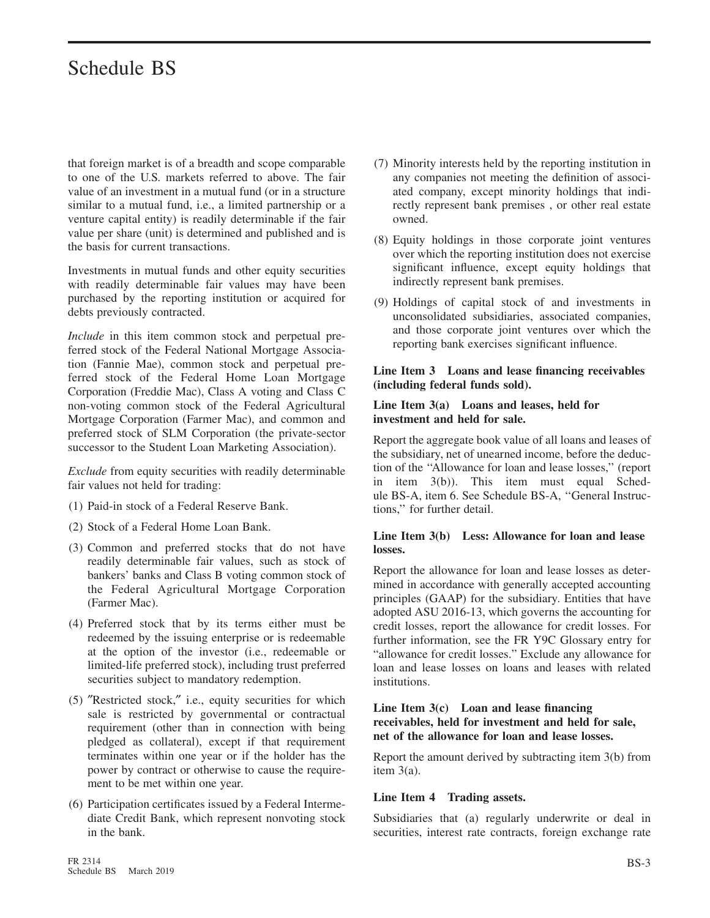that foreign market is of a breadth and scope comparable to one of the U.S. markets referred to above. The fair value of an investment in a mutual fund (or in a structure similar to a mutual fund, i.e., a limited partnership or a venture capital entity) is readily determinable if the fair value per share (unit) is determined and published and is the basis for current transactions.

Investments in mutual funds and other equity securities with readily determinable fair values may have been purchased by the reporting institution or acquired for debts previously contracted.

*Include* in this item common stock and perpetual preferred stock of the Federal National Mortgage Association (Fannie Mae), common stock and perpetual preferred stock of the Federal Home Loan Mortgage Corporation (Freddie Mac), Class A voting and Class C non-voting common stock of the Federal Agricultural Mortgage Corporation (Farmer Mac), and common and preferred stock of SLM Corporation (the private-sector successor to the Student Loan Marketing Association).

*Exclude* from equity securities with readily determinable fair values not held for trading:

(1) Paid-in stock of a Federal Reserve Bank.

(2) Stock of a Federal Home Loan Bank.

(3) Common and preferred stocks that do not have readily determinable fair values, such as stock of bankers' banks and Class B voting common stock of the Federal Agricultural Mortgage Corporation (Farmer Mac).

(4) Preferred stock that by its terms either must be redeemed by the issuing enterprise or is redeemable at the option of the investor (i.e., redeemable or limited-life preferred stock), including trust preferred securities subject to mandatory redemption.

(5) ″Restricted stock,″ i.e., equity securities for which sale is restricted by governmental or contractual requirement (other than in connection with being pledged as collateral), except if that requirement terminates within one year or if the holder has the power by contract or otherwise to cause the requirement to be met within one year.

(6) Participation certificates issued by a Federal Intermediate Credit Bank, which represent nonvoting stock in the bank.

(7) Minority interests held by the reporting institution in any companies not meeting the definition of associated company, except minority holdings that indirectly represent bank premises , or other real estate owned.

(8) Equity holdings in those corporate joint ventures over which the reporting institution does not exercise significant influence, except equity holdings that indirectly represent bank premises.

(9) Holdings of capital stock of and investments in unconsolidated subsidiaries, associated companies, and those corporate joint ventures over which the reporting bank exercises significant influence.

### Line Item 3 Loans and lease financing receivables (including federal funds sold).

### Line Item 3(a) Loans and leases, held for investment and held for sale.

Report the aggregate book value of all loans and leases of the subsidiary, net of unearned income, before the deduction of the "Allowance for loan and lease losses," (report in item 3(b)). This item must equal Schedule BS-A, item 6. See Schedule BS-A, "General Instructions," for further detail.

### Line Item 3(b) Less: Allowance for loan and lease losses.

Report the allowance for loan and lease losses as determined in accordance with generally accepted accounting principles (GAAP) for the subsidiary. Entities that have adopted ASU 2016-13, which governs the accounting for credit losses, report the allowance for credit losses. For further information, see the FR Y9C Glossary entry for "allowance for credit losses." Exclude any allowance for loan and lease losses on loans and leases with related institutions.

### Line Item 3(c) Loan and lease financing receivables, held for investment and held for sale, net of the allowance for loan and lease losses.

Report the amount derived by subtracting item 3(b) from item 3(a).

### Line Item 4 Trading assets.

Subsidiaries that (a) regularly underwrite or deal in securities, interest rate contracts, foreign exchange rate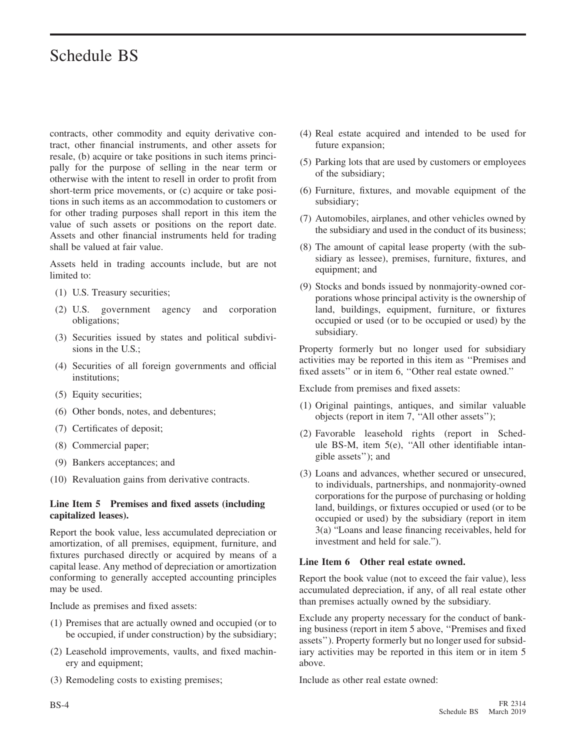contracts, other commodity and equity derivative contract, other financial instruments, and other assets for resale, (b) acquire or take positions in such items principally for the purpose of selling in the near term or otherwise with the intent to resell in order to profit from short-term price movements, or (c) acquire or take positions in such items as an accommodation to customers or for other trading purposes shall report in this item the value of such assets or positions on the report date. Assets and other financial instruments held for trading shall be valued at fair value.

Assets held in trading accounts include, but are not limited to:

(1) U.S. Treasury securities;

(2) U.S. government agency and corporation obligations;

(3) Securities issued by states and political subdivisions in the U.S.;

(4) Securities of all foreign governments and official institutions;

(5) Equity securities;

(6) Other bonds, notes, and debentures;

(7) Certificates of deposit;

(8) Commercial paper;

(9) Bankers acceptances; and

(10) Revaluation gains from derivative contracts.

**Line Item 5 Premises and fixed assets (including capitalized leases).**

Report the book value, less accumulated depreciation or amortization, of all premises, equipment, furniture, and fixtures purchased directly or acquired by means of a capital lease. Any method of depreciation or amortization conforming to generally accepted accounting principles may be used.

Include as premises and fixed assets:

(1) Premises that are actually owned and occupied (or to be occupied, if under construction) by the subsidiary;

(2) Leasehold improvements, vaults, and fixed machinery and equipment;

(3) Remodeling costs to existing premises;

(4) Real estate acquired and intended to be used for future expansion;

(5) Parking lots that are used by customers or employees of the subsidiary;

(6) Furniture, fixtures, and movable equipment of the subsidiary;

(7) Automobiles, airplanes, and other vehicles owned by the subsidiary and used in the conduct of its business;

(8) The amount of capital lease property (with the subsidiary as lessee), premises, furniture, fixtures, and equipment; and

(9) Stocks and bonds issued by nonmajority-owned corporations whose principal activity is the ownership of land, buildings, equipment, furniture, or fixtures occupied or used (or to be occupied or used) by the subsidiary.

Property formerly but no longer used for subsidiary activities may be reported in this item as "Premises and fixed assets" or in item 6, "Other real estate owned."

Exclude from premises and fixed assets:

(1) Original paintings, antiques, and similar valuable objects (report in item 7, "All other assets");

(2) Favorable leasehold rights (report in Schedule BS-M, item 5(e), "All other identifiable intangible assets"); and

(3) Loans and advances, whether secured or unsecured, to individuals, partnerships, and nonmajority-owned corporations for the purpose of purchasing or holding land, buildings, or fixtures occupied or used (or to be occupied or used) by the subsidiary (report in item 3(a) "Loans and lease financing receivables, held for investment and held for sale.").

**Line Item 6 Other real estate owned.**

Report the book value (not to exceed the fair value), less accumulated depreciation, if any, of all real estate other than premises actually owned by the subsidiary.

Exclude any property necessary for the conduct of banking business (report in item 5 above, "Premises and fixed assets"). Property formerly but no longer used for subsidiary activities may be reported in this item or in item 5 above.

Include as other real estate owned: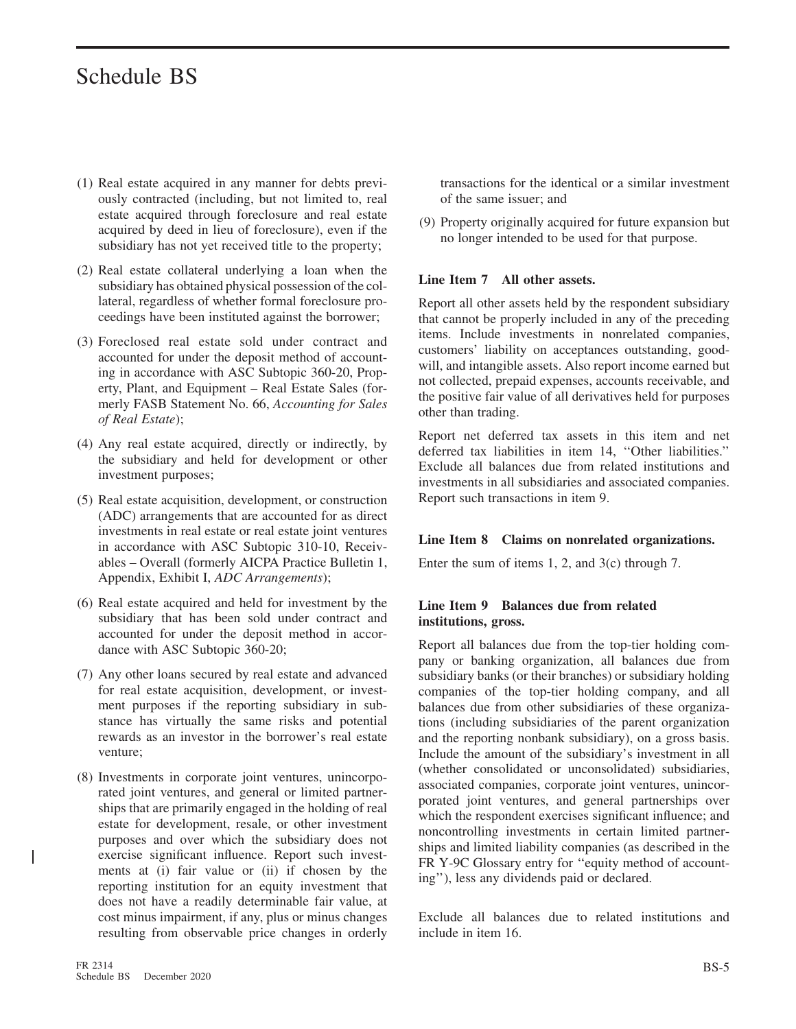(1) Real estate acquired in any manner for debts previously contracted (including, but not limited to, real estate acquired through foreclosure and real estate acquired by deed in lieu of foreclosure), even if the subsidiary has not yet received title to the property;

(2) Real estate collateral underlying a loan when the subsidiary has obtained physical possession of the collateral, regardless of whether formal foreclosure proceedings have been instituted against the borrower;

(3) Foreclosed real estate sold under contract and accounted for under the deposit method of accounting in accordance with ASC Subtopic 360-20, Property, Plant, and Equipment – Real Estate Sales (formerly FASB Statement No. 66, *Accounting for Sales of Real Estate*);

(4) Any real estate acquired, directly or indirectly, by the subsidiary and held for development or other investment purposes;

(5) Real estate acquisition, development, or construction (ADC) arrangements that are accounted for as direct investments in real estate or real estate joint ventures in accordance with ASC Subtopic 310-10, Receivables – Overall (formerly AICPA Practice Bulletin 1, Appendix, Exhibit I, *ADC Arrangements*);

(6) Real estate acquired and held for investment by the subsidiary that has been sold under contract and accounted for under the deposit method in accordance with ASC Subtopic 360-20;

(7) Any other loans secured by real estate and advanced for real estate acquisition, development, or investment purposes if the reporting subsidiary in substance has virtually the same risks and potential rewards as an investor in the borrower's real estate venture;

(8) Investments in corporate joint ventures, unincorporated joint ventures, and general or limited partnerships that are primarily engaged in the holding of real estate for development, resale, or other investment purposes and over which the subsidiary does not exercise significant influence. Report such investments at (i) fair value or (ii) if chosen by the reporting institution for an equity investment that does not have a readily determinable fair value, at cost minus impairment, if any, plus or minus changes resulting from observable price changes in orderly transactions for the identical or a similar investment of the same issuer; and

(9) Property originally acquired for future expansion but no longer intended to be used for that purpose.

### Line Item 7 All other assets.

Report all other assets held by the respondent subsidiary that cannot be properly included in any of the preceding items. Include investments in nonrelated companies, customers' liability on acceptances outstanding, goodwill, and intangible assets. Also report income earned but not collected, prepaid expenses, accounts receivable, and the positive fair value of all derivatives held for purposes other than trading.

Report net deferred tax assets in this item and net deferred tax liabilities in item 14, "Other liabilities." Exclude all balances due from related institutions and investments in all subsidiaries and associated companies. Report such transactions in item 9.

### Line Item 8 Claims on nonrelated organizations.

Enter the sum of items 1, 2, and 3(c) through 7.

### Line Item 9 Balances due from related institutions, gross.

Report all balances due from the top-tier holding company or banking organization, all balances due from subsidiary banks (or their branches) or subsidiary holding companies of the top-tier holding company, and all balances due from other subsidiaries of these organizations (including subsidiaries of the parent organization and the reporting nonbank subsidiary), on a gross basis. Include the amount of the subsidiary's investment in all (whether consolidated or unconsolidated) subsidiaries, associated companies, corporate joint ventures, unincorporated joint ventures, and general partnerships over which the respondent exercises significant influence; and noncontrolling investments in certain limited partnerships and limited liability companies (as described in the FR Y-9C Glossary entry for "equity method of accounting"), less any dividends paid or declared.

Exclude all balances due to related institutions and include in item 16.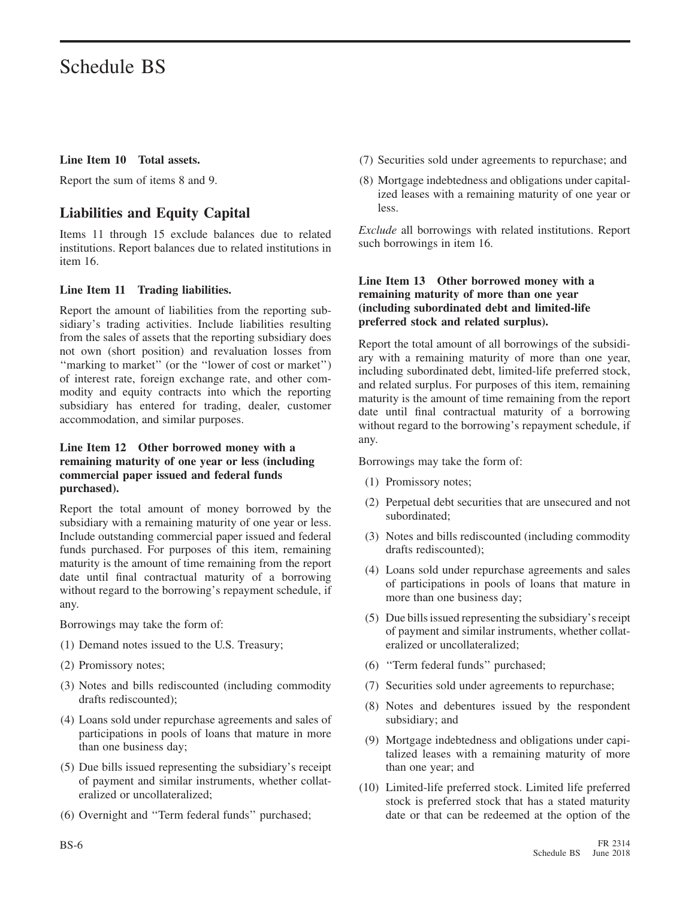# Schedule BS

**Line Item 10 Total assets.**

Report the sum of items 8 and 9.

## Liabilities and Equity Capital

Items 11 through 15 exclude balances due to related institutions. Report balances due to related institutions in item 16.

**Line Item 11 Trading liabilities.**

Report the amount of liabilities from the reporting subsidiary's trading activities. Include liabilities resulting from the sales of assets that the reporting subsidiary does not own (short position) and revaluation losses from ''marking to market'' (or the ''lower of cost or market'') of interest rate, foreign exchange rate, and other commodity and equity contracts into which the reporting subsidiary has entered for trading, dealer, customer accommodation, and similar purposes.

**Line Item 12 Other borrowed money with a remaining maturity of one year or less (including commercial paper issued and federal funds purchased).**

Report the total amount of money borrowed by the subsidiary with a remaining maturity of one year or less. Include outstanding commercial paper issued and federal funds purchased. For purposes of this item, remaining maturity is the amount of time remaining from the report date until final contractual maturity of a borrowing without regard to the borrowing's repayment schedule, if any.

Borrowings may take the form of:

(1) Demand notes issued to the U.S. Treasury;

(2) Promissory notes;

(3) Notes and bills rediscounted (including commodity drafts rediscounted);

(4) Loans sold under repurchase agreements and sales of participations in pools of loans that mature in more than one business day;

(5) Due bills issued representing the subsidiary's receipt of payment and similar instruments, whether collateralized or uncollateralized;

(6) Overnight and ''Term federal funds'' purchased;

(7) Securities sold under agreements to repurchase; and

(8) Mortgage indebtedness and obligations under capitalized leases with a remaining maturity of one year or less.

*Exclude* all borrowings with related institutions. Report such borrowings in item 16.

**Line Item 13 Other borrowed money with a remaining maturity of more than one year (including subordinated debt and limited-life preferred stock and related surplus).**

Report the total amount of all borrowings of the subsidiary with a remaining maturity of more than one year, including subordinated debt, limited-life preferred stock, and related surplus. For purposes of this item, remaining maturity is the amount of time remaining from the report date until final contractual maturity of a borrowing without regard to the borrowing's repayment schedule, if any.

Borrowings may take the form of:

(1) Promissory notes;

(2) Perpetual debt securities that are unsecured and not subordinated;

(3) Notes and bills rediscounted (including commodity drafts rediscounted);

(4) Loans sold under repurchase agreements and sales of participations in pools of loans that mature in more than one business day;

(5) Due bills issued representing the subsidiary's receipt of payment and similar instruments, whether collateralized or uncollateralized;

(6) ''Term federal funds'' purchased;

(7) Securities sold under agreements to repurchase;

(8) Notes and debentures issued by the respondent subsidiary; and

(9) Mortgage indebtedness and obligations under capitalized leases with a remaining maturity of more than one year; and

(10) Limited-life preferred stock. Limited life preferred stock is preferred stock that has a stated maturity date or that can be redeemed at the option of the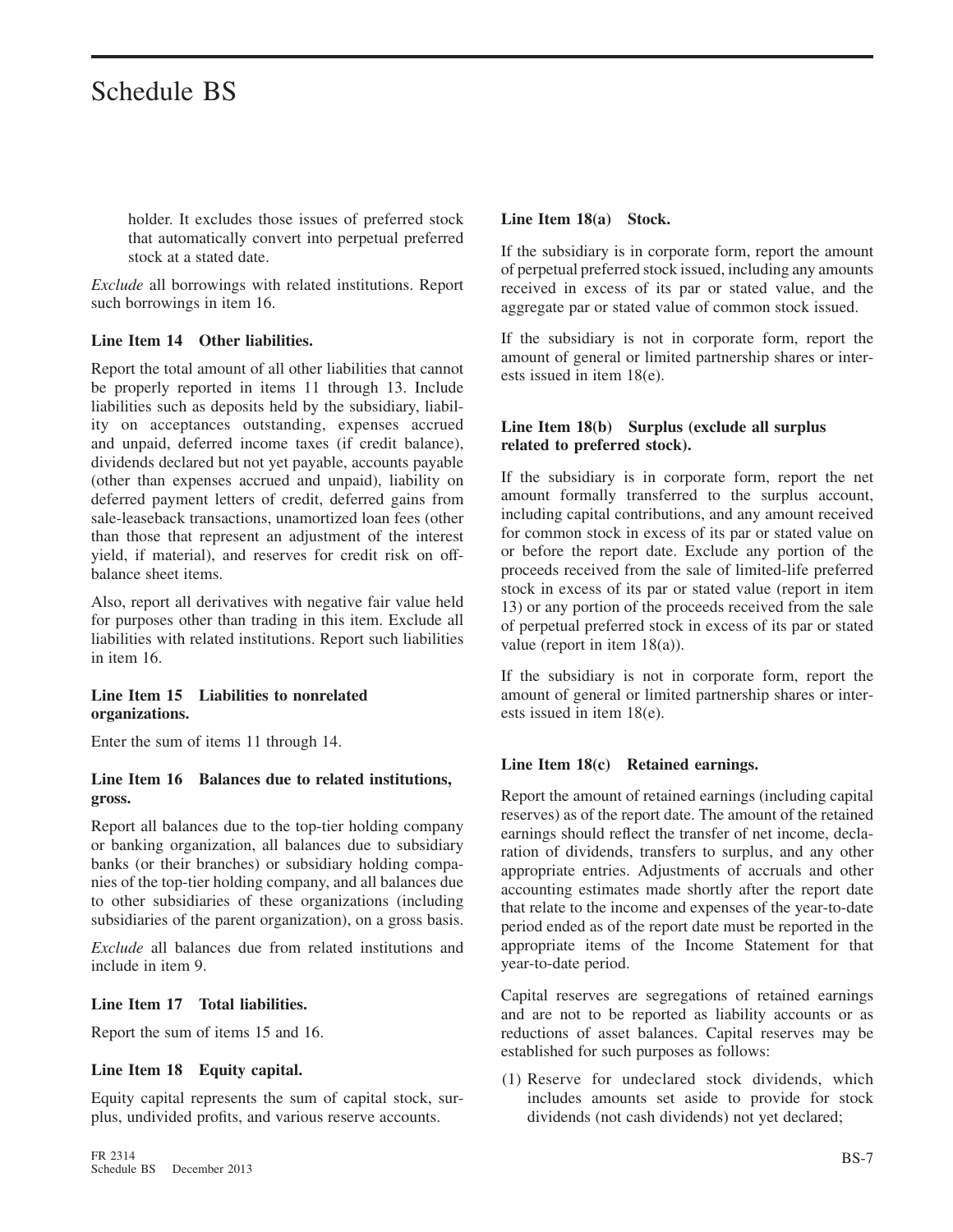holder. It excludes those issues of preferred stock that automatically convert into perpetual preferred stock at a stated date.

*Exclude* all borrowings with related institutions. Report such borrowings in item 16.

### Line Item 14 Other liabilities.

Report the total amount of all other liabilities that cannot be properly reported in items 11 through 13. Include liabilities such as deposits held by the subsidiary, liability on acceptances outstanding, expenses accrued and unpaid, deferred income taxes (if credit balance), dividends declared but not yet payable, accounts payable (other than expenses accrued and unpaid), liability on deferred payment letters of credit, deferred gains from sale-leaseback transactions, unamortized loan fees (other than those that represent an adjustment of the interest yield, if material), and reserves for credit risk on off-balance sheet items.

Also, report all derivatives with negative fair value held for purposes other than trading in this item. Exclude all liabilities with related institutions. Report such liabilities in item 16.

### Line Item 15 Liabilities to nonrelated organizations.

Enter the sum of items 11 through 14.

### Line Item 16 Balances due to related institutions, gross.

Report all balances due to the top-tier holding company or banking organization, all balances due to subsidiary banks (or their branches) or subsidiary holding companies of the top-tier holding company, and all balances due to other subsidiaries of these organizations (including subsidiaries of the parent organization), on a gross basis.

*Exclude* all balances due from related institutions and include in item 9.

### Line Item 17 Total liabilities.

Report the sum of items 15 and 16.

### Line Item 18 Equity capital.

Equity capital represents the sum of capital stock, surplus, undivided profits, and various reserve accounts.

### Line Item 18(a) Stock.

If the subsidiary is in corporate form, report the amount of perpetual preferred stock issued, including any amounts received in excess of its par or stated value, and the aggregate par or stated value of common stock issued.

If the subsidiary is not in corporate form, report the amount of general or limited partnership shares or interests issued in item 18(e).

### Line Item 18(b) Surplus (exclude all surplus related to preferred stock).

If the subsidiary is in corporate form, report the net amount formally transferred to the surplus account, including capital contributions, and any amount received for common stock in excess of its par or stated value on or before the report date. Exclude any portion of the proceeds received from the sale of limited-life preferred stock in excess of its par or stated value (report in item 13) or any portion of the proceeds received from the sale of perpetual preferred stock in excess of its par or stated value (report in item 18(a)).

If the subsidiary is not in corporate form, report the amount of general or limited partnership shares or interests issued in item 18(e).

### Line Item 18(c) Retained earnings.

Report the amount of retained earnings (including capital reserves) as of the report date. The amount of the retained earnings should reflect the transfer of net income, declaration of dividends, transfers to surplus, and any other appropriate entries. Adjustments of accruals and other accounting estimates made shortly after the report date that relate to the income and expenses of the year-to-date period ended as of the report date must be reported in the appropriate items of the Income Statement for that year-to-date period.

Capital reserves are segregations of retained earnings and are not to be reported as liability accounts or as reductions of asset balances. Capital reserves may be established for such purposes as follows:

(1) Reserve for undeclared stock dividends, which includes amounts set aside to provide for stock dividends (not cash dividends) not yet declared;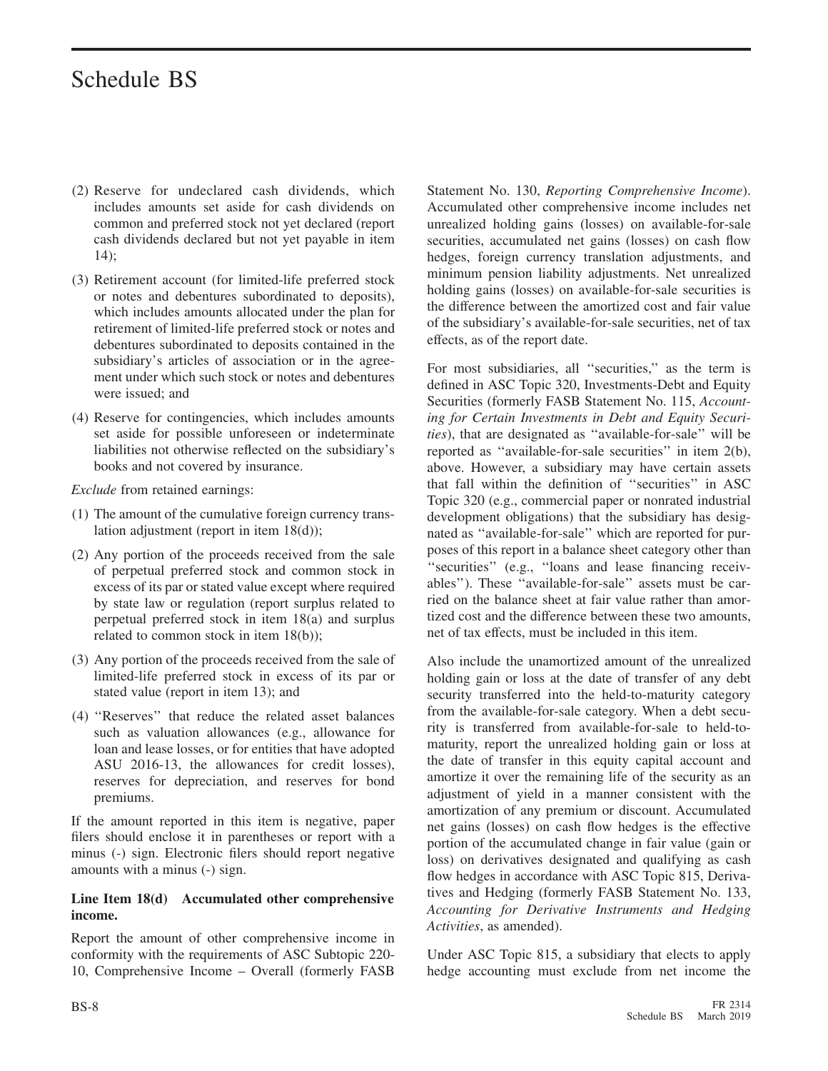(2) Reserve for undeclared cash dividends, which includes amounts set aside for cash dividends on common and preferred stock not yet declared (report cash dividends declared but not yet payable in item 14);

(3) Retirement account (for limited-life preferred stock or notes and debentures subordinated to deposits), which includes amounts allocated under the plan for retirement of limited-life preferred stock or notes and debentures subordinated to deposits contained in the subsidiary's articles of association or in the agreement under which such stock or notes and debentures were issued; and

(4) Reserve for contingencies, which includes amounts set aside for possible unforeseen or indeterminate liabilities not otherwise reflected on the subsidiary's books and not covered by insurance.

*Exclude* from retained earnings:

(1) The amount of the cumulative foreign currency translation adjustment (report in item 18(d));

(2) Any portion of the proceeds received from the sale of perpetual preferred stock and common stock in excess of its par or stated value except where required by state law or regulation (report surplus related to perpetual preferred stock in item 18(a) and surplus related to common stock in item 18(b));

(3) Any portion of the proceeds received from the sale of limited-life preferred stock in excess of its par or stated value (report in item 13); and

(4) ''Reserves'' that reduce the related asset balances such as valuation allowances (e.g., allowance for loan and lease losses, or for entities that have adopted ASU 2016-13, the allowances for credit losses), reserves for depreciation, and reserves for bond premiums.

If the amount reported in this item is negative, paper filers should enclose it in parentheses or report with a minus (-) sign. Electronic filers should report negative amounts with a minus (-) sign.

**Line Item 18(d) Accumulated other comprehensive income.**

Report the amount of other comprehensive income in conformity with the requirements of ASC Subtopic 220-10, Comprehensive Income – Overall (formerly FASB Statement No. 130, *Reporting Comprehensive Income*). Accumulated other comprehensive income includes net unrealized holding gains (losses) on available-for-sale securities, accumulated net gains (losses) on cash flow hedges, foreign currency translation adjustments, and minimum pension liability adjustments. Net unrealized holding gains (losses) on available-for-sale securities is the difference between the amortized cost and fair value of the subsidiary's available-for-sale securities, net of tax effects, as of the report date.

For most subsidiaries, all ''securities,'' as the term is defined in ASC Topic 320, Investments-Debt and Equity Securities (formerly FASB Statement No. 115, *Accounting for Certain Investments in Debt and Equity Securities*), that are designated as ''available-for-sale'' will be reported as ''available-for-sale securities'' in item 2(b), above. However, a subsidiary may have certain assets that fall within the definition of ''securities'' in ASC Topic 320 (e.g., commercial paper or nonrated industrial development obligations) that the subsidiary has designated as ''available-for-sale'' which are reported for purposes of this report in a balance sheet category other than ''securities'' (e.g., ''loans and lease financing receivables''). These ''available-for-sale'' assets must be carried on the balance sheet at fair value rather than amortized cost and the difference between these two amounts, net of tax effects, must be included in this item.

Also include the unamortized amount of the unrealized holding gain or loss at the date of transfer of any debt security transferred into the held-to-maturity category from the available-for-sale category. When a debt security is transferred from available-for-sale to held-to-maturity, report the unrealized holding gain or loss at the date of transfer in this equity capital account and amortize it over the remaining life of the security as an adjustment of yield in a manner consistent with the amortization of any premium or discount. Accumulated net gains (losses) on cash flow hedges is the effective portion of the accumulated change in fair value (gain or loss) on derivatives designated and qualifying as cash flow hedges in accordance with ASC Topic 815, Derivatives and Hedging (formerly FASB Statement No. 133, *Accounting for Derivative Instruments and Hedging Activities*, as amended).

Under ASC Topic 815, a subsidiary that elects to apply hedge accounting must exclude from net income the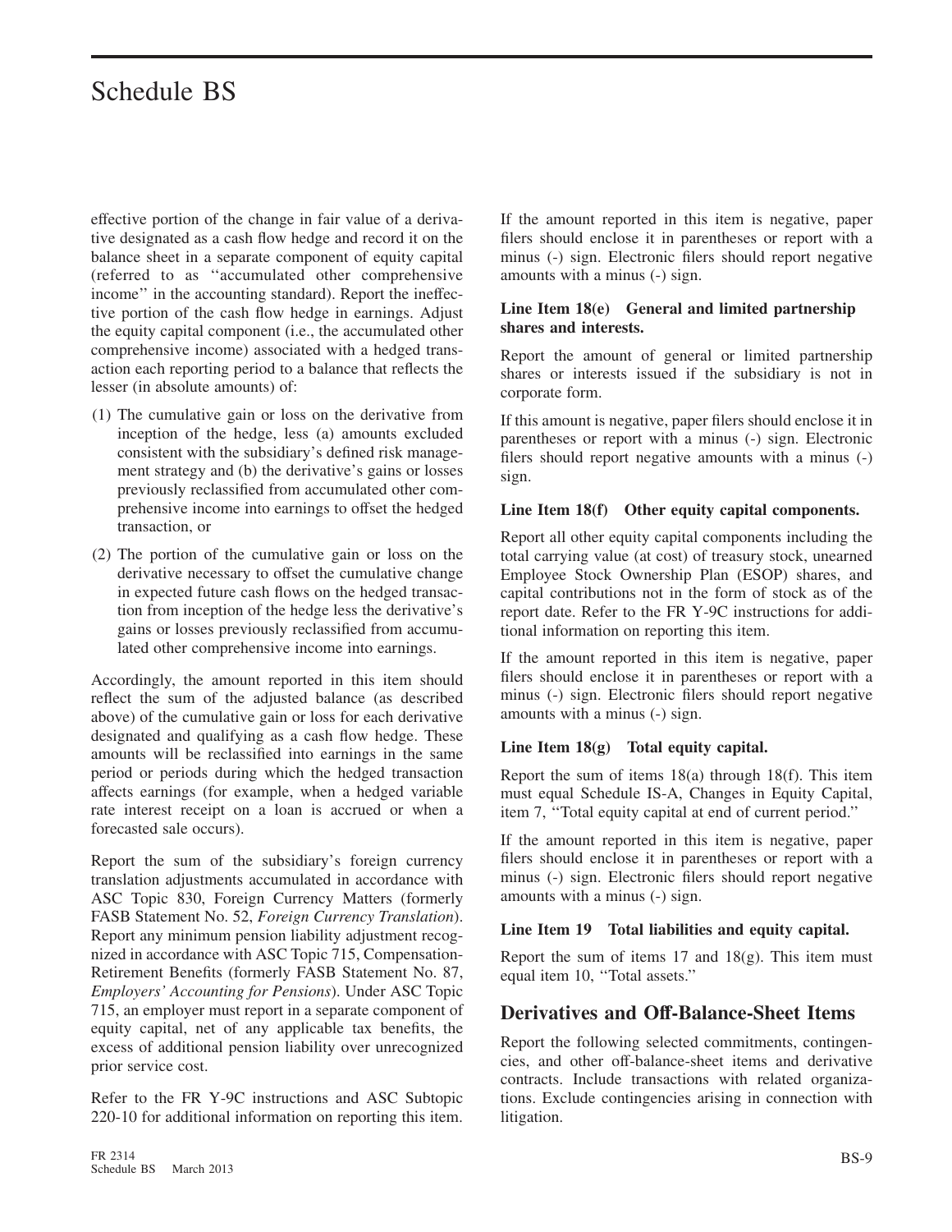effective portion of the change in fair value of a derivative designated as a cash flow hedge and record it on the balance sheet in a separate component of equity capital (referred to as ''accumulated other comprehensive income'' in the accounting standard). Report the ineffective portion of the cash flow hedge in earnings. Adjust the equity capital component (i.e., the accumulated other comprehensive income) associated with a hedged transaction each reporting period to a balance that reflects the lesser (in absolute amounts) of:

(1) The cumulative gain or loss on the derivative from inception of the hedge, less (a) amounts excluded consistent with the subsidiary's defined risk management strategy and (b) the derivative's gains or losses previously reclassified from accumulated other comprehensive income into earnings to offset the hedged transaction, or

(2) The portion of the cumulative gain or loss on the derivative necessary to offset the cumulative change in expected future cash flows on the hedged transaction from inception of the hedge less the derivative's gains or losses previously reclassified from accumulated other comprehensive income into earnings.

Accordingly, the amount reported in this item should reflect the sum of the adjusted balance (as described above) of the cumulative gain or loss for each derivative designated and qualifying as a cash flow hedge. These amounts will be reclassified into earnings in the same period or periods during which the hedged transaction affects earnings (for example, when a hedged variable rate interest receipt on a loan is accrued or when a forecasted sale occurs).

Report the sum of the subsidiary's foreign currency translation adjustments accumulated in accordance with ASC Topic 830, Foreign Currency Matters (formerly FASB Statement No. 52, *Foreign Currency Translation*). Report any minimum pension liability adjustment recognized in accordance with ASC Topic 715, Compensation-Retirement Benefits (formerly FASB Statement No. 87, *Employers' Accounting for Pensions*). Under ASC Topic 715, an employer must report in a separate component of equity capital, net of any applicable tax benefits, the excess of additional pension liability over unrecognized prior service cost.

Refer to the FR Y-9C instructions and ASC Subtopic 220-10 for additional information on reporting this item.

If the amount reported in this item is negative, paper filers should enclose it in parentheses or report with a minus (-) sign. Electronic filers should report negative amounts with a minus (-) sign.

**Line Item 18(e) General and limited partnership shares and interests.**

Report the amount of general or limited partnership shares or interests issued if the subsidiary is not in corporate form.

If this amount is negative, paper filers should enclose it in parentheses or report with a minus (-) sign. Electronic filers should report negative amounts with a minus (-) sign.

**Line Item 18(f) Other equity capital components.**

Report all other equity capital components including the total carrying value (at cost) of treasury stock, unearned Employee Stock Ownership Plan (ESOP) shares, and capital contributions not in the form of stock as of the report date. Refer to the FR Y-9C instructions for additional information on reporting this item.

If the amount reported in this item is negative, paper filers should enclose it in parentheses or report with a minus (-) sign. Electronic filers should report negative amounts with a minus (-) sign.

**Line Item 18(g) Total equity capital.**

Report the sum of items 18(a) through 18(f). This item must equal Schedule IS-A, Changes in Equity Capital, item 7, ''Total equity capital at end of current period.''

If the amount reported in this item is negative, paper filers should enclose it in parentheses or report with a minus (-) sign. Electronic filers should report negative amounts with a minus (-) sign.

**Line Item 19 Total liabilities and equity capital.**

Report the sum of items 17 and 18(g). This item must equal item 10, ''Total assets.''

## Derivatives and Off-Balance-Sheet Items

Report the following selected commitments, contingencies, and other off-balance-sheet items and derivative contracts. Include transactions with related organizations. Exclude contingencies arising in connection with litigation.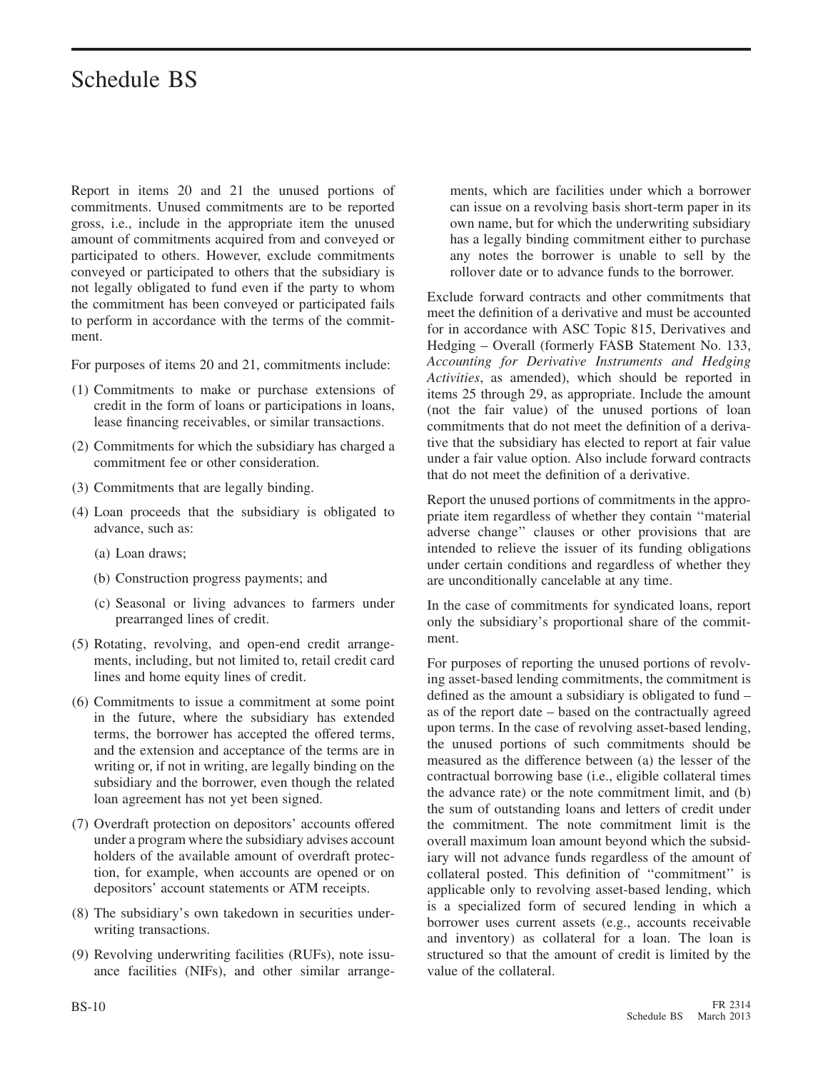Report in items 20 and 21 the unused portions of commitments. Unused commitments are to be reported gross, i.e., include in the appropriate item the unused amount of commitments acquired from and conveyed or participated to others. However, exclude commitments conveyed or participated to others that the subsidiary is not legally obligated to fund even if the party to whom the commitment has been conveyed or participated fails to perform in accordance with the terms of the commitment.

For purposes of items 20 and 21, commitments include:

(1) Commitments to make or purchase extensions of credit in the form of loans or participations in loans, lease financing receivables, or similar transactions.

(2) Commitments for which the subsidiary has charged a commitment fee or other consideration.

(3) Commitments that are legally binding.

(4) Loan proceeds that the subsidiary is obligated to advance, such as:

  (a) Loan draws;

  (b) Construction progress payments; and

  (c) Seasonal or living advances to farmers under prearranged lines of credit.

(5) Rotating, revolving, and open-end credit arrangements, including, but not limited to, retail credit card lines and home equity lines of credit.

(6) Commitments to issue a commitment at some point in the future, where the subsidiary has extended terms, the borrower has accepted the offered terms, and the extension and acceptance of the terms are in writing or, if not in writing, are legally binding on the subsidiary and the borrower, even though the related loan agreement has not yet been signed.

(7) Overdraft protection on depositors' accounts offered under a program where the subsidiary advises account holders of the available amount of overdraft protection, for example, when accounts are opened or on depositors' account statements or ATM receipts.

(8) The subsidiary's own takedown in securities underwriting transactions.

(9) Revolving underwriting facilities (RUFs), note issuance facilities (NIFs), and other similar arrangements, which are facilities under which a borrower can issue on a revolving basis short-term paper in its own name, but for which the underwriting subsidiary has a legally binding commitment either to purchase any notes the borrower is unable to sell by the rollover date or to advance funds to the borrower.

Exclude forward contracts and other commitments that meet the definition of a derivative and must be accounted for in accordance with ASC Topic 815, Derivatives and Hedging – Overall (formerly FASB Statement No. 133, *Accounting for Derivative Instruments and Hedging Activities*, as amended), which should be reported in items 25 through 29, as appropriate. Include the amount (not the fair value) of the unused portions of loan commitments that do not meet the definition of a derivative that the subsidiary has elected to report at fair value under a fair value option. Also include forward contracts that do not meet the definition of a derivative.

Report the unused portions of commitments in the appropriate item regardless of whether they contain "material adverse change" clauses or other provisions that are intended to relieve the issuer of its funding obligations under certain conditions and regardless of whether they are unconditionally cancelable at any time.

In the case of commitments for syndicated loans, report only the subsidiary's proportional share of the commitment.

For purposes of reporting the unused portions of revolving asset-based lending commitments, the commitment is defined as the amount a subsidiary is obligated to fund – as of the report date – based on the contractually agreed upon terms. In the case of revolving asset-based lending, the unused portions of such commitments should be measured as the difference between (a) the lesser of the contractual borrowing base (i.e., eligible collateral times the advance rate) or the note commitment limit, and (b) the sum of outstanding loans and letters of credit under the commitment. The note commitment limit is the overall maximum loan amount beyond which the subsidiary will not advance funds regardless of the amount of collateral posted. This definition of "commitment" is applicable only to revolving asset-based lending, which is a specialized form of secured lending in which a borrower uses current assets (e.g., accounts receivable and inventory) as collateral for a loan. The loan is structured so that the amount of credit is limited by the value of the collateral.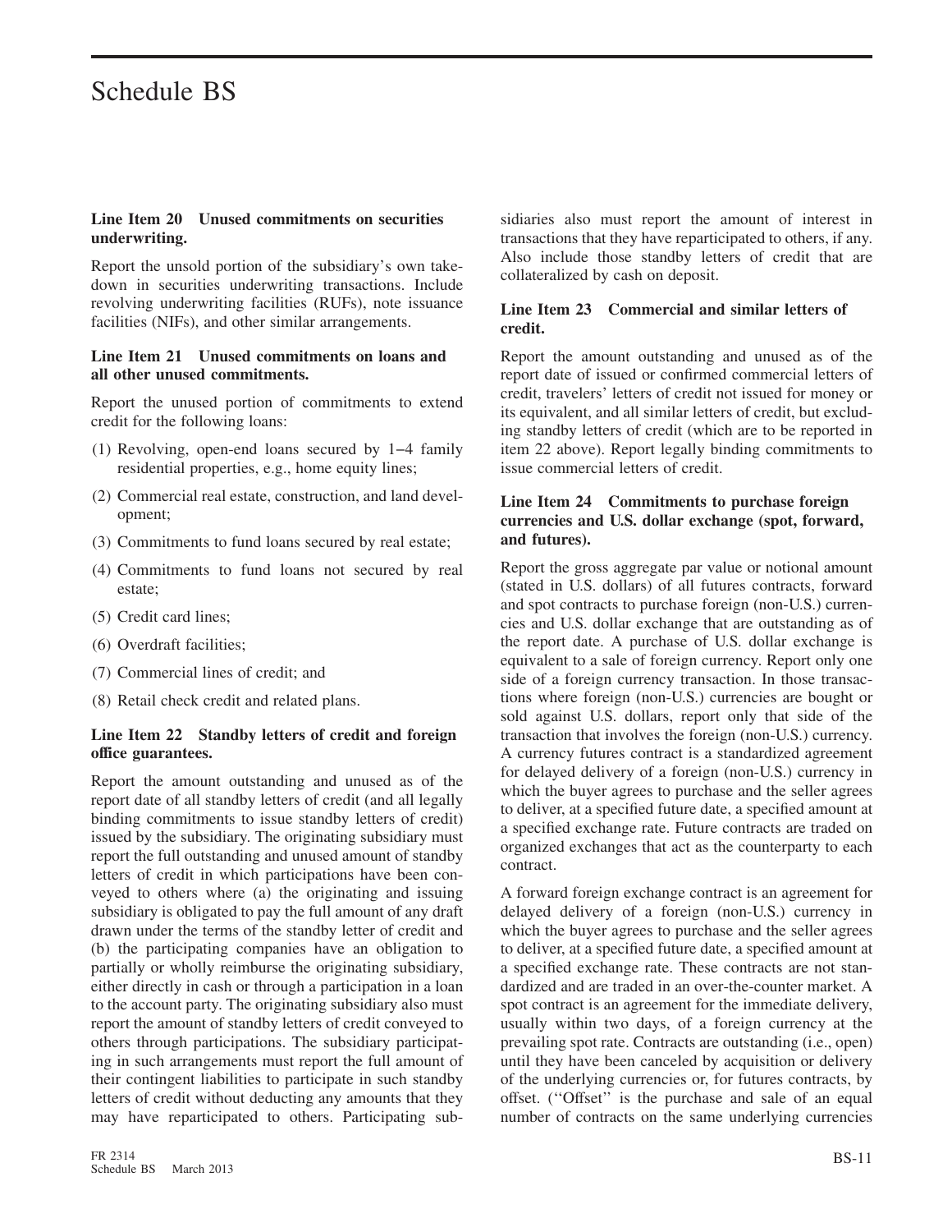# Schedule BS

### Line Item 20 Unused commitments on securities underwriting.

Report the unsold portion of the subsidiary's own takedown in securities underwriting transactions. Include revolving underwriting facilities (RUFs), note issuance facilities (NIFs), and other similar arrangements.

### Line Item 21 Unused commitments on loans and all other unused commitments.

Report the unused portion of commitments to extend credit for the following loans:

(1) Revolving, open-end loans secured by 1–4 family residential properties, e.g., home equity lines;

(2) Commercial real estate, construction, and land development;

(3) Commitments to fund loans secured by real estate;

(4) Commitments to fund loans not secured by real estate;

(5) Credit card lines;

(6) Overdraft facilities;

(7) Commercial lines of credit; and

(8) Retail check credit and related plans.

### Line Item 22 Standby letters of credit and foreign office guarantees.

Report the amount outstanding and unused as of the report date of all standby letters of credit (and all legally binding commitments to issue standby letters of credit) issued by the subsidiary. The originating subsidiary must report the full outstanding and unused amount of standby letters of credit in which participations have been conveyed to others where (a) the originating and issuing subsidiary is obligated to pay the full amount of any draft drawn under the terms of the standby letter of credit and (b) the participating companies have an obligation to partially or wholly reimburse the originating subsidiary, either directly in cash or through a participation in a loan to the account party. The originating subsidiary also must report the amount of standby letters of credit conveyed to others through participations. The subsidiary participating in such arrangements must report the full amount of their contingent liabilities to participate in such standby letters of credit without deducting any amounts that they may have reparticipated to others. Participating subsidiaries also must report the amount of interest in transactions that they have reparticipated to others, if any. Also include those standby letters of credit that are collateralized by cash on deposit.

### Line Item 23 Commercial and similar letters of credit.

Report the amount outstanding and unused as of the report date of issued or confirmed commercial letters of credit, travelers' letters of credit not issued for money or its equivalent, and all similar letters of credit, but excluding standby letters of credit (which are to be reported in item 22 above). Report legally binding commitments to issue commercial letters of credit.

### Line Item 24 Commitments to purchase foreign currencies and U.S. dollar exchange (spot, forward, and futures).

Report the gross aggregate par value or notional amount (stated in U.S. dollars) of all futures contracts, forward and spot contracts to purchase foreign (non-U.S.) currencies and U.S. dollar exchange that are outstanding as of the report date. A purchase of U.S. dollar exchange is equivalent to a sale of foreign currency. Report only one side of a foreign currency transaction. In those transactions where foreign (non-U.S.) currencies are bought or sold against U.S. dollars, report only that side of the transaction that involves the foreign (non-U.S.) currency. A currency futures contract is a standardized agreement for delayed delivery of a foreign (non-U.S.) currency in which the buyer agrees to purchase and the seller agrees to deliver, at a specified future date, a specified amount at a specified exchange rate. Future contracts are traded on organized exchanges that act as the counterparty to each contract.

A forward foreign exchange contract is an agreement for delayed delivery of a foreign (non-U.S.) currency in which the buyer agrees to purchase and the seller agrees to deliver, at a specified future date, a specified amount at a specified exchange rate. These contracts are not standardized and are traded in an over-the-counter market. A spot contract is an agreement for the immediate delivery, usually within two days, of a foreign currency at the prevailing spot rate. Contracts are outstanding (i.e., open) until they have been canceled by acquisition or delivery of the underlying currencies or, for futures contracts, by offset. (''Offset'' is the purchase and sale of an equal number of contracts on the same underlying currencies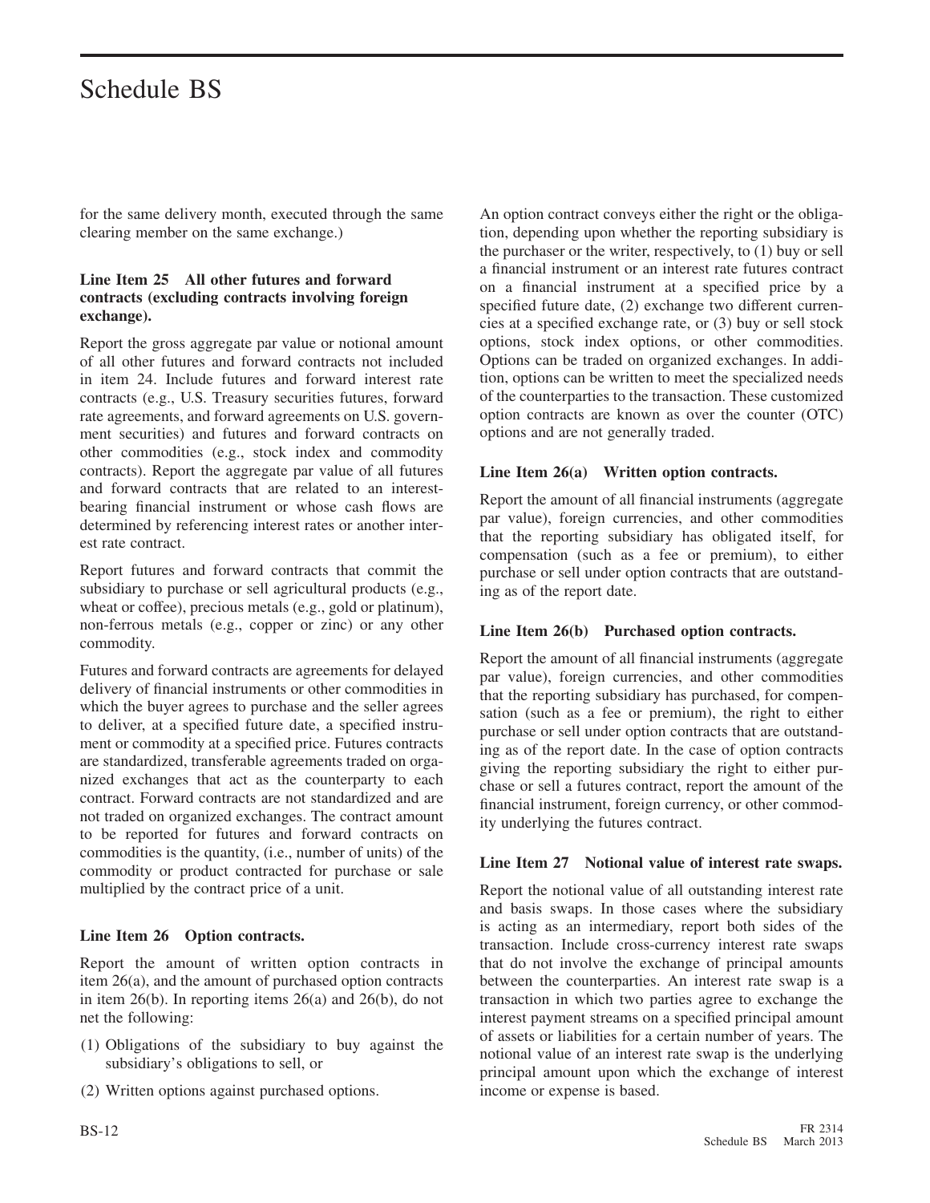for the same delivery month, executed through the same clearing member on the same exchange.)

### Line Item 25 All other futures and forward contracts (excluding contracts involving foreign exchange).

Report the gross aggregate par value or notional amount of all other futures and forward contracts not included in item 24. Include futures and forward interest rate contracts (e.g., U.S. Treasury securities futures, forward rate agreements, and forward agreements on U.S. government securities) and futures and forward contracts on other commodities (e.g., stock index and commodity contracts). Report the aggregate par value of all futures and forward contracts that are related to an interest-bearing financial instrument or whose cash flows are determined by referencing interest rates or another interest rate contract.

Report futures and forward contracts that commit the subsidiary to purchase or sell agricultural products (e.g., wheat or coffee), precious metals (e.g., gold or platinum), non-ferrous metals (e.g., copper or zinc) or any other commodity.

Futures and forward contracts are agreements for delayed delivery of financial instruments or other commodities in which the buyer agrees to purchase and the seller agrees to deliver, at a specified future date, a specified instrument or commodity at a specified price. Futures contracts are standardized, transferable agreements traded on organized exchanges that act as the counterparty to each contract. Forward contracts are not standardized and are not traded on organized exchanges. The contract amount to be reported for futures and forward contracts on commodities is the quantity, (i.e., number of units) of the commodity or product contracted for purchase or sale multiplied by the contract price of a unit.

### Line Item 26 Option contracts.

Report the amount of written option contracts in item 26(a), and the amount of purchased option contracts in item 26(b). In reporting items 26(a) and 26(b), do not net the following:

(1) Obligations of the subsidiary to buy against the subsidiary's obligations to sell, or

(2) Written options against purchased options.

An option contract conveys either the right or the obligation, depending upon whether the reporting subsidiary is the purchaser or the writer, respectively, to (1) buy or sell a financial instrument or an interest rate futures contract on a financial instrument at a specified price by a specified future date, (2) exchange two different currencies at a specified exchange rate, or (3) buy or sell stock options, stock index options, or other commodities. Options can be traded on organized exchanges. In addition, options can be written to meet the specialized needs of the counterparties to the transaction. These customized option contracts are known as over the counter (OTC) options and are not generally traded.

### Line Item 26(a) Written option contracts.

Report the amount of all financial instruments (aggregate par value), foreign currencies, and other commodities that the reporting subsidiary has obligated itself, for compensation (such as a fee or premium), to either purchase or sell under option contracts that are outstanding as of the report date.

### Line Item 26(b) Purchased option contracts.

Report the amount of all financial instruments (aggregate par value), foreign currencies, and other commodities that the reporting subsidiary has purchased, for compensation (such as a fee or premium), the right to either purchase or sell under option contracts that are outstanding as of the report date. In the case of option contracts giving the reporting subsidiary the right to either purchase or sell a futures contract, report the amount of the financial instrument, foreign currency, or other commodity underlying the futures contract.

### Line Item 27 Notional value of interest rate swaps.

Report the notional value of all outstanding interest rate and basis swaps. In those cases where the subsidiary is acting as an intermediary, report both sides of the transaction. Include cross-currency interest rate swaps that do not involve the exchange of principal amounts between the counterparties. An interest rate swap is a transaction in which two parties agree to exchange the interest payment streams on a specified principal amount of assets or liabilities for a certain number of years. The notional value of an interest rate swap is the underlying principal amount upon which the exchange of interest income or expense is based.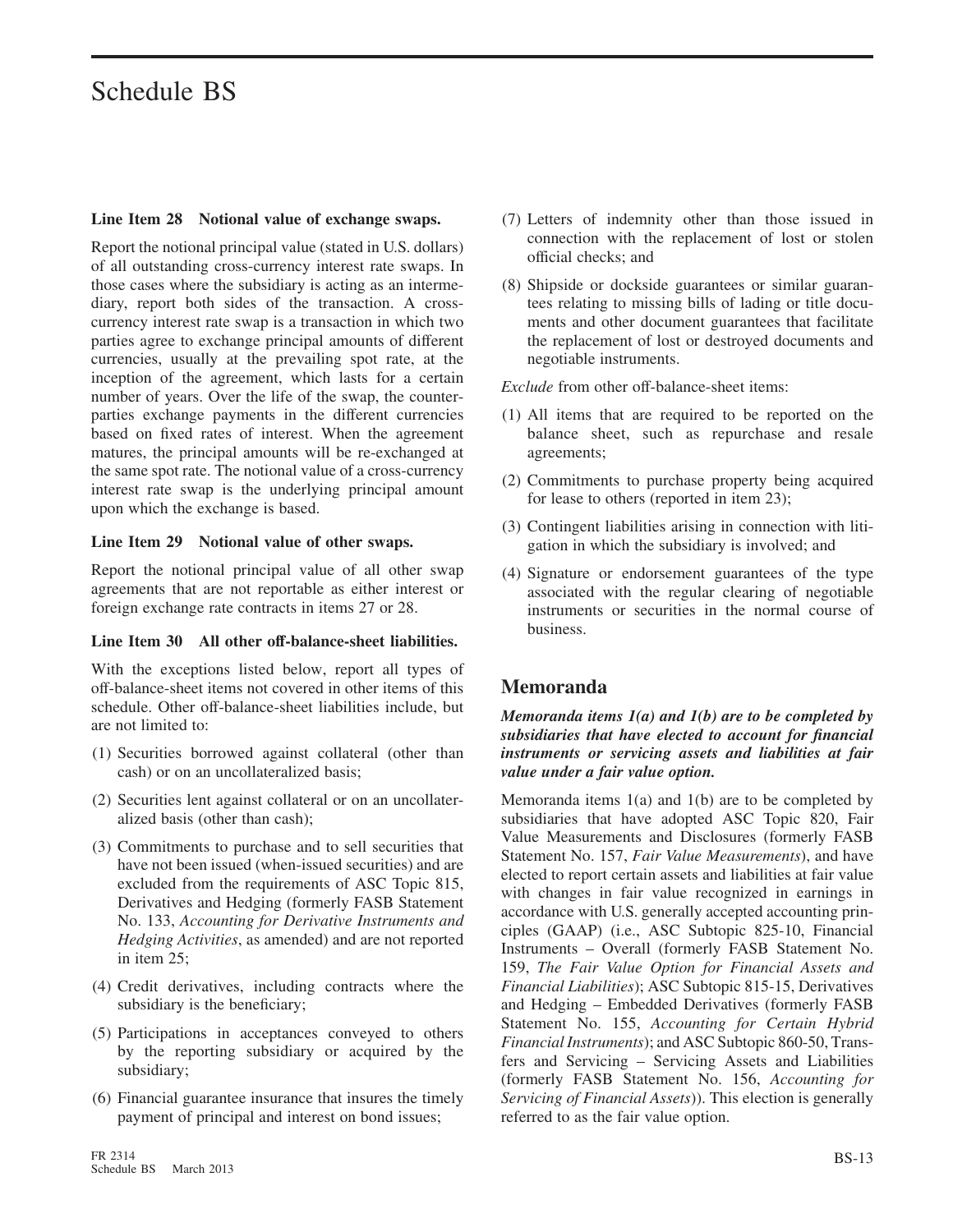# Schedule BS

### Line Item 28 Notional value of exchange swaps.

Report the notional principal value (stated in U.S. dollars) of all outstanding cross-currency interest rate swaps. In those cases where the subsidiary is acting as an intermediary, report both sides of the transaction. A cross-currency interest rate swap is a transaction in which two parties agree to exchange principal amounts of different currencies, usually at the prevailing spot rate, at the inception of the agreement, which lasts for a certain number of years. Over the life of the swap, the counterparties exchange payments in the different currencies based on fixed rates of interest. When the agreement matures, the principal amounts will be re-exchanged at the same spot rate. The notional value of a cross-currency interest rate swap is the underlying principal amount upon which the exchange is based.

### Line Item 29 Notional value of other swaps.

Report the notional principal value of all other swap agreements that are not reportable as either interest or foreign exchange rate contracts in items 27 or 28.

### Line Item 30 All other off-balance-sheet liabilities.

With the exceptions listed below, report all types of off-balance-sheet items not covered in other items of this schedule. Other off-balance-sheet liabilities include, but are not limited to:

(1) Securities borrowed against collateral (other than cash) or on an uncollateralized basis;

(2) Securities lent against collateral or on an uncollateralized basis (other than cash);

(3) Commitments to purchase and to sell securities that have not been issued (when-issued securities) and are excluded from the requirements of ASC Topic 815, Derivatives and Hedging (formerly FASB Statement No. 133, *Accounting for Derivative Instruments and Hedging Activities*, as amended) and are not reported in item 25;

(4) Credit derivatives, including contracts where the subsidiary is the beneficiary;

(5) Participations in acceptances conveyed to others by the reporting subsidiary or acquired by the subsidiary;

(6) Financial guarantee insurance that insures the timely payment of principal and interest on bond issues;

(7) Letters of indemnity other than those issued in connection with the replacement of lost or stolen official checks; and

(8) Shipside or dockside guarantees or similar guarantees relating to missing bills of lading or title documents and other document guarantees that facilitate the replacement of lost or destroyed documents and negotiable instruments.

*Exclude* from other off-balance-sheet items:

(1) All items that are required to be reported on the balance sheet, such as repurchase and resale agreements;

(2) Commitments to purchase property being acquired for lease to others (reported in item 23);

(3) Contingent liabilities arising in connection with litigation in which the subsidiary is involved; and

(4) Signature or endorsement guarantees of the type associated with the regular clearing of negotiable instruments or securities in the normal course of business.

## Memoranda

***Memoranda items 1(a) and 1(b) are to be completed by subsidiaries that have elected to account for financial instruments or servicing assets and liabilities at fair value under a fair value option.***

Memoranda items 1(a) and 1(b) are to be completed by subsidiaries that have adopted ASC Topic 820, Fair Value Measurements and Disclosures (formerly FASB Statement No. 157, *Fair Value Measurements*), and have elected to report certain assets and liabilities at fair value with changes in fair value recognized in earnings in accordance with U.S. generally accepted accounting principles (GAAP) (i.e., ASC Subtopic 825-10, Financial Instruments – Overall (formerly FASB Statement No. 159, *The Fair Value Option for Financial Assets and Financial Liabilities*); ASC Subtopic 815-15, Derivatives and Hedging – Embedded Derivatives (formerly FASB Statement No. 155, *Accounting for Certain Hybrid Financial Instruments*); and ASC Subtopic 860-50, Transfers and Servicing – Servicing Assets and Liabilities (formerly FASB Statement No. 156, *Accounting for Servicing of Financial Assets*)). This election is generally referred to as the fair value option.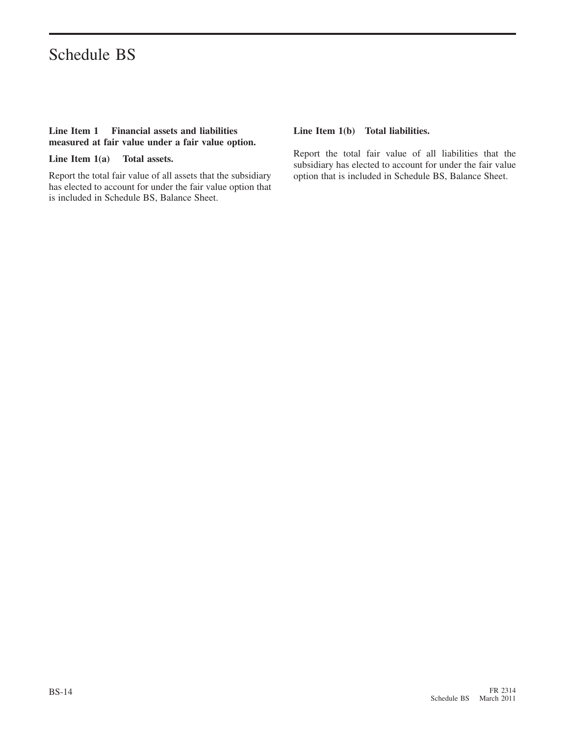# Schedule BS

**Line Item 1 Financial assets and liabilities measured at fair value under a fair value option.**

**Line Item 1(a) Total assets.**

Report the total fair value of all assets that the subsidiary has elected to account for under the fair value option that is included in Schedule BS, Balance Sheet.

**Line Item 1(b) Total liabilities.**

Report the total fair value of all liabilities that the subsidiary has elected to account for under the fair value option that is included in Schedule BS, Balance Sheet.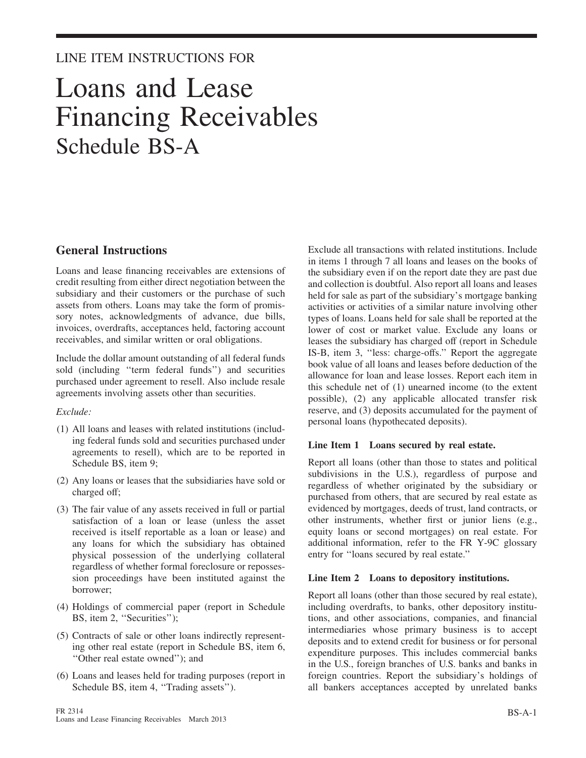LINE ITEM INSTRUCTIONS FOR

# Loans and Lease Financing Receivables
## Schedule BS-A

### General Instructions

Loans and lease financing receivables are extensions of credit resulting from either direct negotiation between the subsidiary and their customers or the purchase of such assets from others. Loans may take the form of promissory notes, acknowledgments of advance, due bills, invoices, overdrafts, acceptances held, factoring account receivables, and similar written or oral obligations.

Include the dollar amount outstanding of all federal funds sold (including ''term federal funds'') and securities purchased under agreement to resell. Also include resale agreements involving assets other than securities.

*Exclude:*

(1) All loans and leases with related institutions (including federal funds sold and securities purchased under agreements to resell), which are to be reported in Schedule BS, item 9;

(2) Any loans or leases that the subsidiaries have sold or charged off;

(3) The fair value of any assets received in full or partial satisfaction of a loan or lease (unless the asset received is itself reportable as a loan or lease) and any loans for which the subsidiary has obtained physical possession of the underlying collateral regardless of whether formal foreclosure or repossession proceedings have been instituted against the borrower;

(4) Holdings of commercial paper (report in Schedule BS, item 2, ''Securities'');

(5) Contracts of sale or other loans indirectly representing other real estate (report in Schedule BS, item 6, ''Other real estate owned''); and

(6) Loans and leases held for trading purposes (report in Schedule BS, item 4, ''Trading assets'').

Exclude all transactions with related institutions. Include in items 1 through 7 all loans and leases on the books of the subsidiary even if on the report date they are past due and collection is doubtful. Also report all loans and leases held for sale as part of the subsidiary's mortgage banking activities or activities of a similar nature involving other types of loans. Loans held for sale shall be reported at the lower of cost or market value. Exclude any loans or leases the subsidiary has charged off (report in Schedule IS-B, item 3, ''less: charge-offs.'' Report the aggregate book value of all loans and leases before deduction of the allowance for loan and lease losses. Report each item in this schedule net of (1) unearned income (to the extent possible), (2) any applicable allocated transfer risk reserve, and (3) deposits accumulated for the payment of personal loans (hypothecated deposits).

#### Line Item 1 Loans secured by real estate.

Report all loans (other than those to states and political subdivisions in the U.S.), regardless of purpose and regardless of whether originated by the subsidiary or purchased from others, that are secured by real estate as evidenced by mortgages, deeds of trust, land contracts, or other instruments, whether first or junior liens (e.g., equity loans or second mortgages) on real estate. For additional information, refer to the FR Y-9C glossary entry for ''loans secured by real estate.''

#### Line Item 2 Loans to depository institutions.

Report all loans (other than those secured by real estate), including overdrafts, to banks, other depository institutions, and other associations, companies, and financial intermediaries whose primary business is to accept deposits and to extend credit for business or for personal expenditure purposes. This includes commercial banks in the U.S., foreign branches of U.S. banks and banks in foreign countries. Report the subsidiary's holdings of all bankers acceptances accepted by unrelated banks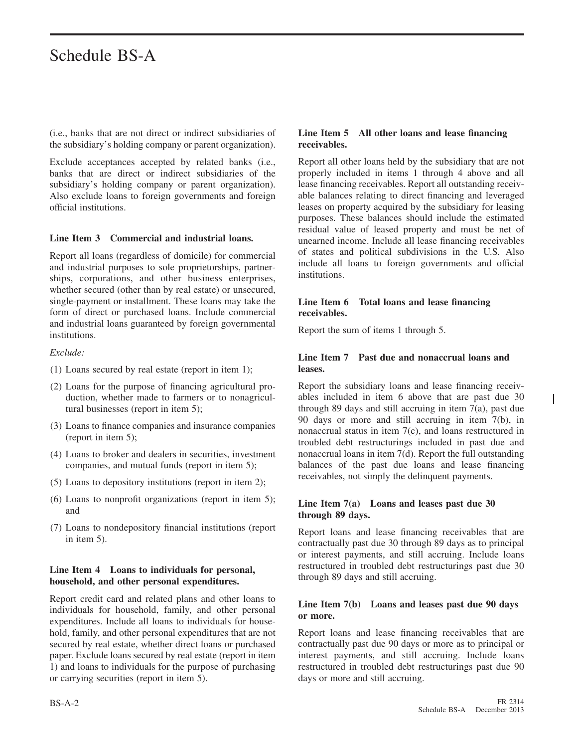(i.e., banks that are not direct or indirect subsidiaries of the subsidiary's holding company or parent organization).

Exclude acceptances accepted by related banks (i.e., banks that are direct or indirect subsidiaries of the subsidiary's holding company or parent organization). Also exclude loans to foreign governments and foreign official institutions.

**Line Item 3 Commercial and industrial loans.**

Report all loans (regardless of domicile) for commercial and industrial purposes to sole proprietorships, partnerships, corporations, and other business enterprises, whether secured (other than by real estate) or unsecured, single-payment or installment. These loans may take the form of direct or purchased loans. Include commercial and industrial loans guaranteed by foreign governmental institutions.

*Exclude:*

(1) Loans secured by real estate (report in item 1);

(2) Loans for the purpose of financing agricultural production, whether made to farmers or to nonagricultural businesses (report in item 5);

(3) Loans to finance companies and insurance companies (report in item 5);

(4) Loans to broker and dealers in securities, investment companies, and mutual funds (report in item 5);

(5) Loans to depository institutions (report in item 2);

(6) Loans to nonprofit organizations (report in item 5); and

(7) Loans to nondepository financial institutions (report in item 5).

**Line Item 4 Loans to individuals for personal, household, and other personal expenditures.**

Report credit card and related plans and other loans to individuals for household, family, and other personal expenditures. Include all loans to individuals for household, family, and other personal expenditures that are not secured by real estate, whether direct loans or purchased paper. Exclude loans secured by real estate (report in item 1) and loans to individuals for the purpose of purchasing or carrying securities (report in item 5).

**Line Item 5 All other loans and lease financing receivables.**

Report all other loans held by the subsidiary that are not properly included in items 1 through 4 above and all lease financing receivables. Report all outstanding receivable balances relating to direct financing and leveraged leases on property acquired by the subsidiary for leasing purposes. These balances should include the estimated residual value of leased property and must be net of unearned income. Include all lease financing receivables of states and political subdivisions in the U.S. Also include all loans to foreign governments and official institutions.

**Line Item 6 Total loans and lease financing receivables.**

Report the sum of items 1 through 5.

**Line Item 7 Past due and nonaccrual loans and leases.**

Report the subsidiary loans and lease financing receivables included in item 6 above that are past due 30 through 89 days and still accruing in item 7(a), past due 90 days or more and still accruing in item 7(b), in nonaccrual status in item 7(c), and loans restructured in troubled debt restructurings included in past due and nonaccrual loans in item 7(d). Report the full outstanding balances of the past due loans and lease financing receivables, not simply the delinquent payments.

**Line Item 7(a) Loans and leases past due 30 through 89 days.**

Report loans and lease financing receivables that are contractually past due 30 through 89 days as to principal or interest payments, and still accruing. Include loans restructured in troubled debt restructurings past due 30 through 89 days and still accruing.

**Line Item 7(b) Loans and leases past due 90 days or more.**

Report loans and lease financing receivables that are contractually past due 90 days or more as to principal or interest payments, and still accruing. Include loans restructured in troubled debt restructurings past due 90 days or more and still accruing.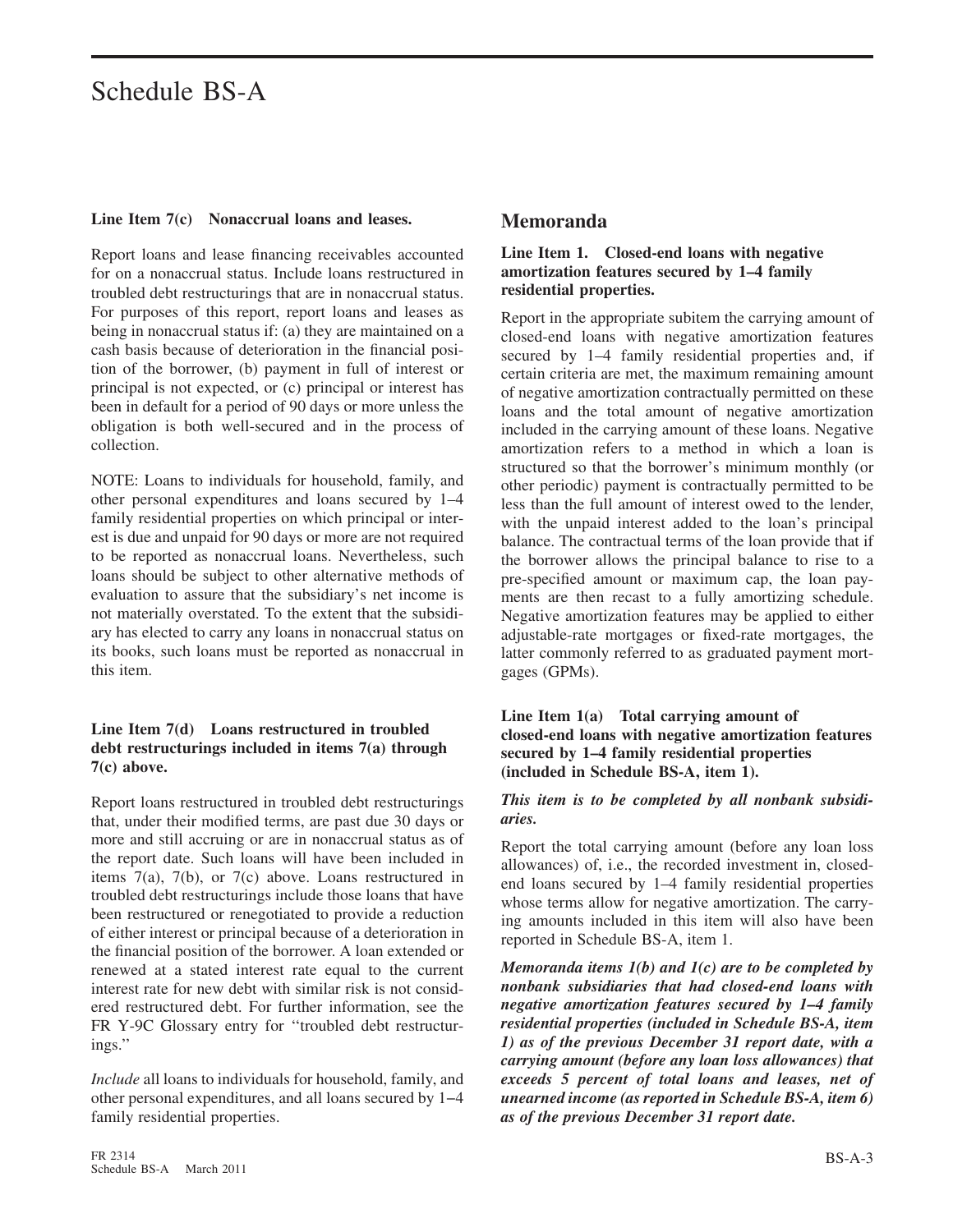# Schedule BS-A

**Line Item 7(c) Nonaccrual loans and leases.**

Report loans and lease financing receivables accounted for on a nonaccrual status. Include loans restructured in troubled debt restructurings that are in nonaccrual status. For purposes of this report, report loans and leases as being in nonaccrual status if: (a) they are maintained on a cash basis because of deterioration in the financial position of the borrower, (b) payment in full of interest or principal is not expected, or (c) principal or interest has been in default for a period of 90 days or more unless the obligation is both well-secured and in the process of collection.

NOTE: Loans to individuals for household, family, and other personal expenditures and loans secured by 1–4 family residential properties on which principal or interest is due and unpaid for 90 days or more are not required to be reported as nonaccrual loans. Nevertheless, such loans should be subject to other alternative methods of evaluation to assure that the subsidiary's net income is not materially overstated. To the extent that the subsidiary has elected to carry any loans in nonaccrual status on its books, such loans must be reported as nonaccrual in this item.

**Line Item 7(d) Loans restructured in troubled debt restructurings included in items 7(a) through 7(c) above.**

Report loans restructured in troubled debt restructurings that, under their modified terms, are past due 30 days or more and still accruing or are in nonaccrual status as of the report date. Such loans will have been included in items 7(a), 7(b), or 7(c) above. Loans restructured in troubled debt restructurings include those loans that have been restructured or renegotiated to provide a reduction of either interest or principal because of a deterioration in the financial position of the borrower. A loan extended or renewed at a stated interest rate equal to the current interest rate for new debt with similar risk is not considered restructured debt. For further information, see the FR Y-9C Glossary entry for "troubled debt restructurings."

*Include* all loans to individuals for household, family, and other personal expenditures, and all loans secured by 1–4 family residential properties.

## Memoranda

**Line Item 1. Closed-end loans with negative amortization features secured by 1–4 family residential properties.**

Report in the appropriate subitem the carrying amount of closed-end loans with negative amortization features secured by 1–4 family residential properties and, if certain criteria are met, the maximum remaining amount of negative amortization contractually permitted on these loans and the total amount of negative amortization included in the carrying amount of these loans. Negative amortization refers to a method in which a loan is structured so that the borrower's minimum monthly (or other periodic) payment is contractually permitted to be less than the full amount of interest owed to the lender, with the unpaid interest added to the loan's principal balance. The contractual terms of the loan provide that if the borrower allows the principal balance to rise to a pre-specified amount or maximum cap, the loan payments are then recast to a fully amortizing schedule. Negative amortization features may be applied to either adjustable-rate mortgages or fixed-rate mortgages, the latter commonly referred to as graduated payment mortgages (GPMs).

**Line Item 1(a) Total carrying amount of closed-end loans with negative amortization features secured by 1–4 family residential properties (included in Schedule BS-A, item 1).**

***This item is to be completed by all nonbank subsidiaries.***

Report the total carrying amount (before any loan loss allowances) of, i.e., the recorded investment in, closed-end loans secured by 1–4 family residential properties whose terms allow for negative amortization. The carrying amounts included in this item will also have been reported in Schedule BS-A, item 1.

***Memoranda items 1(b) and 1(c) are to be completed by nonbank subsidiaries that had closed-end loans with negative amortization features secured by 1–4 family residential properties (included in Schedule BS-A, item 1) as of the previous December 31 report date, with a carrying amount (before any loan loss allowances) that exceeds 5 percent of total loans and leases, net of unearned income (as reported in Schedule BS-A, item 6) as of the previous December 31 report date.***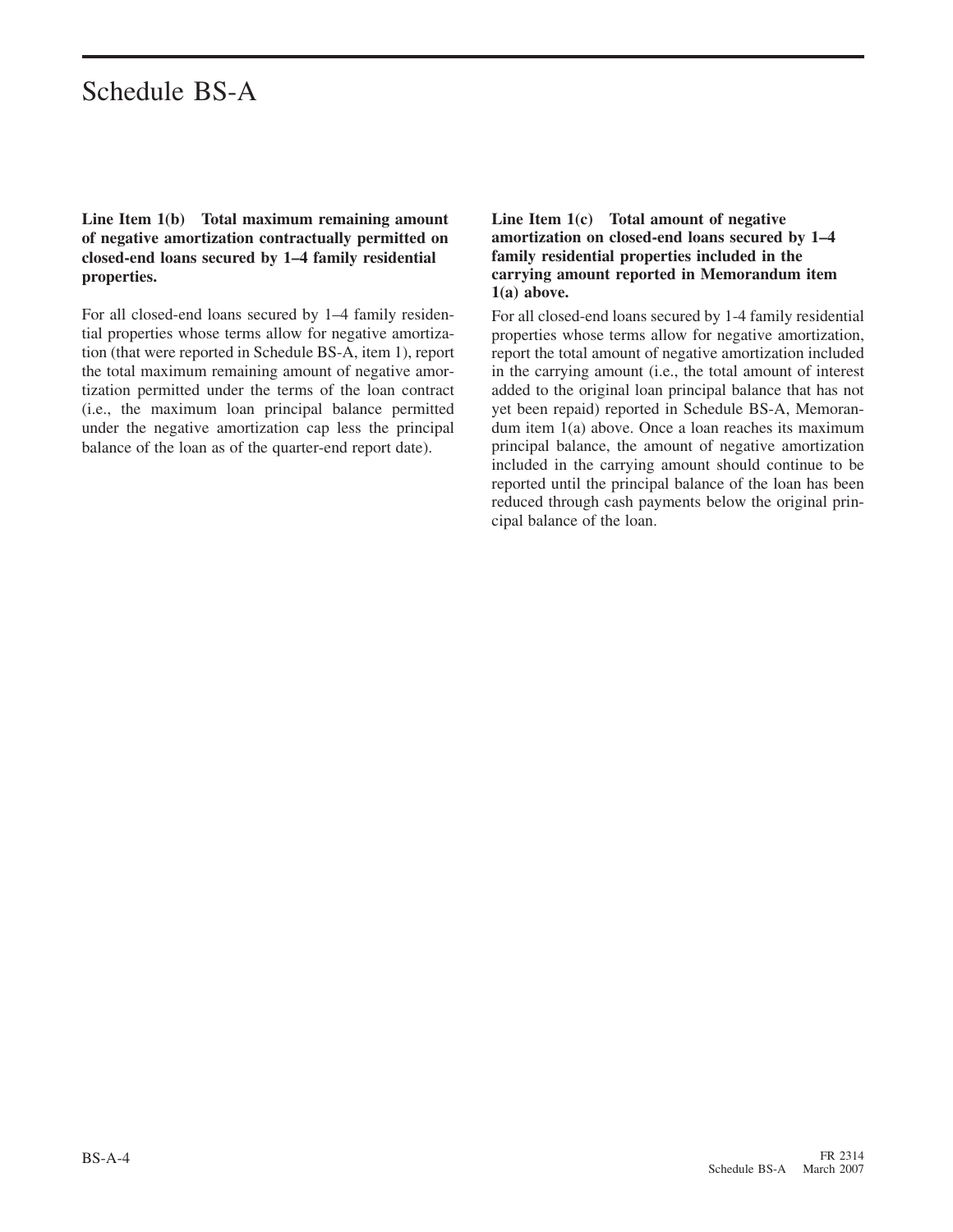# Schedule BS-A

**Line Item 1(b) Total maximum remaining amount of negative amortization contractually permitted on closed-end loans secured by 1–4 family residential properties.**

For all closed-end loans secured by 1–4 family residential properties whose terms allow for negative amortization (that were reported in Schedule BS-A, item 1), report the total maximum remaining amount of negative amortization permitted under the terms of the loan contract (i.e., the maximum loan principal balance permitted under the negative amortization cap less the principal balance of the loan as of the quarter-end report date).

**Line Item 1(c) Total amount of negative amortization on closed-end loans secured by 1–4 family residential properties included in the carrying amount reported in Memorandum item 1(a) above.**

For all closed-end loans secured by 1-4 family residential properties whose terms allow for negative amortization, report the total amount of negative amortization included in the carrying amount (i.e., the total amount of interest added to the original loan principal balance that has not yet been repaid) reported in Schedule BS-A, Memorandum item 1(a) above. Once a loan reaches its maximum principal balance, the amount of negative amortization included in the carrying amount should continue to be reported until the principal balance of the loan has been reduced through cash payments below the original principal balance of the loan.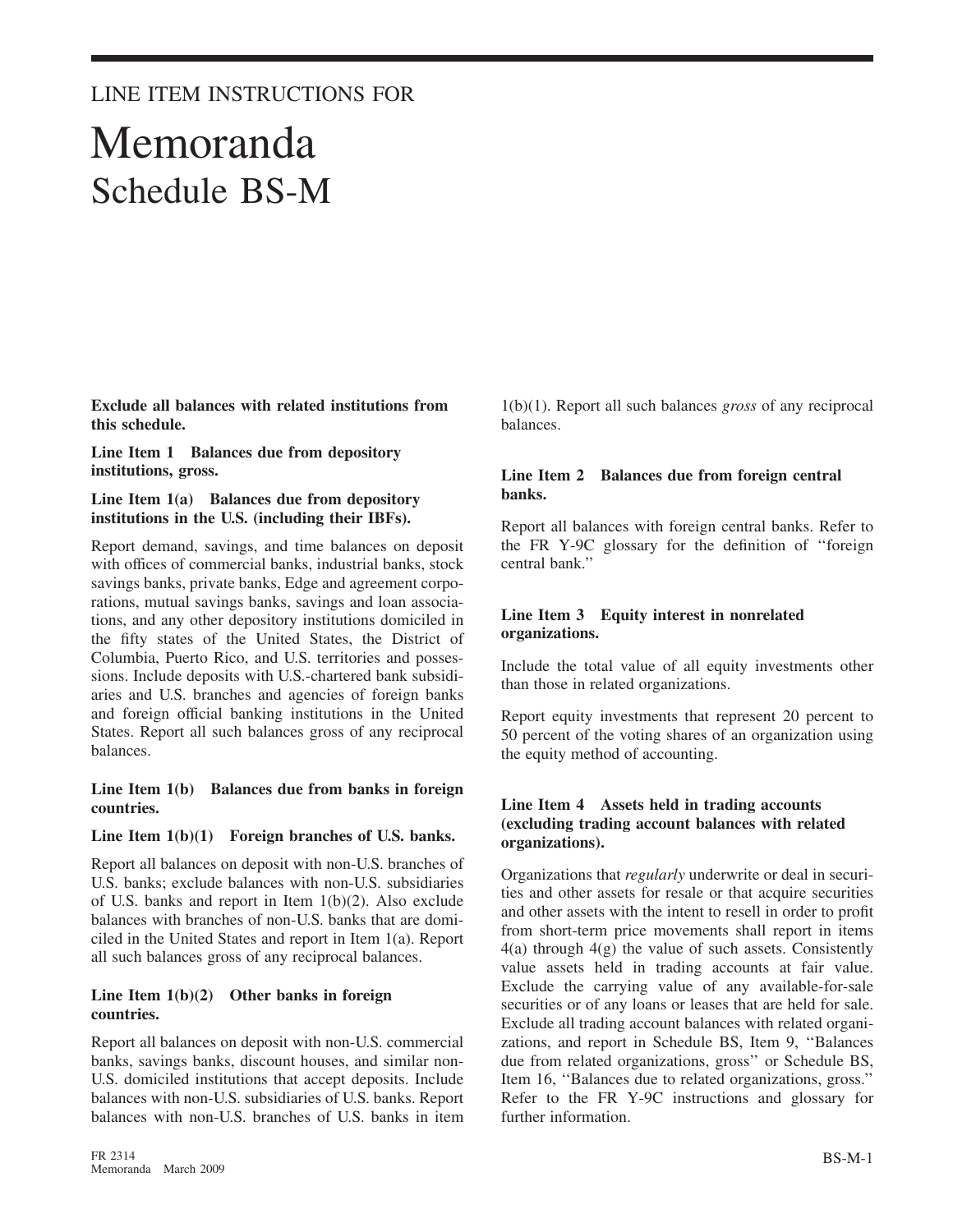LINE ITEM INSTRUCTIONS FOR

# Memoranda
## Schedule BS-M

**Exclude all balances with related institutions from this schedule.**

**Line Item 1 Balances due from depository institutions, gross.**

**Line Item 1(a) Balances due from depository institutions in the U.S. (including their IBFs).**

Report demand, savings, and time balances on deposit with offices of commercial banks, industrial banks, stock savings banks, private banks, Edge and agreement corporations, mutual savings banks, savings and loan associations, and any other depository institutions domiciled in the fifty states of the United States, the District of Columbia, Puerto Rico, and U.S. territories and possessions. Include deposits with U.S.-chartered bank subsidiaries and U.S. branches and agencies of foreign banks and foreign official banking institutions in the United States. Report all such balances gross of any reciprocal balances.

**Line Item 1(b) Balances due from banks in foreign countries.**

**Line Item 1(b)(1) Foreign branches of U.S. banks.**

Report all balances on deposit with non-U.S. branches of U.S. banks; exclude balances with non-U.S. subsidiaries of U.S. banks and report in Item 1(b)(2). Also exclude balances with branches of non-U.S. banks that are domiciled in the United States and report in Item 1(a). Report all such balances gross of any reciprocal balances.

**Line Item 1(b)(2) Other banks in foreign countries.**

Report all balances on deposit with non-U.S. commercial banks, savings banks, discount houses, and similar non-U.S. domiciled institutions that accept deposits. Include balances with non-U.S. subsidiaries of U.S. banks. Report balances with non-U.S. branches of U.S. banks in item 1(b)(1). Report all such balances *gross* of any reciprocal balances.

**Line Item 2 Balances due from foreign central banks.**

Report all balances with foreign central banks. Refer to the FR Y-9C glossary for the definition of ''foreign central bank.''

**Line Item 3 Equity interest in nonrelated organizations.**

Include the total value of all equity investments other than those in related organizations.

Report equity investments that represent 20 percent to 50 percent of the voting shares of an organization using the equity method of accounting.

**Line Item 4 Assets held in trading accounts (excluding trading account balances with related organizations).**

Organizations that *regularly* underwrite or deal in securities and other assets for resale or that acquire securities and other assets with the intent to resell in order to profit from short-term price movements shall report in items 4(a) through 4(g) the value of such assets. Consistently value assets held in trading accounts at fair value. Exclude the carrying value of any available-for-sale securities or of any loans or leases that are held for sale. Exclude all trading account balances with related organizations, and report in Schedule BS, Item 9, ''Balances due from related organizations, gross'' or Schedule BS, Item 16, ''Balances due to related organizations, gross.'' Refer to the FR Y-9C instructions and glossary for further information.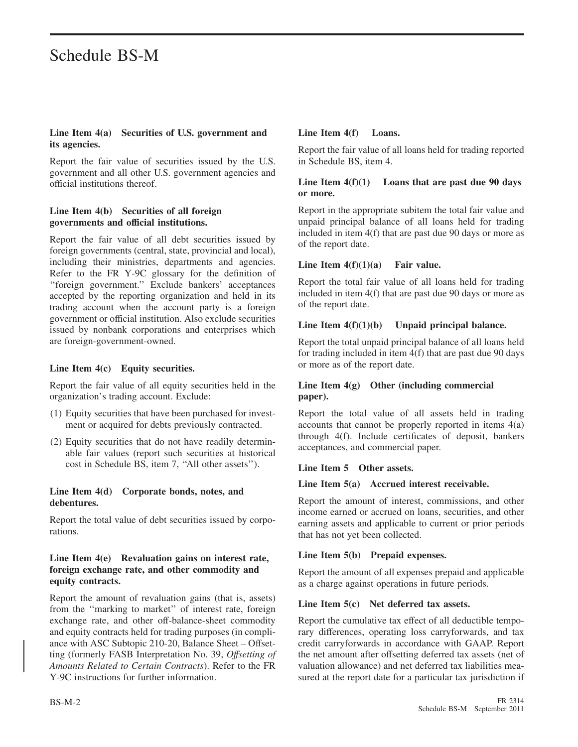# Schedule BS-M

### Line Item 4(a) Securities of U.S. government and its agencies.

Report the fair value of securities issued by the U.S. government and all other U.S. government agencies and official institutions thereof.

### Line Item 4(b) Securities of all foreign governments and official institutions.

Report the fair value of all debt securities issued by foreign governments (central, state, provincial and local), including their ministries, departments and agencies. Refer to the FR Y-9C glossary for the definition of ''foreign government.'' Exclude bankers' acceptances accepted by the reporting organization and held in its trading account when the account party is a foreign government or official institution. Also exclude securities issued by nonbank corporations and enterprises which are foreign-government-owned.

### Line Item 4(c) Equity securities.

Report the fair value of all equity securities held in the organization's trading account. Exclude:

(1) Equity securities that have been purchased for investment or acquired for debts previously contracted.

(2) Equity securities that do not have readily determinable fair values (report such securities at historical cost in Schedule BS, item 7, ''All other assets'').

### Line Item 4(d) Corporate bonds, notes, and debentures.

Report the total value of debt securities issued by corporations.

### Line Item 4(e) Revaluation gains on interest rate, foreign exchange rate, and other commodity and equity contracts.

Report the amount of revaluation gains (that is, assets) from the ''marking to market'' of interest rate, foreign exchange rate, and other off-balance-sheet commodity and equity contracts held for trading purposes (in compliance with ASC Subtopic 210-20, Balance Sheet – Offsetting (formerly FASB Interpretation No. 39, *Offsetting of Amounts Related to Certain Contracts*). Refer to the FR Y-9C instructions for further information.

### Line Item 4(f) Loans.

Report the fair value of all loans held for trading reported in Schedule BS, item 4.

### Line Item 4(f)(1) Loans that are past due 90 days or more.

Report in the appropriate subitem the total fair value and unpaid principal balance of all loans held for trading included in item 4(f) that are past due 90 days or more as of the report date.

### Line Item 4(f)(1)(a) Fair value.

Report the total fair value of all loans held for trading included in item 4(f) that are past due 90 days or more as of the report date.

### Line Item 4(f)(1)(b) Unpaid principal balance.

Report the total unpaid principal balance of all loans held for trading included in item 4(f) that are past due 90 days or more as of the report date.

### Line Item 4(g) Other (including commercial paper).

Report the total value of all assets held in trading accounts that cannot be properly reported in items 4(a) through 4(f). Include certificates of deposit, bankers acceptances, and commercial paper.

### Line Item 5 Other assets.

### Line Item 5(a) Accrued interest receivable.

Report the amount of interest, commissions, and other income earned or accrued on loans, securities, and other earning assets and applicable to current or prior periods that has not yet been collected.

### Line Item 5(b) Prepaid expenses.

Report the amount of all expenses prepaid and applicable as a charge against operations in future periods.

### Line Item 5(c) Net deferred tax assets.

Report the cumulative tax effect of all deductible temporary differences, operating loss carryforwards, and tax credit carryforwards in accordance with GAAP. Report the net amount after offsetting deferred tax assets (net of valuation allowance) and net deferred tax liabilities measured at the report date for a particular tax jurisdiction if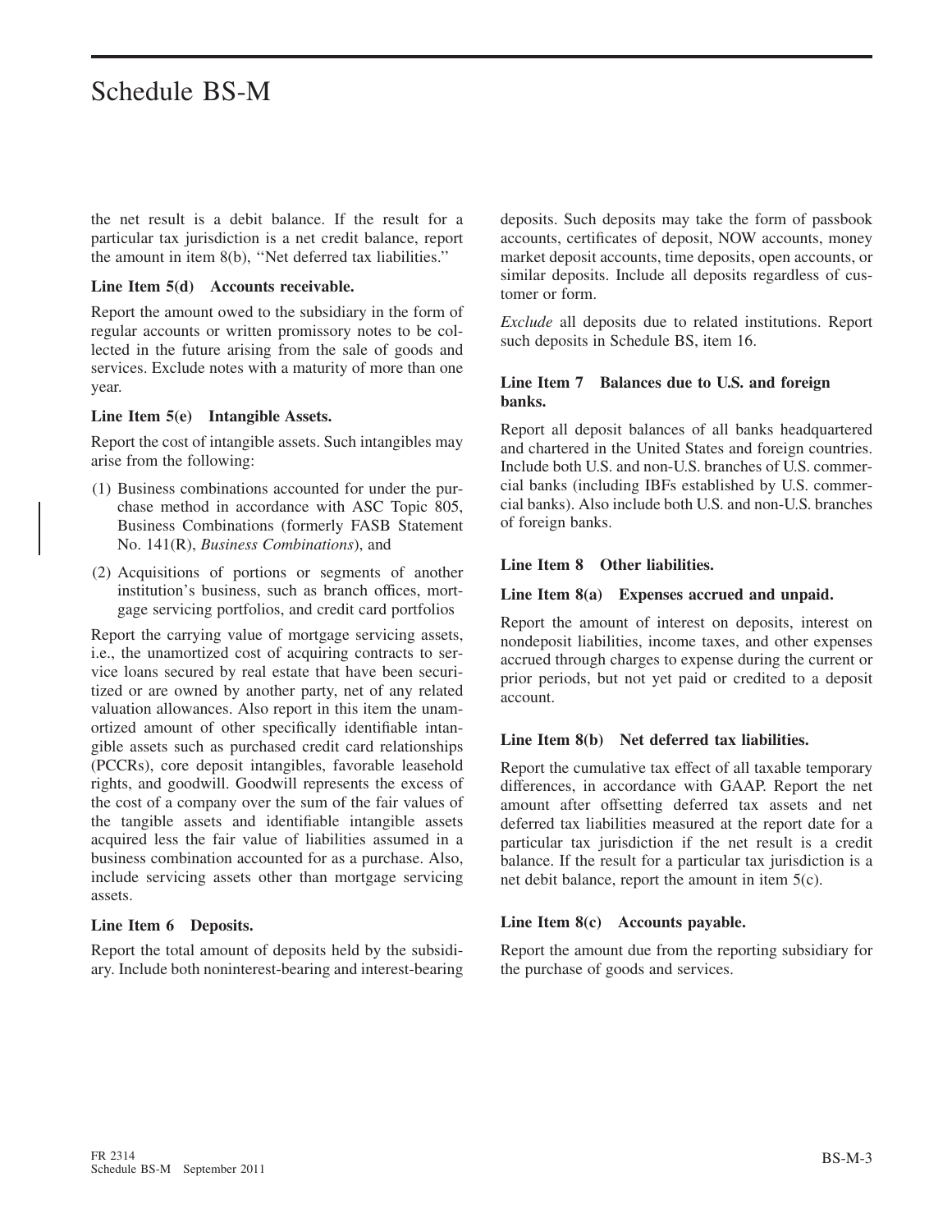the net result is a debit balance. If the result for a particular tax jurisdiction is a net credit balance, report the amount in item 8(b), ''Net deferred tax liabilities.''

**Line Item 5(d) Accounts receivable.**

Report the amount owed to the subsidiary in the form of regular accounts or written promissory notes to be collected in the future arising from the sale of goods and services. Exclude notes with a maturity of more than one year.

**Line Item 5(e) Intangible Assets.**

Report the cost of intangible assets. Such intangibles may arise from the following:

(1) Business combinations accounted for under the purchase method in accordance with ASC Topic 805, Business Combinations (formerly FASB Statement No. 141(R), *Business Combinations*), and

(2) Acquisitions of portions or segments of another institution's business, such as branch offices, mortgage servicing portfolios, and credit card portfolios

Report the carrying value of mortgage servicing assets, i.e., the unamortized cost of acquiring contracts to service loans secured by real estate that have been securitized or are owned by another party, net of any related valuation allowances. Also report in this item the unamortized amount of other specifically identifiable intangible assets such as purchased credit card relationships (PCCRs), core deposit intangibles, favorable leasehold rights, and goodwill. Goodwill represents the excess of the cost of a company over the sum of the fair values of the tangible assets and identifiable intangible assets acquired less the fair value of liabilities assumed in a business combination accounted for as a purchase. Also, include servicing assets other than mortgage servicing assets.

**Line Item 6 Deposits.**

Report the total amount of deposits held by the subsidiary. Include both noninterest-bearing and interest-bearing deposits. Such deposits may take the form of passbook accounts, certificates of deposit, NOW accounts, money market deposit accounts, time deposits, open accounts, or similar deposits. Include all deposits regardless of customer or form.

*Exclude* all deposits due to related institutions. Report such deposits in Schedule BS, item 16.

**Line Item 7 Balances due to U.S. and foreign banks.**

Report all deposit balances of all banks headquartered and chartered in the United States and foreign countries. Include both U.S. and non-U.S. branches of U.S. commercial banks (including IBFs established by U.S. commercial banks). Also include both U.S. and non-U.S. branches of foreign banks.

**Line Item 8 Other liabilities.**

**Line Item 8(a) Expenses accrued and unpaid.**

Report the amount of interest on deposits, interest on nondeposit liabilities, income taxes, and other expenses accrued through charges to expense during the current or prior periods, but not yet paid or credited to a deposit account.

**Line Item 8(b) Net deferred tax liabilities.**

Report the cumulative tax effect of all taxable temporary differences, in accordance with GAAP. Report the net amount after offsetting deferred tax assets and net deferred tax liabilities measured at the report date for a particular tax jurisdiction if the net result is a credit balance. If the result for a particular tax jurisdiction is a net debit balance, report the amount in item 5(c).

**Line Item 8(c) Accounts payable.**

Report the amount due from the reporting subsidiary for the purchase of goods and services.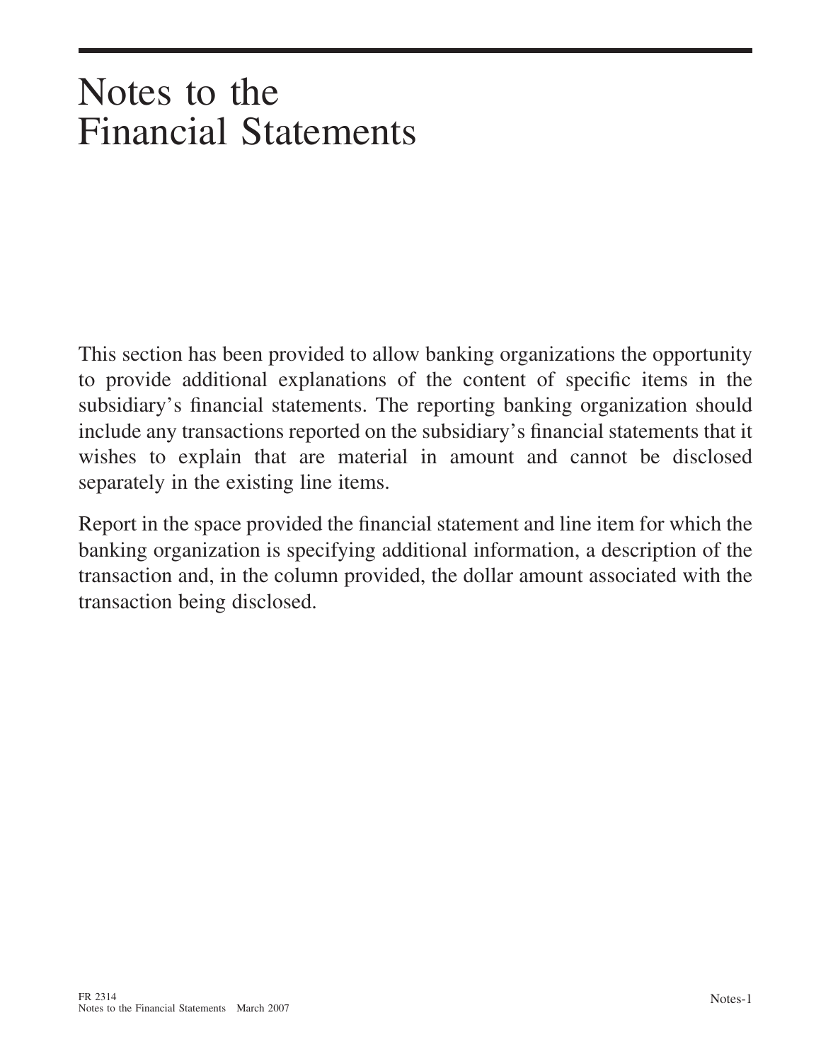# Notes to the Financial Statements

This section has been provided to allow banking organizations the opportunity to provide additional explanations of the content of specific items in the subsidiary's financial statements. The reporting banking organization should include any transactions reported on the subsidiary's financial statements that it wishes to explain that are material in amount and cannot be disclosed separately in the existing line items.

Report in the space provided the financial statement and line item for which the banking organization is specifying additional information, a description of the transaction and, in the column provided, the dollar amount associated with the transaction being disclosed.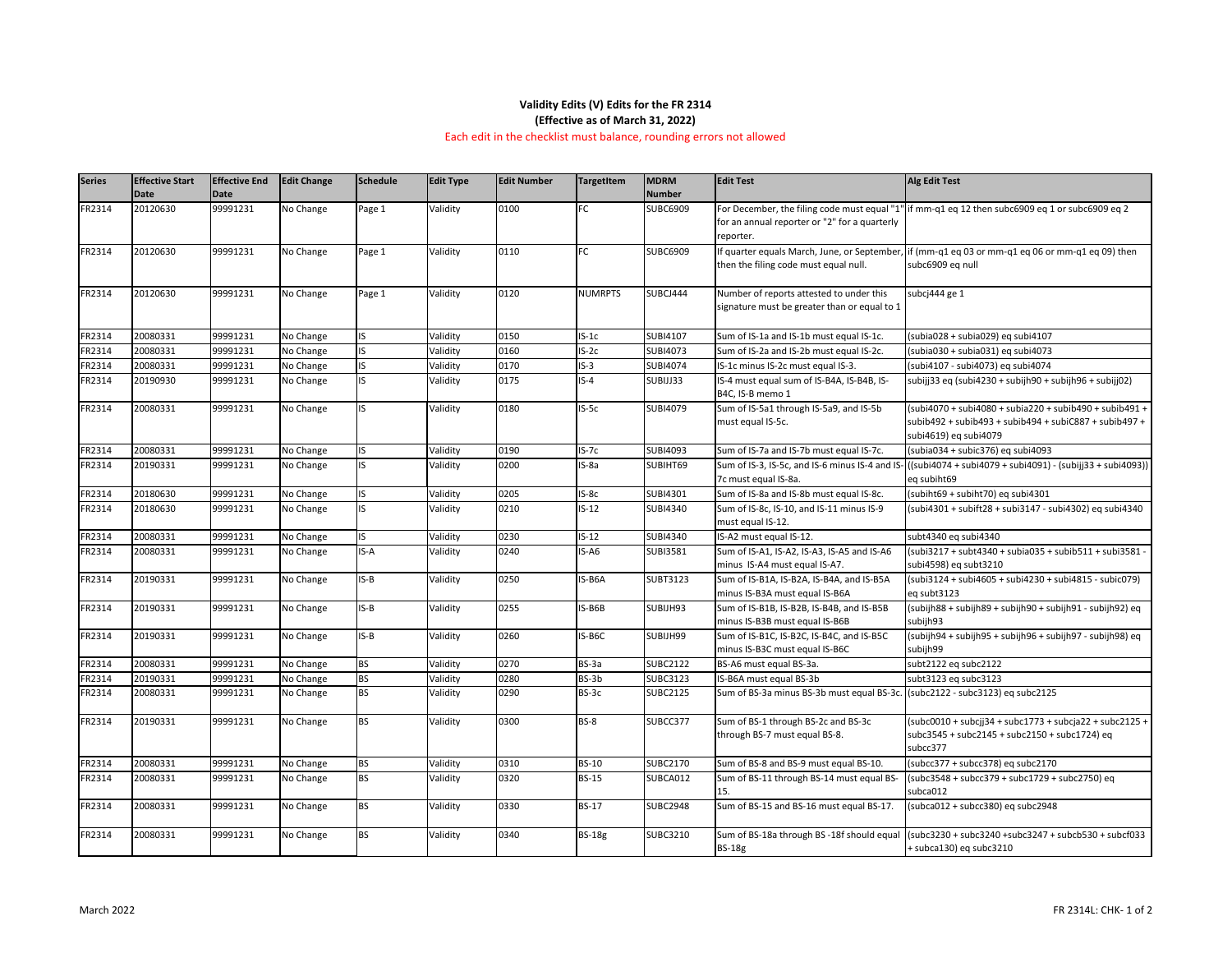**Validity Edits (V) Edits for the FR 2314**
**(Effective as of March 31, 2022)**
Each edit in the checklist must balance, rounding errors not allowed

| Series | Effective Start Date | Effective End Date | Edit Change | Schedule | Edit Type | Edit Number | TargetItem | MDRM Number | Edit Test | Alg Edit Test |
|---|---|---|---|---|---|---|---|---|---|---|
| FR2314 | 20120630 | 99991231 | No Change | Page 1 | Validity | 0100 | FC | SUBC6909 | For December, the filing code must equal "1" for an annual reporter or "2" for a quarterly reporter. | if mm-q1 eq 12 then subc6909 eq 1 or subc6909 eq 2 |
| FR2314 | 20120630 | 99991231 | No Change | Page 1 | Validity | 0110 | FC | SUBC6909 | If quarter equals March, June, or September, then the filing code must equal null. | if (mm-q1 eq 03 or mm-q1 eq 06 or mm-q1 eq 09) then subc6909 eq null |
| FR2314 | 20120630 | 99991231 | No Change | Page 1 | Validity | 0120 | NUMRPTS | SUBCJ444 | Number of reports attested to under this signature must be greater than or equal to 1 | subcj444 ge 1 |
| FR2314 | 20080331 | 99991231 | No Change | IS | Validity | 0150 | IS-1c | SUBI4107 | Sum of IS-1a and IS-1b must equal IS-1c. | (subia028 + subia029) eq subi4107 |
| FR2314 | 20080331 | 99991231 | No Change | IS | Validity | 0160 | IS-2c | SUBI4073 | Sum of IS-2a and IS-2b must equal IS-2c. | (subia030 + subia031) eq subi4073 |
| FR2314 | 20080331 | 99991231 | No Change | IS | Validity | 0170 | IS-3 | SUBI4074 | IS-1c minus IS-2c must equal IS-3. | (subi4107 - subi4073) eq subi4074 |
| FR2314 | 20190930 | 99991231 | No Change | IS | Validity | 0175 | IS-4 | SUBIJJ33 | IS-4 must equal sum of IS-B4A, IS-B4B, IS-B4C, IS-B memo 1 | subijj33 eq (subi4230 + subijh90 + subijh96 + subijj02) |
| FR2314 | 20080331 | 99991231 | No Change | IS | Validity | 0180 | IS-5c | SUBI4079 | Sum of IS-5a1 through IS-5a9, and IS-5b must equal IS-5c. | (subi4070 + subi4080 + subia220 + subib490 + subib491 + subib492 + subib493 + subib494 + subiC887 + subib497 + subi4619) eq subi4079 |
| FR2314 | 20080331 | 99991231 | No Change | IS | Validity | 0190 | IS-7c | SUBI4093 | Sum of IS-7a and IS-7b must equal IS-7c. | (subia034 + subic376) eq subi4093 |
| FR2314 | 20190331 | 99991231 | No Change | IS | Validity | 0200 | IS-8a | SUBIHT69 | Sum of IS-3, IS-5c, and IS-6 minus IS-4 and IS-7c must equal IS-8a. | ((subi4074 + subi4079 + subi4091) - (subijj33 + subi4093)) eq subiht69 |
| FR2314 | 20180630 | 99991231 | No Change | IS | Validity | 0205 | IS-8c | SUBI4301 | Sum of IS-8a and IS-8b must equal IS-8c. | (subiht69 + subiht70) eq subi4301 |
| FR2314 | 20180630 | 99991231 | No Change | IS | Validity | 0210 | IS-12 | SUBI4340 | Sum of IS-8c, IS-10, and IS-11 minus IS-9 must equal IS-12. | (subi4301 + subift28 + subi3147 - subi4302) eq subi4340 |
| FR2314 | 20080331 | 99991231 | No Change | IS | Validity | 0230 | IS-12 | SUBI4340 | IS-A2 must equal IS-12. | subt4340 eq subi4340 |
| FR2314 | 20080331 | 99991231 | No Change | IS-A | Validity | 0240 | IS-A6 | SUBI3581 | Sum of IS-A1, IS-A2, IS-A3, IS-A5 and IS-A6 minus IS-A4 must equal IS-A7. | (subi3217 + subt4340 + subia035 + subib511 + subi3581 - subi4598) eq subt3210 |
| FR2314 | 20190331 | 99991231 | No Change | IS-B | Validity | 0250 | IS-B6A | SUBT3123 | Sum of IS-B1A, IS-B2A, IS-B4A, and IS-B5A minus IS-B3A must equal IS-B6A | (subi3124 + subi4605 + subi4230 + subi4815 - subic079) eq subt3123 |
| FR2314 | 20190331 | 99991231 | No Change | IS-B | Validity | 0255 | IS-B6B | SUBIJH93 | Sum of IS-B1B, IS-B2B, IS-B4B, and IS-B5B minus IS-B3B must equal IS-B6B | (subijh88 + subijh89 + subijh90 + subijh91 - subijh92) eq subijh93 |
| FR2314 | 20190331 | 99991231 | No Change | IS-B | Validity | 0260 | IS-B6C | SUBIJH99 | Sum of IS-B1C, IS-B2C, IS-B4C, and IS-B5C minus IS-B3C must equal IS-B6C | (subijh94 + subijh95 + subijh96 + subijh97 - subijh98) eq subijh99 |
| FR2314 | 20080331 | 99991231 | No Change | BS | Validity | 0270 | BS-3a | SUBC2122 | BS-A6 must equal BS-3a. | subt2122 eq subc2122 |
| FR2314 | 20190331 | 99991231 | No Change | BS | Validity | 0280 | BS-3b | SUBC3123 | IS-B6A must equal BS-3b | subt3123 eq subc3123 |
| FR2314 | 20080331 | 99991231 | No Change | BS | Validity | 0290 | BS-3c | SUBC2125 | Sum of BS-3a minus BS-3b must equal BS-3c. | (subc2122 - subc3123) eq subc2125 |
| FR2314 | 20190331 | 99991231 | No Change | BS | Validity | 0300 | BS-8 | SUBCC377 | Sum of BS-1 through BS-2c and BS-3c through BS-7 must equal BS-8. | (subc0010 + subcjj34 + subc1773 + subcja22 + subc2125 + subc3545 + subc2145 + subc2150 + subc1724) eq subcc377 |
| FR2314 | 20080331 | 99991231 | No Change | BS | Validity | 0310 | BS-10 | SUBC2170 | Sum of BS-8 and BS-9 must equal BS-10. | (subcc377 + subcc378) eq subc2170 |
| FR2314 | 20080331 | 99991231 | No Change | BS | Validity | 0320 | BS-15 | SUBCA012 | Sum of BS-11 through BS-14 must equal BS-15. | (subc3548 + subcc379 + subc1729 + subc2750) eq subca012 |
| FR2314 | 20080331 | 99991231 | No Change | BS | Validity | 0330 | BS-17 | SUBC2948 | Sum of BS-15 and BS-16 must equal BS-17. | (subca012 + subcc380) eq subc2948 |
| FR2314 | 20080331 | 99991231 | No Change | BS | Validity | 0340 | BS-18g | SUBC3210 | Sum of BS-18a through BS -18f should equal BS-18g | (subc3230 + subc3240 +subc3247 + subcb530 + subcf033 + subca130) eq subc3210 |

March 2022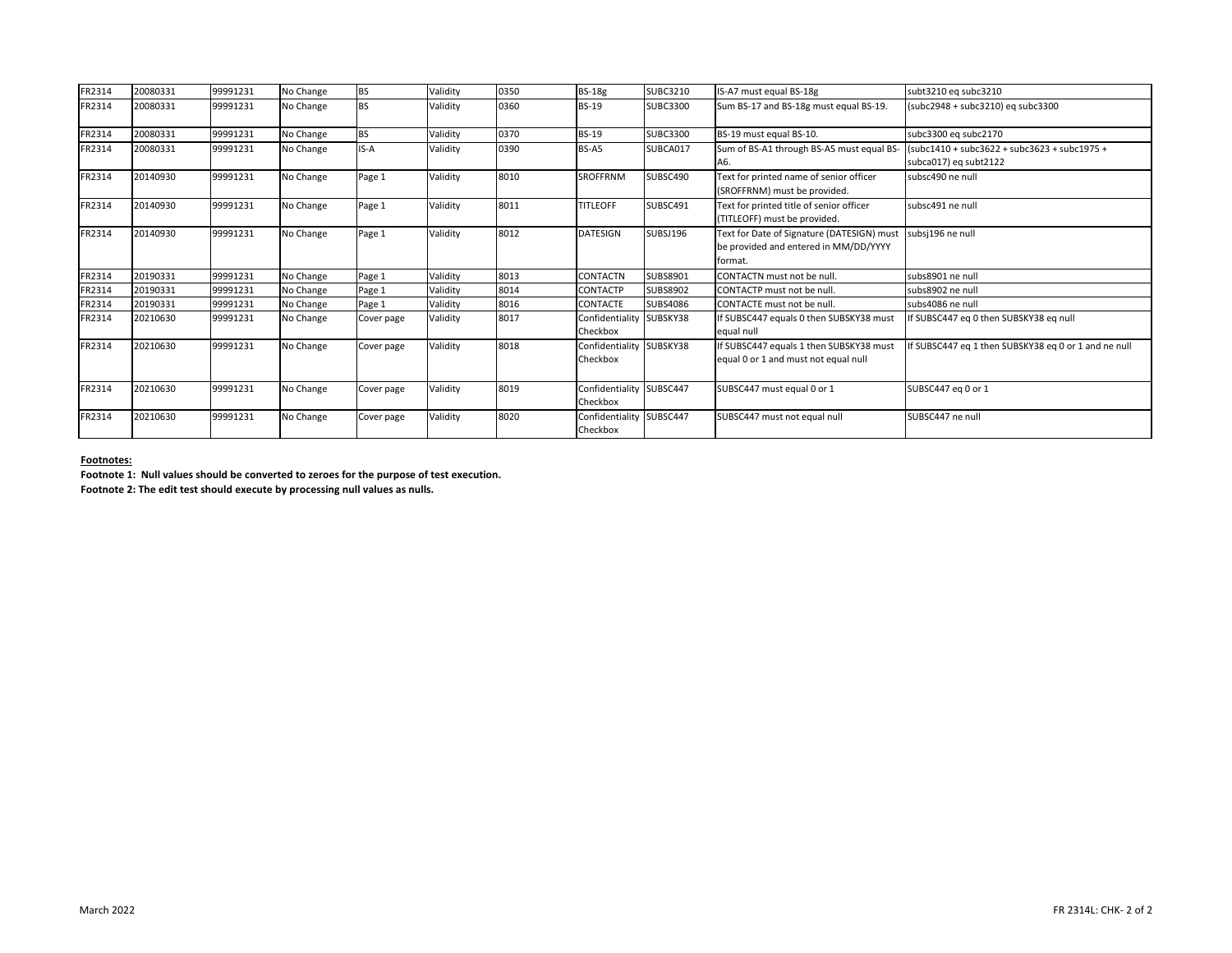| FR2314 | 20080331 | 99991231 | No Change | BS | Validity | 0350 | BS-18g | SUBC3210 | IS-A7 must equal BS-18g | subt3210 eq subc3210 |
|---|---|---|---|---|---|---|---|---|---|---|
| FR2314 | 20080331 | 99991231 | No Change | BS | Validity | 0360 | BS-19 | SUBC3300 | Sum BS-17 and BS-18g must equal BS-19. | (subc2948 + subc3210) eq subc3300 |
| FR2314 | 20080331 | 99991231 | No Change | BS | Validity | 0370 | BS-19 | SUBC3300 | BS-19 must equal BS-10. | subc3300 eq subc2170 |
| FR2314 | 20080331 | 99991231 | No Change | IS-A | Validity | 0390 | BS-A5 | SUBCA017 | Sum of BS-A1 through BS-A5 must equal BS-A6. | (subc1410 + subc3622 + subc3623 + subc1975 + subca017) eq subt2122 |
| FR2314 | 20140930 | 99991231 | No Change | Page 1 | Validity | 8010 | SROFFRNM | SUBSC490 | Text for printed name of senior officer (SROFFRNM) must be provided. | subsc490 ne null |
| FR2314 | 20140930 | 99991231 | No Change | Page 1 | Validity | 8011 | TITLEOFF | SUBSC491 | Text for printed title of senior officer (TITLEOFF) must be provided. | subsc491 ne null |
| FR2314 | 20140930 | 99991231 | No Change | Page 1 | Validity | 8012 | DATESIGN | SUBSJ196 | Text for Date of Signature (DATESIGN) must be provided and entered in MM/DD/YYYY format. | subsj196 ne null |
| FR2314 | 20190331 | 99991231 | No Change | Page 1 | Validity | 8013 | CONTACTN | SUBS8901 | CONTACTN must not be null. | subs8901 ne null |
| FR2314 | 20190331 | 99991231 | No Change | Page 1 | Validity | 8014 | CONTACTP | SUBS8902 | CONTACTP must not be null. | subs8902 ne null |
| FR2314 | 20190331 | 99991231 | No Change | Page 1 | Validity | 8016 | CONTACTE | SUBS4086 | CONTACTE must not be null. | subs4086 ne null |
| FR2314 | 20210630 | 99991231 | No Change | Cover page | Validity | 8017 | Confidentiality Checkbox | SUBSKY38 | If SUBSC447 equals 0 then SUBSKY38 must equal null | If SUBSC447 eq 0 then SUBSKY38 eq null |
| FR2314 | 20210630 | 99991231 | No Change | Cover page | Validity | 8018 | Confidentiality Checkbox | SUBSKY38 | If SUBSC447 equals 1 then SUBSKY38 must equal 0 or 1 and must not equal null | If SUBSC447 eq 1 then SUBSKY38 eq 0 or 1 and ne null |
| FR2314 | 20210630 | 99991231 | No Change | Cover page | Validity | 8019 | Confidentiality Checkbox | SUBSC447 | SUBSC447 must equal 0 or 1 | SUBSC447 eq 0 or 1 |
| FR2314 | 20210630 | 99991231 | No Change | Cover page | Validity | 8020 | Confidentiality Checkbox | SUBSC447 | SUBSC447 must not equal null | SUBSC447 ne null |

**Footnotes:**

**Footnote 1: Null values should be converted to zeroes for the purpose of test execution.**

**Footnote 2: The edit test should execute by processing null values as nulls.**

March 2022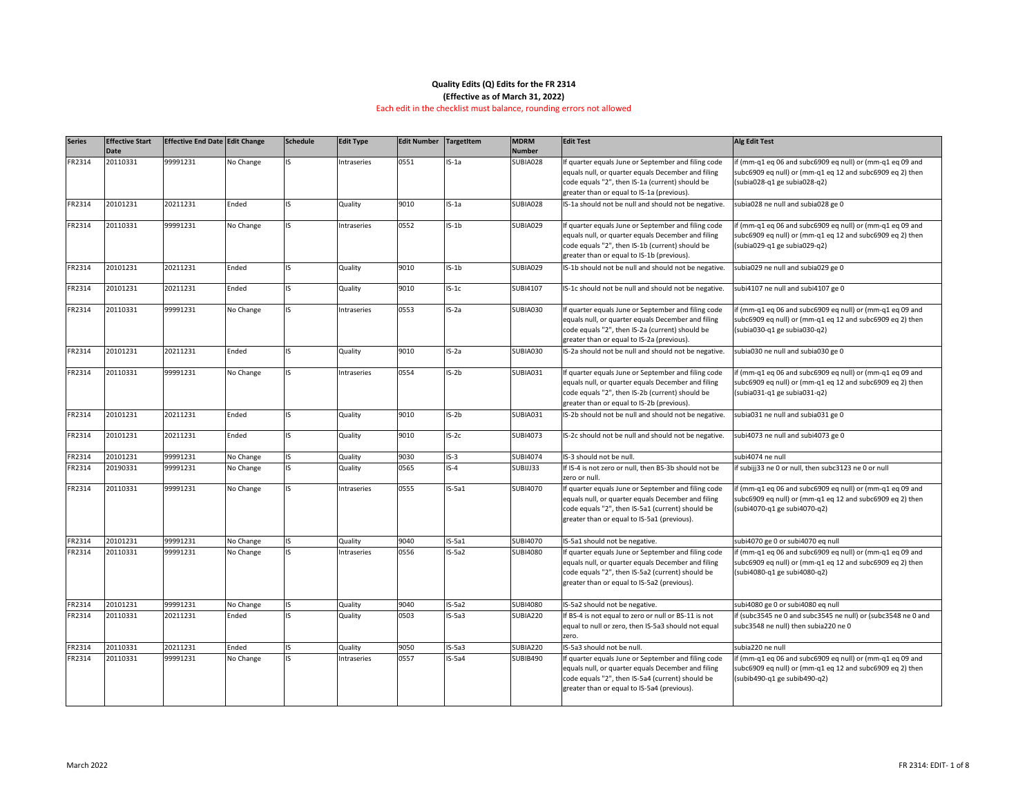**Quality Edits (Q) Edits for the FR 2314**

**(Effective as of March 31, 2022)**

Each edit in the checklist must balance, rounding errors not allowed

| Series | Effective Start Date | Effective End Date | Edit Change | Schedule | Edit Type | Edit Number | TargetItem | MDRM Number | Edit Test | Alg Edit Test |
|---|---|---|---|---|---|---|---|---|---|---|
| FR2314 | 20110331 | 99991231 | No Change | IS | Intraseries | 0551 | IS-1a | SUBIA028 | If quarter equals June or September and filing code equals null, or quarter equals December and filing code equals "2", then IS-1a (current) should be greater than or equal to IS-1a (previous). | if (mm-q1 eq 06 and subc6909 eq null) or (mm-q1 eq 09 and subc6909 eq null) or (mm-q1 eq 12 and subc6909 eq 2) then (subia028-q1 ge subia028-q2) |
| FR2314 | 20101231 | 20211231 | Ended | IS | Quality | 9010 | IS-1a | SUBIA028 | IS-1a should not be null and should not be negative. | subia028 ne null and subia028 ge 0 |
| FR2314 | 20110331 | 99991231 | No Change | IS | Intraseries | 0552 | IS-1b | SUBIA029 | If quarter equals June or September and filing code equals null, or quarter equals December and filing code equals "2", then IS-1b (current) should be greater than or equal to IS-1b (previous). | if (mm-q1 eq 06 and subc6909 eq null) or (mm-q1 eq 09 and subc6909 eq null) or (mm-q1 eq 12 and subc6909 eq 2) then (subia029-q1 ge subia029-q2) |
| FR2314 | 20101231 | 20211231 | Ended | IS | Quality | 9010 | IS-1b | SUBIA029 | IS-1b should not be null and should not be negative. | subia029 ne null and subia029 ge 0 |
| FR2314 | 20101231 | 20211231 | Ended | IS | Quality | 9010 | IS-1c | SUBI4107 | IS-1c should not be null and should not be negative. | subi4107 ne null and subi4107 ge 0 |
| FR2314 | 20110331 | 99991231 | No Change | IS | Intraseries | 0553 | IS-2a | SUBIA030 | If quarter equals June or September and filing code equals null, or quarter equals December and filing code equals "2", then IS-2a (current) should be greater than or equal to IS-2a (previous). | if (mm-q1 eq 06 and subc6909 eq null) or (mm-q1 eq 09 and subc6909 eq null) or (mm-q1 eq 12 and subc6909 eq 2) then (subia030-q1 ge subia030-q2) |
| FR2314 | 20101231 | 20211231 | Ended | IS | Quality | 9010 | IS-2a | SUBIA030 | IS-2a should not be null and should not be negative. | subia030 ne null and subia030 ge 0 |
| FR2314 | 20110331 | 99991231 | No Change | IS | Intraseries | 0554 | IS-2b | SUBIA031 | If quarter equals June or September and filing code equals null, or quarter equals December and filing code equals "2", then IS-2b (current) should be greater than or equal to IS-2b (previous). | if (mm-q1 eq 06 and subc6909 eq null) or (mm-q1 eq 09 and subc6909 eq null) or (mm-q1 eq 12 and subc6909 eq 2) then (subia031-q1 ge subia031-q2) |
| FR2314 | 20101231 | 20211231 | Ended | IS | Quality | 9010 | IS-2b | SUBIA031 | IS-2b should not be null and should not be negative. | subia031 ne null and subia031 ge 0 |
| FR2314 | 20101231 | 20211231 | Ended | IS | Quality | 9010 | IS-2c | SUBI4073 | IS-2c should not be null and should not be negative. | subi4073 ne null and subi4073 ge 0 |
| FR2314 | 20101231 | 99991231 | No Change | IS | Quality | 9030 | IS-3 | SUBI4074 | IS-3 should not be null. | subi4074 ne null |
| FR2314 | 20190331 | 99991231 | No Change | IS | Quality | 0565 | IS-4 | SUBIJJ33 | If IS-4 is not zero or null, then BS-3b should not be zero or null. | if subijj33 ne 0 or null, then subc3123 ne 0 or null |
| FR2314 | 20110331 | 99991231 | No Change | IS | Intraseries | 0555 | IS-5a1 | SUBI4070 | If quarter equals June or September and filing code equals null, or quarter equals December and filing code equals "2", then IS-5a1 (current) should be greater than or equal to IS-5a1 (previous). | if (mm-q1 eq 06 and subc6909 eq null) or (mm-q1 eq 09 and subc6909 eq null) or (mm-q1 eq 12 and subc6909 eq 2) then (subi4070-q1 ge subi4070-q2) |
| FR2314 | 20101231 | 99991231 | No Change | IS | Quality | 9040 | IS-5a1 | SUBI4070 | IS-5a1 should not be negative. | subi4070 ge 0 or subi4070 eq null |
| FR2314 | 20110331 | 99991231 | No Change | IS | Intraseries | 0556 | IS-5a2 | SUBI4080 | If quarter equals June or September and filing code equals null, or quarter equals December and filing code equals "2", then IS-5a2 (current) should be greater than or equal to IS-5a2 (previous). | if (mm-q1 eq 06 and subc6909 eq null) or (mm-q1 eq 09 and subc6909 eq null) or (mm-q1 eq 12 and subc6909 eq 2) then (subi4080-q1 ge subi4080-q2) |
| FR2314 | 20101231 | 99991231 | No Change | IS | Quality | 9040 | IS-5a2 | SUBI4080 | IS-5a2 should not be negative. | subi4080 ge 0 or subi4080 eq null |
| FR2314 | 20110331 | 20211231 | Ended | IS | Quality | 0503 | IS-5a3 | SUBIA220 | If BS-4 is not equal to zero or null or BS-11 is not equal to null or zero, then IS-5a3 should not equal zero. | if (subc3545 ne 0 and subc3545 ne null) or (subc3548 ne 0 and subc3548 ne null) then subia220 ne 0 |
| FR2314 | 20110331 | 20211231 | Ended | IS | Quality | 9050 | IS-5a3 | SUBIA220 | IS-5a3 should not be null. | subia220 ne null |
| FR2314 | 20110331 | 99991231 | No Change | IS | Intraseries | 0557 | IS-5a4 | SUBIB490 | If quarter equals June or September and filing code equals null, or quarter equals December and filing code equals "2", then IS-5a4 (current) should be greater than or equal to IS-5a4 (previous). | if (mm-q1 eq 06 and subc6909 eq null) or (mm-q1 eq 09 and subc6909 eq null) or (mm-q1 eq 12 and subc6909 eq 2) then (subib490-q1 ge subib490-q2) |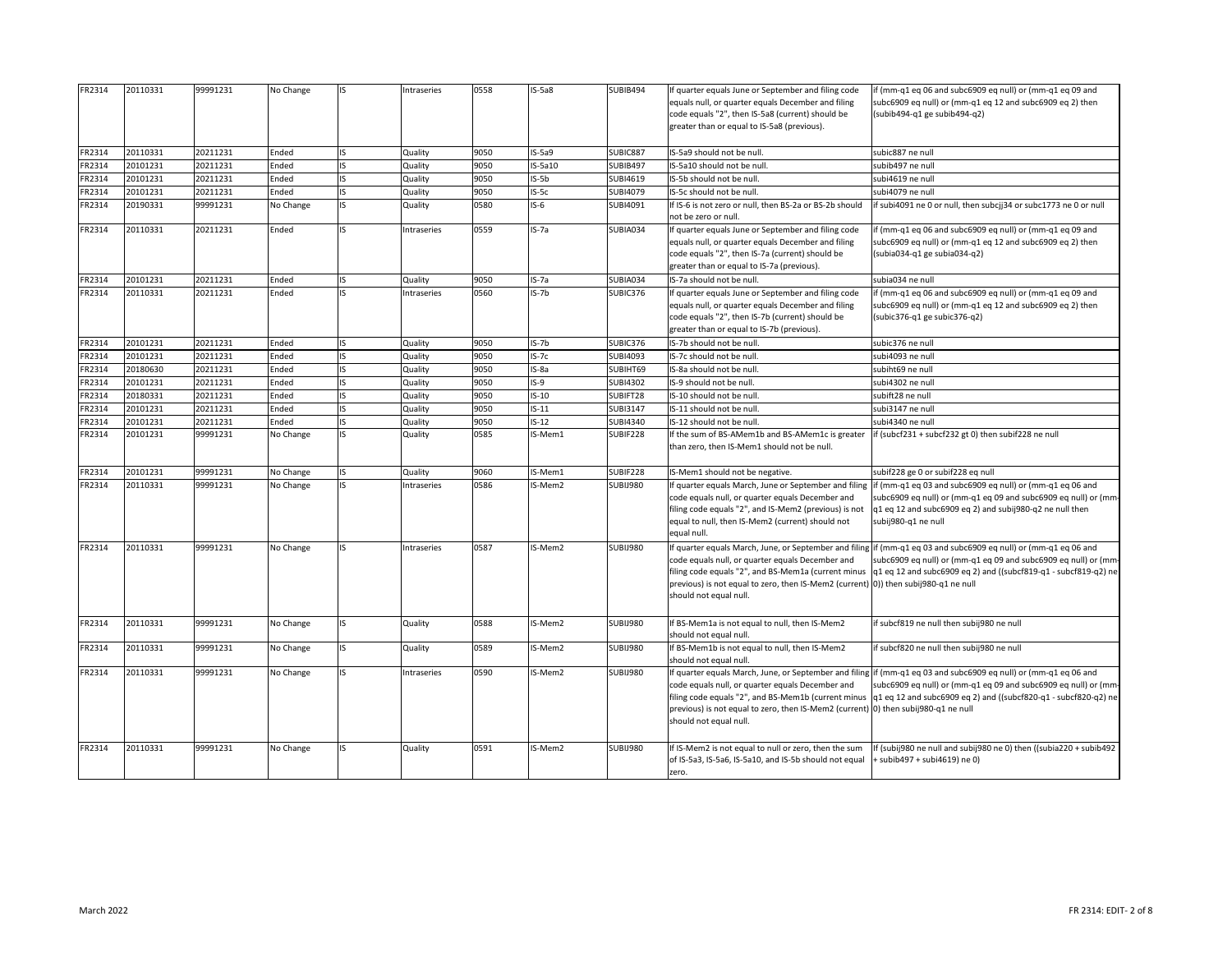| FR2314 | 20110331 | 99991231 | No Change | IS | Intraseries | 0558 | IS-5a8 | SUBIB494 | If quarter equals June or September and filing code equals null, or quarter equals December and filing code equals "2", then IS-5a8 (current) should be greater than or equal to IS-5a8 (previous). | if (mm-q1 eq 06 and subc6909 eq null) or (mm-q1 eq 09 and subc6909 eq null) or (mm-q1 eq 12 and subc6909 eq 2) then (subib494-q1 ge subib494-q2) |
|---|---|---|---|---|---|---|---|---|---|---|
| FR2314 | 20110331 | 20211231 | Ended | IS | Quality | 9050 | IS-5a9 | SUBIC887 | IS-5a9 should not be null. | subic887 ne null |
| FR2314 | 20101231 | 20211231 | Ended | IS | Quality | 9050 | IS-5a10 | SUBIB497 | IS-5a10 should not be null. | subib497 ne null |
| FR2314 | 20101231 | 20211231 | Ended | IS | Quality | 9050 | IS-5b | SUBI4619 | IS-5b should not be null. | subi4619 ne null |
| FR2314 | 20101231 | 20211231 | Ended | IS | Quality | 9050 | IS-5c | SUBI4079 | IS-5c should not be null. | subi4079 ne null |
| FR2314 | 20190331 | 99991231 | No Change | IS | Quality | 0580 | IS-6 | SUBI4091 | If IS-6 is not zero or null, then BS-2a or BS-2b should not be zero or null. | if subi4091 ne 0 or null, then subcjj34 or subc1773 ne 0 or null |
| FR2314 | 20110331 | 20211231 | Ended | IS | Intraseries | 0559 | IS-7a | SUBIA034 | If quarter equals June or September and filing code equals null, or quarter equals December and filing code equals "2", then IS-7a (current) should be greater than or equal to IS-7a (previous). | if (mm-q1 eq 06 and subc6909 eq null) or (mm-q1 eq 09 and subc6909 eq null) or (mm-q1 eq 12 and subc6909 eq 2) then (subia034-q1 ge subia034-q2) |
| FR2314 | 20101231 | 20211231 | Ended | IS | Quality | 9050 | IS-7a | SUBIA034 | IS-7a should not be null. | subia034 ne null |
| FR2314 | 20110331 | 20211231 | Ended | IS | Intraseries | 0560 | IS-7b | SUBIC376 | If quarter equals June or September and filing code equals null, or quarter equals December and filing code equals "2", then IS-7b (current) should be greater than or equal to IS-7b (previous). | if (mm-q1 eq 06 and subc6909 eq null) or (mm-q1 eq 09 and subc6909 eq null) or (mm-q1 eq 12 and subc6909 eq 2) then (subic376-q1 ge subic376-q2) |
| FR2314 | 20101231 | 20211231 | Ended | IS | Quality | 9050 | IS-7b | SUBIC376 | IS-7b should not be null. | subic376 ne null |
| FR2314 | 20101231 | 20211231 | Ended | IS | Quality | 9050 | IS-7c | SUBI4093 | IS-7c should not be null. | subi4093 ne null |
| FR2314 | 20180630 | 20211231 | Ended | IS | Quality | 9050 | IS-8a | SUBIHT69 | IS-8a should not be null. | subiht69 ne null |
| FR2314 | 20101231 | 20211231 | Ended | IS | Quality | 9050 | IS-9 | SUBI4302 | IS-9 should not be null. | subi4302 ne null |
| FR2314 | 20180331 | 20211231 | Ended | IS | Quality | 9050 | IS-10 | SUBIFT28 | IS-10 should not be null. | subift28 ne null |
| FR2314 | 20101231 | 20211231 | Ended | IS | Quality | 9050 | IS-11 | SUBI3147 | IS-11 should not be null. | subi3147 ne null |
| FR2314 | 20101231 | 20211231 | Ended | IS | Quality | 9050 | IS-12 | SUBI4340 | IS-12 should not be null. | subi4340 ne null |
| FR2314 | 20101231 | 99991231 | No Change | IS | Quality | 0585 | IS-Mem1 | SUBIF228 | If the sum of BS-AMem1b and BS-AMem1c is greater than zero, then IS-Mem1 should not be null. | if (subcf231 + subcf232 gt 0) then subif228 ne null |
| FR2314 | 20101231 | 99991231 | No Change | IS | Quality | 9060 | IS-Mem1 | SUBIF228 | IS-Mem1 should not be negative. | subif228 ge 0 or subif228 eq null |
| FR2314 | 20110331 | 99991231 | No Change | IS | Intraseries | 0586 | IS-Mem2 | SUBIJ980 | If quarter equals March, June or September and filing code equals null, or quarter equals December and filing code equals "2", and IS-Mem2 (previous) is not equal to null, then IS-Mem2 (current) should not equal null. | if (mm-q1 eq 03 and subc6909 eq null) or (mm-q1 eq 06 and subc6909 eq null) or (mm-q1 eq 09 and subc6909 eq null) or (mm-q1 eq 12 and subc6909 eq 2) and subij980-q2 ne null then subij980-q1 ne null |
| FR2314 | 20110331 | 99991231 | No Change | IS | Intraseries | 0587 | IS-Mem2 | SUBIJ980 | If quarter equals March, June, or September and filing code equals null, or quarter equals December and filing code equals "2", and BS-Mem1a (current minus previous) is not equal to zero, then IS-Mem2 (current) should not equal null. | if (mm-q1 eq 03 and subc6909 eq null) or (mm-q1 eq 06 and subc6909 eq null) or (mm-q1 eq 09 and subc6909 eq null) or (mm-q1 eq 12 and subc6909 eq 2) and ((subcf819-q1 - subcf819-q2) ne 0)) then subij980-q1 ne null |
| FR2314 | 20110331 | 99991231 | No Change | IS | Quality | 0588 | IS-Mem2 | SUBIJ980 | If BS-Mem1a is not equal to null, then IS-Mem2 should not equal null. | if subcf819 ne null then subij980 ne null |
| FR2314 | 20110331 | 99991231 | No Change | IS | Quality | 0589 | IS-Mem2 | SUBIJ980 | If BS-Mem1b is not equal to null, then IS-Mem2 should not equal null. | if subcf820 ne null then subij980 ne null |
| FR2314 | 20110331 | 99991231 | No Change | IS | Intraseries | 0590 | IS-Mem2 | SUBIJ980 | If quarter equals March, June, or September and filing code equals null, or quarter equals December and filing code equals "2", and BS-Mem1b (current minus previous) is not equal to zero, then IS-Mem2 (current) should not equal null. | if (mm-q1 eq 03 and subc6909 eq null) or (mm-q1 eq 06 and subc6909 eq null) or (mm-q1 eq 09 and subc6909 eq null) or (mm-q1 eq 12 and subc6909 eq 2) and ((subcf820-q1 - subcf820-q2) ne 0) then subij980-q1 ne null |
| FR2314 | 20110331 | 99991231 | No Change | IS | Quality | 0591 | IS-Mem2 | SUBIJ980 | If IS-Mem2 is not equal to null or zero, then the sum of IS-5a3, IS-5a6, IS-5a10, and IS-5b should not equal zero. | If (subij980 ne null and subij980 ne 0) then ((subia220 + subib492 + subib497 + subi4619) ne 0) |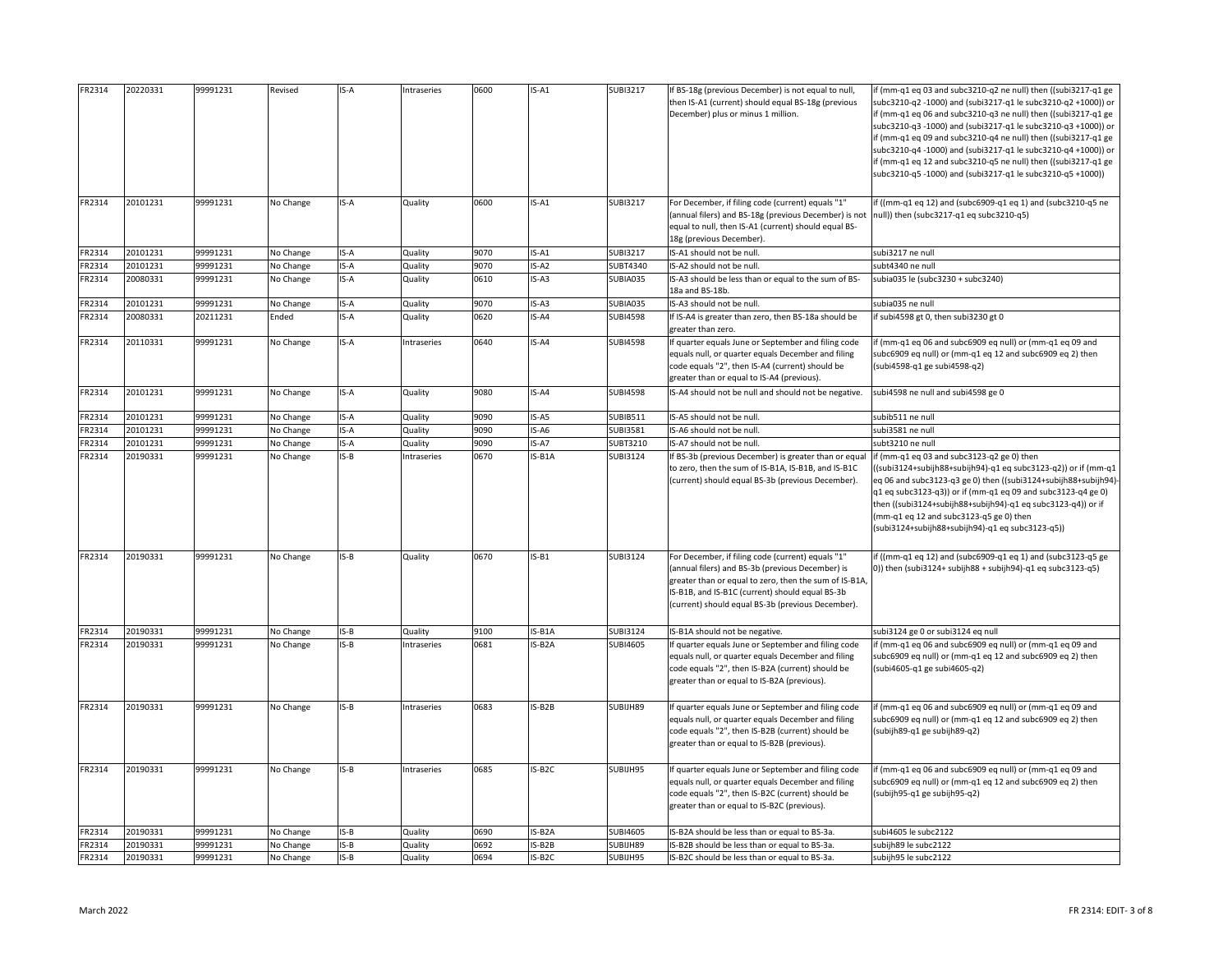| FR2314 | 20220331 | 99991231 | Revised | IS-A | Intraseries | 0600 | IS-A1 | SUBI3217 | If BS-18g (previous December) is not equal to null, then IS-A1 (current) should equal BS-18g (previous December) plus or minus 1 million. | if (mm-q1 eq 03 and subc3210-q2 ne null) then ((subi3217-q1 ge subc3210-q2 -1000) and (subi3217-q1 le subc3210-q2 +1000)) or if (mm-q1 eq 06 and subc3210-q3 ne null) then ((subi3217-q1 ge subc3210-q3 -1000) and (subi3217-q1 le subc3210-q3 +1000)) or if (mm-q1 eq 09 and subc3210-q4 ne null) then ((subi3217-q1 ge subc3210-q4 -1000) and (subi3217-q1 le subc3210-q4 +1000)) or if (mm-q1 eq 12 and subc3210-q5 ne null) then ((subi3217-q1 ge subc3210-q5 -1000) and (subi3217-q1 le subc3210-q5 +1000)) |
|---|---|---|---|---|---|---|---|---|---|---|
| FR2314 | 20101231 | 99991231 | No Change | IS-A | Quality | 0600 | IS-A1 | SUBI3217 | For December, if filing code (current) equals "1" (annual filers) and BS-18g (previous December) is not equal to null, then IS-A1 (current) should equal BS-18g (previous December). | if ((mm-q1 eq 12) and (subc6909-q1 eq 1) and (subc3210-q5 ne null)) then (subc3217-q1 eq subc3210-q5) |
| FR2314 | 20101231 | 99991231 | No Change | IS-A | Quality | 9070 | IS-A1 | SUBI3217 | IS-A1 should not be null. | subi3217 ne null |
| FR2314 | 20101231 | 99991231 | No Change | IS-A | Quality | 9070 | IS-A2 | SUBT4340 | IS-A2 should not be null. | subt4340 ne null |
| FR2314 | 20080331 | 99991231 | No Change | IS-A | Quality | 0610 | IS-A3 | SUBIA035 | IS-A3 should be less than or equal to the sum of BS-18a and BS-18b. | subia035 le (subc3230 + subc3240) |
| FR2314 | 20101231 | 99991231 | No Change | IS-A | Quality | 9070 | IS-A3 | SUBIA035 | IS-A3 should not be null. | subia035 ne null |
| FR2314 | 20080331 | 20211231 | Ended | IS-A | Quality | 0620 | IS-A4 | SUBI4598 | If IS-A4 is greater than zero, then BS-18a should be greater than zero. | if subi4598 gt 0, then subi3230 gt 0 |
| FR2314 | 20110331 | 99991231 | No Change | IS-A | Intraseries | 0640 | IS-A4 | SUBI4598 | If quarter equals June or September and filing code equals null, or quarter equals December and filing code equals "2", then IS-A4 (current) should be greater than or equal to IS-A4 (previous). | if (mm-q1 eq 06 and subc6909 eq null) or (mm-q1 eq 09 and subc6909 eq null) or (mm-q1 eq 12 and subc6909 eq 2) then (subi4598-q1 ge subi4598-q2) |
| FR2314 | 20101231 | 99991231 | No Change | IS-A | Quality | 9080 | IS-A4 | SUBI4598 | IS-A4 should not be null and should not be negative. | subi4598 ne null and subi4598 ge 0 |
| FR2314 | 20101231 | 99991231 | No Change | IS-A | Quality | 9090 | IS-A5 | SUBIB511 | IS-A5 should not be null. | subib511 ne null |
| FR2314 | 20101231 | 99991231 | No Change | IS-A | Quality | 9090 | IS-A6 | SUBI3581 | IS-A6 should not be null. | subi3581 ne null |
| FR2314 | 20101231 | 99991231 | No Change | IS-A | Quality | 9090 | IS-A7 | SUBT3210 | IS-A7 should not be null. | subt3210 ne null |
| FR2314 | 20190331 | 99991231 | No Change | IS-B | Intraseries | 0670 | IS-B1A | SUBI3124 | If BS-3b (previous December) is greater than or equal to zero, then the sum of IS-B1A, IS-B1B, and IS-B1C (current) should equal BS-3b (previous December). | if (mm-q1 eq 03 and subc3123-q2 ge 0) then ((subi3124+subijh88+subijh94)-q1 eq subc3123-q2)) or if (mm-q1 eq 06 and subc3123-q3 ge 0) then ((subi3124+subijh88+subijh94)-q1 eq subc3123-q3)) or if (mm-q1 eq 09 and subc3123-q4 ge 0) then ((subi3124+subijh88+subijh94)-q1 eq subc3123-q4)) or if (mm-q1 eq 12 and subc3123-q5 ge 0) then (subi3124+subijh88+subijh94)-q1 eq subc3123-q5)) |
| FR2314 | 20190331 | 99991231 | No Change | IS-B | Quality | 0670 | IS-B1 | SUBI3124 | For December, if filing code (current) equals "1" (annual filers) and BS-3b (previous December) is greater than or equal to zero, then the sum of IS-B1A, IS-B1B, and IS-B1C (current) should equal BS-3b (current) should equal BS-3b (previous December). | if ((mm-q1 eq 12) and (subc6909-q1 eq 1) and (subc3123-q5 ge 0)) then (subi3124+ subijh88 + subijh94)-q1 eq subc3123-q5) |
| FR2314 | 20190331 | 99991231 | No Change | IS-B | Quality | 9100 | IS-B1A | SUBI3124 | IS-B1A should not be negative. | subi3124 ge 0 or subi3124 eq null |
| FR2314 | 20190331 | 99991231 | No Change | IS-B | Intraseries | 0681 | IS-B2A | SUBI4605 | If quarter equals June or September and filing code equals null, or quarter equals December and filing code equals "2", then IS-B2A (current) should be greater than or equal to IS-B2A (previous). | if (mm-q1 eq 06 and subc6909 eq null) or (mm-q1 eq 09 and subc6909 eq null) or (mm-q1 eq 12 and subc6909 eq 2) then (subi4605-q1 ge subi4605-q2) |
| FR2314 | 20190331 | 99991231 | No Change | IS-B | Intraseries | 0683 | IS-B2B | SUBIJH89 | If quarter equals June or September and filing code equals null, or quarter equals December and filing code equals "2", then IS-B2B (current) should be greater than or equal to IS-B2B (previous). | if (mm-q1 eq 06 and subc6909 eq null) or (mm-q1 eq 09 and subc6909 eq null) or (mm-q1 eq 12 and subc6909 eq 2) then (subijh89-q1 ge subijh89-q2) |
| FR2314 | 20190331 | 99991231 | No Change | IS-B | Intraseries | 0685 | IS-B2C | SUBIJH95 | If quarter equals June or September and filing code equals null, or quarter equals December and filing code equals "2", then IS-B2C (current) should be greater than or equal to IS-B2C (previous). | if (mm-q1 eq 06 and subc6909 eq null) or (mm-q1 eq 09 and subc6909 eq null) or (mm-q1 eq 12 and subc6909 eq 2) then (subijh95-q1 ge subijh95-q2) |
| FR2314 | 20190331 | 99991231 | No Change | IS-B | Quality | 0690 | IS-B2A | SUBI4605 | IS-B2A should be less than or equal to BS-3a. | subi4605 le subc2122 |
| FR2314 | 20190331 | 99991231 | No Change | IS-B | Quality | 0692 | IS-B2B | SUBIJH89 | IS-B2B should be less than or equal to BS-3a. | subijh89 le subc2122 |
| FR2314 | 20190331 | 99991231 | No Change | IS-B | Quality | 0694 | IS-B2C | SUBIJH95 | IS-B2C should be less than or equal to BS-3a. | subijh95 le subc2122 |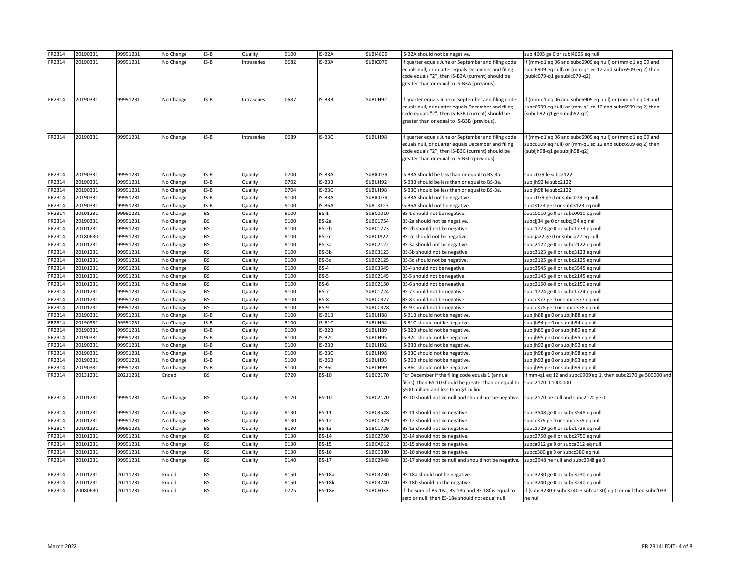| FR2314 | 20190331 | 99991231 | No Change | IS-B | Quality | 9100 | IS-B2A | SUBI4605 | IS-B2A should not be negative. | subi4605 ge 0 or subi4605 eq null |
|---|---|---|---|---|---|---|---|---|---|---|
| FR2314 | 20190331 | 99991231 | No Change | IS-B | Intraseries | 0682 | IS-B3A | SUBIC079 | If quarter equals June or September and filing code equals null, or quarter equals December and filing code equals "2", then IS-B3A (current) should be greater than or equal to IS-B3A (previous). | if (mm-q1 eq 06 and subc6909 eq null) or (mm-q1 eq 09 and subc6909 eq null) or (mm-q1 eq 12 and subc6909 eq 2) then (subic079-q1 ge subic079-q2) |
| FR2314 | 20190331 | 99991231 | No Change | IS-B | Intraseries | 0687 | IS-B3B | SUBIJH92 | If quarter equals June or September and filing code equals null, or quarter equals December and filing code equals "2", then IS-B3B (current) should be greater than or equal to IS-B3B (previous). | if (mm-q1 eq 06 and subc6909 eq null) or (mm-q1 eq 09 and subc6909 eq null) or (mm-q1 eq 12 and subc6909 eq 2) then (subijh92-q1 ge subijh92-q2) |
| FR2314 | 20190331 | 99991231 | No Change | IS-B | Intraseries | 0689 | IS-B3C | SUBIJH98 | If quarter equals June or September and filing code equals null, or quarter equals December and filing code equals "2", then IS-B3C (current) should be greater than or equal to IS-B3C (previous). | if (mm-q1 eq 06 and subc6909 eq null) or (mm-q1 eq 09 and subc6909 eq null) or (mm-q1 eq 12 and subc6909 eq 2) then (subijh98-q1 ge subijh98-q2) |
| FR2314 | 20190331 | 99991231 | No Change | IS-B | Quality | 0700 | IS-B3A | SUBIC079 | IS-B3A should be less than or equal to BS-3a. | subic079 le subc2122 |
| FR2314 | 20190331 | 99991231 | No Change | IS-B | Quality | 0702 | IS-B3B | SUBIJH92 | IS-B3B should be less than or equal to BS-3a. | subijh92 le subc2122 |
| FR2314 | 20190331 | 99991231 | No Change | IS-B | Quality | 0704 | IS-B3C | SUBIJH98 | IS-B3C should be less than or equal to BS-3a. | subijh98 le subc2122 |
| FR2314 | 20190331 | 99991231 | No Change | IS-B | Quality | 9100 | IS-B3A | SUBIC079 | IS-B3A should not be negative. | subic079 ge 0 or subic079 eq null |
| FR2314 | 20190331 | 99991231 | No Change | IS-B | Quality | 9100 | IS-B6A | SUBT3123 | IS-B6A should not be negative. | subt3123 ge 0 or subt3123 eq null |
| FR2314 | 20101231 | 99991231 | No Change | BS | Quality | 9100 | BS-1 | SUBC0010 | BS-1 should not be negative. | subc0010 ge 0 or subc0010 eq null |
| FR2314 | 20190331 | 99991231 | No Change | BS | Quality | 9100 | BS-2a | SUBC1754 | BS-2a should not be negative. | subcjj34 ge 0 or subcjj34 eq null |
| FR2314 | 20101231 | 99991231 | No Change | BS | Quality | 9100 | BS-2b | SUBC1773 | BS-2b should not be negative. | subc1773 ge 0 or subc1773 eq null |
| FR2314 | 20180630 | 99991231 | No Change | BS | Quality | 9100 | BS-2c | SUBCJA22 | BS-2c should not be negative. | subcja22 ge 0 or subcja22 eq null |
| FR2314 | 20101231 | 99991231 | No Change | BS | Quality | 9100 | BS-3a | SUBC2122 | BS-3a should not be negative. | subc2122 ge 0 or subc2122 eq null |
| FR2314 | 20101231 | 99991231 | No Change | BS | Quality | 9100 | BS-3b | SUBC3123 | BS-3b should not be negative. | subc3123 ge 0 or subc3123 eq null |
| FR2314 | 20101231 | 99991231 | No Change | BS | Quality | 9100 | BS-3c | SUBC2125 | BS-3c should not be negative. | subc2125 ge 0 or subc2125 eq null |
| FR2314 | 20101231 | 99991231 | No Change | BS | Quality | 9100 | BS-4 | SUBC3545 | BS-4 should not be negative. | subc3545 ge 0 or subc3545 eq null |
| FR2314 | 20101231 | 99991231 | No Change | BS | Quality | 9100 | BS-5 | SUBC2145 | BS-5 should not be negative. | subc2145 ge 0 or subc2145 eq null |
| FR2314 | 20101231 | 99991231 | No Change | BS | Quality | 9100 | BS-6 | SUBC2150 | BS-6 should not be negative. | subc2150 ge 0 or subc2150 eq null |
| FR2314 | 20101231 | 99991231 | No Change | BS | Quality | 9100 | BS-7 | SUBC1724 | BS-7 should not be negative. | subc1724 ge 0 or subc1724 eq null |
| FR2314 | 20101231 | 99991231 | No Change | BS | Quality | 9100 | BS-8 | SUBCC377 | BS-8 should not be negative. | subcc377 ge 0 or subcc377 eq null |
| FR2314 | 20101231 | 99991231 | No Change | BS | Quality | 9100 | BS-9 | SUBCC378 | BS-9 should not be negative. | subcc378 ge 0 or subcc378 eq null |
| FR2314 | 20190331 | 99991231 | No Change | IS-B | Quality | 9100 | IS-B1B | SUBIJH88 | IS-B1B should not be negative. | subijh88 ge 0 or subijh88 eq null |
| FR2314 | 20190331 | 99991231 | No Change | IS-B | Quality | 9100 | IS-B1C | SUBIJH94 | IS-B1C should not be negative. | subijh94 ge 0 or subijh94 eq null |
| FR2314 | 20190331 | 99991231 | No Change | IS-B | Quality | 9100 | IS-B2B | SUBIJH89 | IS-B2B should not be negative. | subijh89 ge 0 or subijh89 eq null |
| FR2314 | 20190331 | 99991231 | No Change | IS-B | Quality | 9100 | IS-B2C | SUBIJH95 | IS-B2C should not be negative. | subijh95 ge 0 or subijh95 eq null |
| FR2314 | 20190331 | 99991231 | No Change | IS-B | Quality | 9100 | IS-B3B | SUBIJH92 | IS-B3B should not be negative. | subijh92 ge 0 or subijh92 eq null |
| FR2314 | 20190331 | 99991231 | No Change | IS-B | Quality | 9100 | IS-B3C | SUBIJH98 | IS-B3C should not be negative. | subijh98 ge 0 or subijh98 eq null |
| FR2314 | 20190331 | 99991231 | No Change | IS-B | Quality | 9100 | IS-B6B | SUBIJH93 | IS-B6B should not be negative. | subijh93 ge 0 or subijh93 eq null |
| FR2314 | 20190331 | 99991231 | No Change | IS-B | Quality | 9100 | IS-B6C | SUBIJH99 | IS-B6C should not be negative. | subijh99 ge 0 or subijh99 eq null |
| FR2314 | 20131231 | 20211231 | Ended | BS | Quality | 0720 | BS-10 | SUBC2170 | For December if the filing code equals 1 (annual filers), then BS-10 should be greater than or equal to $500 million and less than $1 billion. | if mm-q1 eq 12 and subc6909 eq 1, then subc2170 ge 500000 and subc2170 lt 1000000 |
| FR2314 | 20101231 | 99991231 | No Change | BS | Quality | 9120 | BS-10 | SUBC2170 | BS-10 should not be null and should not be negative. | subc2170 ne null and subc2170 ge 0 |
| FR2314 | 20101231 | 99991231 | No Change | BS | Quality | 9130 | BS-11 | SUBC3548 | BS-11 should not be negative. | subc3548 ge 0 or subc3548 eq null |
| FR2314 | 20101231 | 99991231 | No Change | BS | Quality | 9130 | BS-12 | SUBCC379 | BS-12 should not be negative. | subcc379 ge 0 or subcc379 eq null |
| FR2314 | 20101231 | 99991231 | No Change | BS | Quality | 9130 | BS-13 | SUBC1729 | BS-13 should not be negative. | subc1729 ge 0 or subc1729 eq null |
| FR2314 | 20101231 | 99991231 | No Change | BS | Quality | 9130 | BS-14 | SUBC2750 | BS-14 should not be negative. | subc2750 ge 0 or subc2750 eq null |
| FR2314 | 20101231 | 99991231 | No Change | BS | Quality | 9130 | BS-15 | SUBCA012 | BS-15 should not be negative. | subca012 ge 0 or subca012 eq null |
| FR2314 | 20101231 | 99991231 | No Change | BS | Quality | 9130 | BS-16 | SUBCC380 | BS-16 should not be negative. | subcc380 ge 0 or subcc380 eq null |
| FR2314 | 20101231 | 99991231 | No Change | BS | Quality | 9140 | BS-17 | SUBC2948 | BS-17 should not be null and should not be negative. | subc2948 ne null and subc2948 ge 0 |
| FR2314 | 20101231 | 20211231 | Ended | BS | Quality | 9150 | BS-18a | SUBC3230 | BS-18a should not be negative. | subc3230 ge 0 or subc3230 eq null |
| FR2314 | 20101231 | 20211231 | Ended | BS | Quality | 9150 | BS-18b | SUBC3240 | BS-18b should not be negative. | subc3240 ge 0 or subc3240 eq null |
| FR2314 | 20080630 | 20211231 | Ended | BS | Quality | 0725 | BS-18e | SUBCF033 | If the sum of BS-18a, BS-18b and BS-18f is equal to zero or null, then BS-18e should not equal null. | if (subc3230 + subc3240 + subca130) eq 0 or null then subcf033 ne null |

March 2022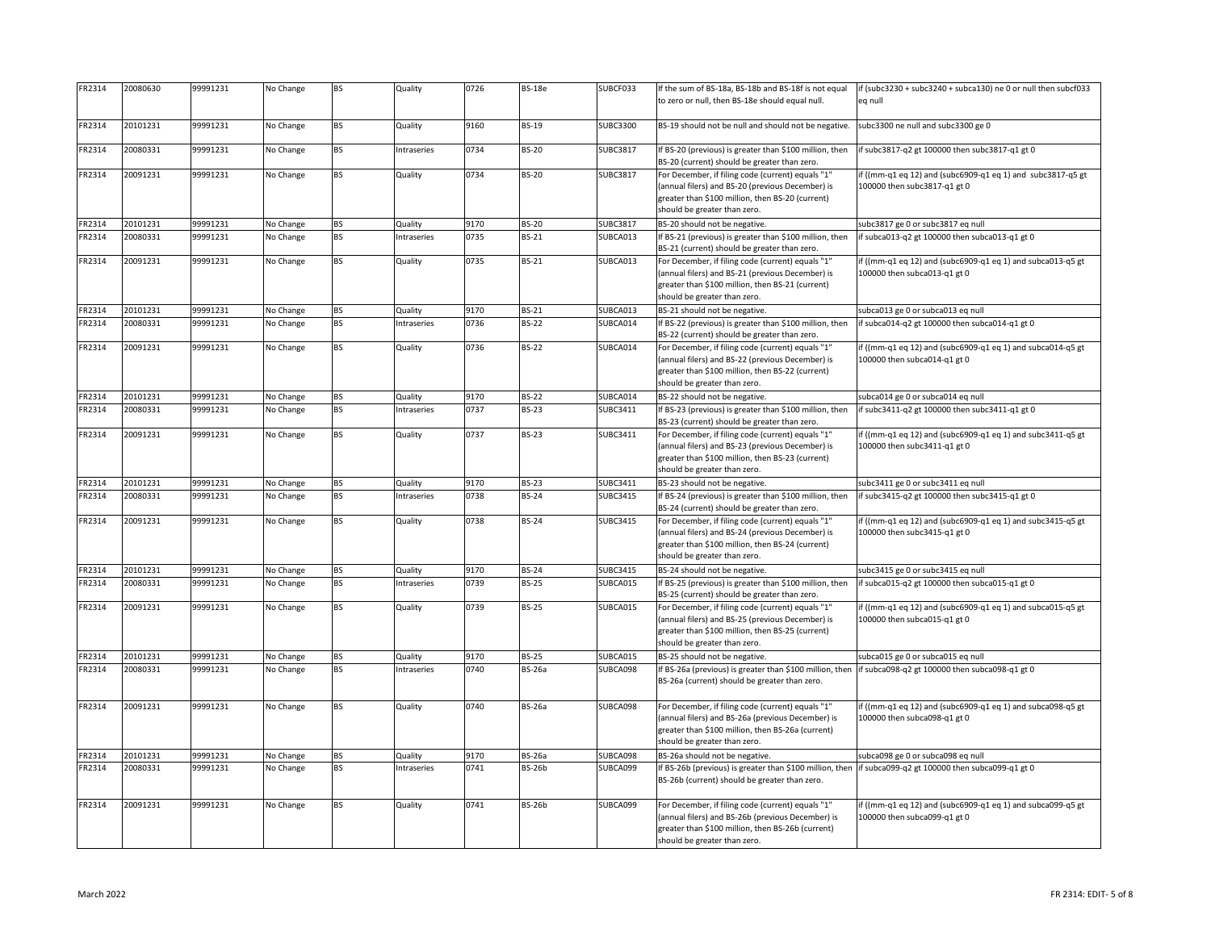| FR2314 | 20080630 | 99991231 | No Change | BS | Quality | 0726 | BS-18e | SUBCF033 | If the sum of BS-18a, BS-18b and BS-18f is not equal to zero or null, then BS-18e should equal null. | if (subc3230 + subc3240 + subca130) ne 0 or null then subcf033 eq null |
|---|---|---|---|---|---|---|---|---|---|---|
| FR2314 | 20101231 | 99991231 | No Change | BS | Quality | 9160 | BS-19 | SUBC3300 | BS-19 should not be null and should not be negative. | subc3300 ne null and subc3300 ge 0 |
| FR2314 | 20080331 | 99991231 | No Change | BS | Intraseries | 0734 | BS-20 | SUBC3817 | If BS-20 (previous) is greater than $100 million, then BS-20 (current) should be greater than zero. | if subc3817-q2 gt 100000 then subc3817-q1 gt 0 |
| FR2314 | 20091231 | 99991231 | No Change | BS | Quality | 0734 | BS-20 | SUBC3817 | For December, if filing code (current) equals "1" (annual filers) and BS-20 (previous December) is greater than $100 million, then BS-20 (current) should be greater than zero. | if ((mm-q1 eq 12) and (subc6909-q1 eq 1) and subc3817-q5 gt 100000 then subc3817-q1 gt 0 |
| FR2314 | 20101231 | 99991231 | No Change | BS | Quality | 9170 | BS-20 | SUBC3817 | BS-20 should not be negative. | subc3817 ge 0 or subc3817 eq null |
| FR2314 | 20080331 | 99991231 | No Change | BS | Intraseries | 0735 | BS-21 | SUBCA013 | If BS-21 (previous) is greater than $100 million, then BS-21 (current) should be greater than zero. | if subca013-q2 gt 100000 then subca013-q1 gt 0 |
| FR2314 | 20091231 | 99991231 | No Change | BS | Quality | 0735 | BS-21 | SUBCA013 | For December, if filing code (current) equals "1" (annual filers) and BS-21 (previous December) is greater than $100 million, then BS-21 (current) should be greater than zero. | if ((mm-q1 eq 12) and (subc6909-q1 eq 1) and subca013-q5 gt 100000 then subca013-q1 gt 0 |
| FR2314 | 20101231 | 99991231 | No Change | BS | Quality | 9170 | BS-21 | SUBCA013 | BS-21 should not be negative. | subca013 ge 0 or subca013 eq null |
| FR2314 | 20080331 | 99991231 | No Change | BS | Intraseries | 0736 | BS-22 | SUBCA014 | If BS-22 (previous) is greater than $100 million, then BS-22 (current) should be greater than zero. | if subca014-q2 gt 100000 then subca014-q1 gt 0 |
| FR2314 | 20091231 | 99991231 | No Change | BS | Quality | 0736 | BS-22 | SUBCA014 | For December, if filing code (current) equals "1" (annual filers) and BS-22 (previous December) is greater than $100 million, then BS-22 (current) should be greater than zero. | if ((mm-q1 eq 12) and (subc6909-q1 eq 1) and subca014-q5 gt 100000 then subca014-q1 gt 0 |
| FR2314 | 20101231 | 99991231 | No Change | BS | Quality | 9170 | BS-22 | SUBCA014 | BS-22 should not be negative. | subca014 ge 0 or subca014 eq null |
| FR2314 | 20080331 | 99991231 | No Change | BS | Intraseries | 0737 | BS-23 | SUBC3411 | If BS-23 (previous) is greater than $100 million, then BS-23 (current) should be greater than zero. | if subc3411-q2 gt 100000 then subc3411-q1 gt 0 |
| FR2314 | 20091231 | 99991231 | No Change | BS | Quality | 0737 | BS-23 | SUBC3411 | For December, if filing code (current) equals "1" (annual filers) and BS-23 (previous December) is greater than $100 million, then BS-23 (current) should be greater than zero. | if ((mm-q1 eq 12) and (subc6909-q1 eq 1) and subc3411-q5 gt 100000 then subc3411-q1 gt 0 |
| FR2314 | 20101231 | 99991231 | No Change | BS | Quality | 9170 | BS-23 | SUBC3411 | BS-23 should not be negative. | subc3411 ge 0 or subc3411 eq null |
| FR2314 | 20080331 | 99991231 | No Change | BS | Intraseries | 0738 | BS-24 | SUBC3415 | If BS-24 (previous) is greater than $100 million, then BS-24 (current) should be greater than zero. | if subc3415-q2 gt 100000 then subc3415-q1 gt 0 |
| FR2314 | 20091231 | 99991231 | No Change | BS | Quality | 0738 | BS-24 | SUBC3415 | For December, if filing code (current) equals "1" (annual filers) and BS-24 (previous December) is greater than $100 million, then BS-24 (current) should be greater than zero. | if ((mm-q1 eq 12) and (subc6909-q1 eq 1) and subc3415-q5 gt 100000 then subc3415-q1 gt 0 |
| FR2314 | 20101231 | 99991231 | No Change | BS | Quality | 9170 | BS-24 | SUBC3415 | BS-24 should not be negative. | subc3415 ge 0 or subc3415 eq null |
| FR2314 | 20080331 | 99991231 | No Change | BS | Intraseries | 0739 | BS-25 | SUBCA015 | If BS-25 (previous) is greater than $100 million, then BS-25 (current) should be greater than zero. | if subca015-q2 gt 100000 then subca015-q1 gt 0 |
| FR2314 | 20091231 | 99991231 | No Change | BS | Quality | 0739 | BS-25 | SUBCA015 | For December, if filing code (current) equals "1" (annual filers) and BS-25 (previous December) is greater than $100 million, then BS-25 (current) should be greater than zero. | if ((mm-q1 eq 12) and (subc6909-q1 eq 1) and subca015-q5 gt 100000 then subca015-q1 gt 0 |
| FR2314 | 20101231 | 99991231 | No Change | BS | Quality | 9170 | BS-25 | SUBCA015 | BS-25 should not be negative. | subca015 ge 0 or subca015 eq null |
| FR2314 | 20080331 | 99991231 | No Change | BS | Intraseries | 0740 | BS-26a | SUBCA098 | If BS-26a (previous) is greater than $100 million, then BS-26a (current) should be greater than zero. | if subca098-q2 gt 100000 then subca098-q1 gt 0 |
| FR2314 | 20091231 | 99991231 | No Change | BS | Quality | 0740 | BS-26a | SUBCA098 | For December, if filing code (current) equals "1" (annual filers) and BS-26a (previous December) is greater than $100 million, then BS-26a (current) should be greater than zero. | if ((mm-q1 eq 12) and (subc6909-q1 eq 1) and subca098-q5 gt 100000 then subca098-q1 gt 0 |
| FR2314 | 20101231 | 99991231 | No Change | BS | Quality | 9170 | BS-26a | SUBCA098 | BS-26a should not be negative. | subca098 ge 0 or subca098 eq null |
| FR2314 | 20080331 | 99991231 | No Change | BS | Intraseries | 0741 | BS-26b | SUBCA099 | If BS-26b (previous) is greater than $100 million, then BS-26b (current) should be greater than zero. | if subca099-q2 gt 100000 then subca099-q1 gt 0 |
| FR2314 | 20091231 | 99991231 | No Change | BS | Quality | 0741 | BS-26b | SUBCA099 | For December, if filing code (current) equals "1" (annual filers) and BS-26b (previous December) is greater than $100 million, then BS-26b (current) should be greater than zero. | if ((mm-q1 eq 12) and (subc6909-q1 eq 1) and subca099-q5 gt 100000 then subca099-q1 gt 0 |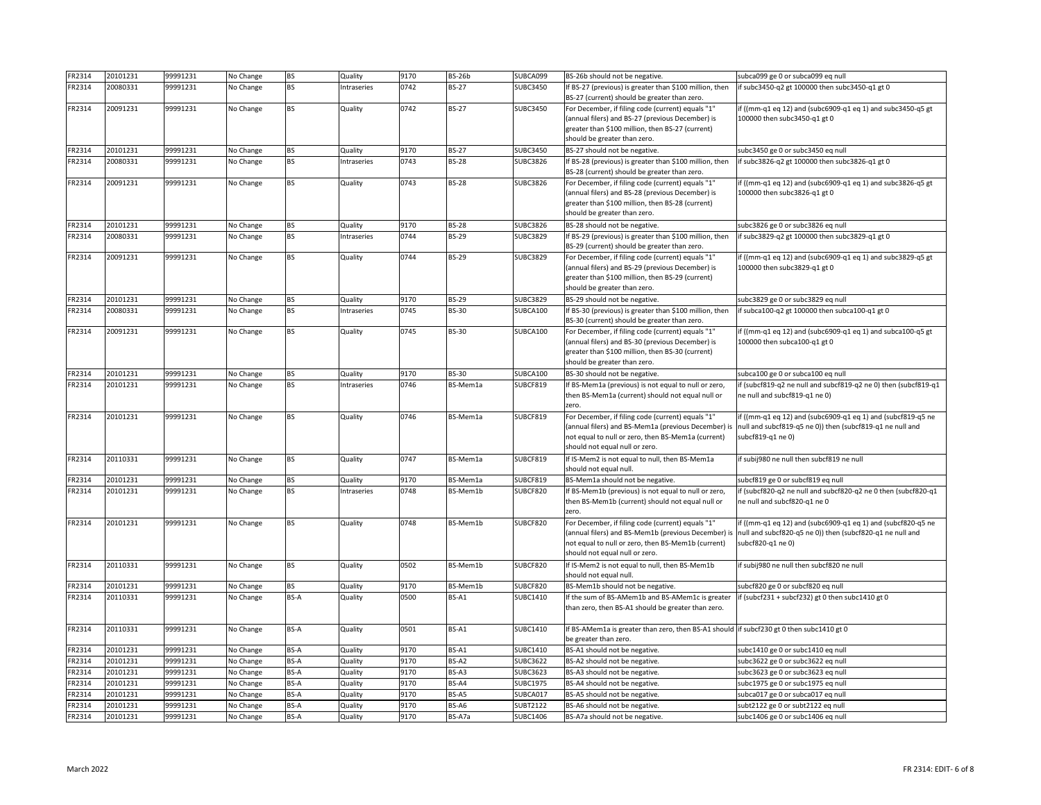| FR2314 | 20101231 | 99991231 | No Change | BS | Quality | 9170 | BS-26b | SUBCA099 | BS-26b should not be negative. | subca099 ge 0 or subca099 eq null |
|---|---|---|---|---|---|---|---|---|---|---|
| FR2314 | 20080331 | 99991231 | No Change | BS | Intraseries | 0742 | BS-27 | SUBC3450 | If BS-27 (previous) is greater than $100 million, then BS-27 (current) should be greater than zero. | if subc3450-q2 gt 100000 then subc3450-q1 gt 0 |
| FR2314 | 20091231 | 99991231 | No Change | BS | Quality | 0742 | BS-27 | SUBC3450 | For December, if filing code (current) equals "1" (annual filers) and BS-27 (previous December) is greater than $100 million, then BS-27 (current) should be greater than zero. | if ((mm-q1 eq 12) and (subc6909-q1 eq 1) and subc3450-q5 gt 100000 then subc3450-q1 gt 0 |
| FR2314 | 20101231 | 99991231 | No Change | BS | Quality | 9170 | BS-27 | SUBC3450 | BS-27 should not be negative. | subc3450 ge 0 or subc3450 eq null |
| FR2314 | 20080331 | 99991231 | No Change | BS | Intraseries | 0743 | BS-28 | SUBC3826 | If BS-28 (previous) is greater than $100 million, then BS-28 (current) should be greater than zero. | if subc3826-q2 gt 100000 then subc3826-q1 gt 0 |
| FR2314 | 20091231 | 99991231 | No Change | BS | Quality | 0743 | BS-28 | SUBC3826 | For December, if filing code (current) equals "1" (annual filers) and BS-28 (previous December) is greater than $100 million, then BS-28 (current) should be greater than zero. | if ((mm-q1 eq 12) and (subc6909-q1 eq 1) and subc3826-q5 gt 100000 then subc3826-q1 gt 0 |
| FR2314 | 20101231 | 99991231 | No Change | BS | Quality | 9170 | BS-28 | SUBC3826 | BS-28 should not be negative. | subc3826 ge 0 or subc3826 eq null |
| FR2314 | 20080331 | 99991231 | No Change | BS | Intraseries | 0744 | BS-29 | SUBC3829 | If BS-29 (previous) is greater than $100 million, then BS-29 (current) should be greater than zero. | if subc3829-q2 gt 100000 then subc3829-q1 gt 0 |
| FR2314 | 20091231 | 99991231 | No Change | BS | Quality | 0744 | BS-29 | SUBC3829 | For December, if filing code (current) equals "1" (annual filers) and BS-29 (previous December) is greater than $100 million, then BS-29 (current) should be greater than zero. | if ((mm-q1 eq 12) and (subc6909-q1 eq 1) and subc3829-q5 gt 100000 then subc3829-q1 gt 0 |
| FR2314 | 20101231 | 99991231 | No Change | BS | Quality | 9170 | BS-29 | SUBC3829 | BS-29 should not be negative. | subc3829 ge 0 or subc3829 eq null |
| FR2314 | 20080331 | 99991231 | No Change | BS | Intraseries | 0745 | BS-30 | SUBCA100 | If BS-30 (previous) is greater than $100 million, then BS-30 (current) should be greater than zero. | if subca100-q2 gt 100000 then subca100-q1 gt 0 |
| FR2314 | 20091231 | 99991231 | No Change | BS | Quality | 0745 | BS-30 | SUBCA100 | For December, if filing code (current) equals "1" (annual filers) and BS-30 (previous December) is greater than $100 million, then BS-30 (current) should be greater than zero. | if ((mm-q1 eq 12) and (subc6909-q1 eq 1) and subca100-q5 gt 100000 then subca100-q1 gt 0 |
| FR2314 | 20101231 | 99991231 | No Change | BS | Quality | 9170 | BS-30 | SUBCA100 | BS-30 should not be negative. | subca100 ge 0 or subca100 eq null |
| FR2314 | 20101231 | 99991231 | No Change | BS | Intraseries | 0746 | BS-Mem1a | SUBCF819 | If BS-Mem1a (previous) is not equal to null or zero, then BS-Mem1a (current) should not equal null or zero. | if (subcf819-q2 ne null and subcf819-q2 ne 0) then (subcf819-q1 ne null and subcf819-q1 ne 0) |
| FR2314 | 20101231 | 99991231 | No Change | BS | Quality | 0746 | BS-Mem1a | SUBCF819 | For December, if filing code (current) equals "1" (annual filers) and BS-Mem1a (previous December) is not equal to null or zero, then BS-Mem1a (current) should not equal null or zero. | if ((mm-q1 eq 12) and (subc6909-q1 eq 1) and (subcf819-q5 ne null and subcf819-q5 ne 0)) then (subcf819-q1 ne null and subcf819-q1 ne 0) |
| FR2314 | 20110331 | 99991231 | No Change | BS | Quality | 0747 | BS-Mem1a | SUBCF819 | If IS-Mem2 is not equal to null, then BS-Mem1a should not equal null. | if subij980 ne null then subcf819 ne null |
| FR2314 | 20101231 | 99991231 | No Change | BS | Quality | 9170 | BS-Mem1a | SUBCF819 | BS-Mem1a should not be negative. | subcf819 ge 0 or subcf819 eq null |
| FR2314 | 20101231 | 99991231 | No Change | BS | Intraseries | 0748 | BS-Mem1b | SUBCF820 | If BS-Mem1b (previous) is not equal to null or zero, then BS-Mem1b (current) should not equal null or zero. | if (subcf820-q2 ne null and subcf820-q2 ne 0 then (subcf820-q1 ne null and subcf820-q1 ne 0 |
| FR2314 | 20101231 | 99991231 | No Change | BS | Quality | 0748 | BS-Mem1b | SUBCF820 | For December, if filing code (current) equals "1" (annual filers) and BS-Mem1b (previous December) is not equal to null or zero, then BS-Mem1b (current) should not equal null or zero. | if ((mm-q1 eq 12) and (subc6909-q1 eq 1) and (subcf820-q5 ne null and subcf820-q5 ne 0)) then (subcf820-q1 ne null and subcf820-q1 ne 0) |
| FR2314 | 20110331 | 99991231 | No Change | BS | Quality | 0502 | BS-Mem1b | SUBCF820 | If IS-Mem2 is not equal to null, then BS-Mem1b should not equal null. | if subij980 ne null then subcf820 ne null |
| FR2314 | 20101231 | 99991231 | No Change | BS | Quality | 9170 | BS-Mem1b | SUBCF820 | BS-Mem1b should not be negative. | subcf820 ge 0 or subcf820 eq null |
| FR2314 | 20110331 | 99991231 | No Change | BS-A | Quality | 0500 | BS-A1 | SUBC1410 | If the sum of BS-AMem1b and BS-AMem1c is greater than zero, then BS-A1 should be greater than zero. | if (subcf231 + subcf232) gt 0 then subc1410 gt 0 |
| FR2314 | 20110331 | 99991231 | No Change | BS-A | Quality | 0501 | BS-A1 | SUBC1410 | If BS-AMem1a is greater than zero, then BS-A1 should be greater than zero. | if subcf230 gt 0 then subc1410 gt 0 |
| FR2314 | 20101231 | 99991231 | No Change | BS-A | Quality | 9170 | BS-A1 | SUBC1410 | BS-A1 should not be negative. | subc1410 ge 0 or subc1410 eq null |
| FR2314 | 20101231 | 99991231 | No Change | BS-A | Quality | 9170 | BS-A2 | SUBC3622 | BS-A2 should not be negative. | subc3622 ge 0 or subc3622 eq null |
| FR2314 | 20101231 | 99991231 | No Change | BS-A | Quality | 9170 | BS-A3 | SUBC3623 | BS-A3 should not be negative. | subc3623 ge 0 or subc3623 eq null |
| FR2314 | 20101231 | 99991231 | No Change | BS-A | Quality | 9170 | BS-A4 | SUBC1975 | BS-A4 should not be negative. | subc1975 ge 0 or subc1975 eq null |
| FR2314 | 20101231 | 99991231 | No Change | BS-A | Quality | 9170 | BS-A5 | SUBCA017 | BS-A5 should not be negative. | subca017 ge 0 or subca017 eq null |
| FR2314 | 20101231 | 99991231 | No Change | BS-A | Quality | 9170 | BS-A6 | SUBT2122 | BS-A6 should not be negative. | subt2122 ge 0 or subt2122 eq null |
| FR2314 | 20101231 | 99991231 | No Change | BS-A | Quality | 9170 | BS-A7a | SUBC1406 | BS-A7a should not be negative. | subc1406 ge 0 or subc1406 eq null |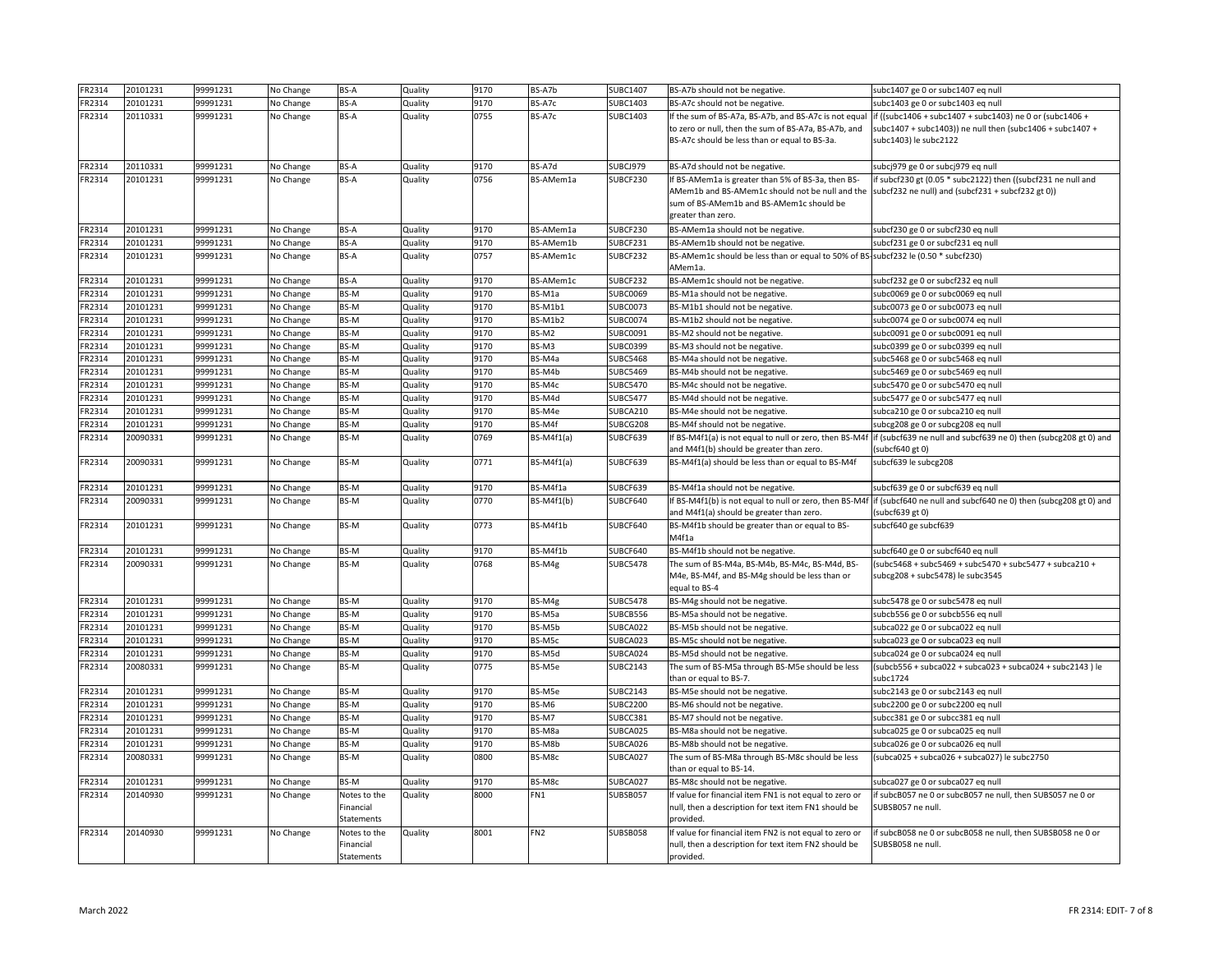| FR2314 | 20101231 | 99991231 | No Change | BS-A | Quality | 9170 | BS-A7b | SUBC1407 | BS-A7b should not be negative. | subc1407 ge 0 or subc1407 eq null |
|---|---|---|---|---|---|---|---|---|---|---|
| FR2314 | 20101231 | 99991231 | No Change | BS-A | Quality | 9170 | BS-A7c | SUBC1403 | BS-A7c should not be negative. | subc1403 ge 0 or subc1403 eq null |
| FR2314 | 20110331 | 99991231 | No Change | BS-A | Quality | 0755 | BS-A7c | SUBC1403 | If the sum of BS-A7a, BS-A7b, and BS-A7c is not equal to zero or null, then the sum of BS-A7a, BS-A7b, and BS-A7c should be less than or equal to BS-3a. | if ((subc1406 + subc1407 + subc1403) ne 0 or (subc1406 + subc1407 + subc1403)) ne null then (subc1406 + subc1407 + subc1403) le subc2122 |
| FR2314 | 20110331 | 99991231 | No Change | BS-A | Quality | 9170 | BS-A7d | SUBCJ979 | BS-A7d should not be negative. | subcj979 ge 0 or subcj979 eq null |
| FR2314 | 20101231 | 99991231 | No Change | BS-A | Quality | 0756 | BS-AMem1a | SUBCF230 | If BS-AMem1a is greater than 5% of BS-3a, then BS-AMem1b and BS-AMem1c should not be null and the sum of BS-AMem1b and BS-AMem1c should be greater than zero. | if subcf230 gt (0.05 * subc2122) then ((subcf231 ne null and subcf232 ne null) and (subcf231 + subcf232 gt 0)) |
| FR2314 | 20101231 | 99991231 | No Change | BS-A | Quality | 9170 | BS-AMem1a | SUBCF230 | BS-AMem1a should not be negative. | subcf230 ge 0 or subcf230 eq null |
| FR2314 | 20101231 | 99991231 | No Change | BS-A | Quality | 9170 | BS-AMem1b | SUBCF231 | BS-AMem1b should not be negative. | subcf231 ge 0 or subcf231 eq null |
| FR2314 | 20101231 | 99991231 | No Change | BS-A | Quality | 0757 | BS-AMem1c | SUBCF232 | BS-AMem1c should be less than or equal to 50% of BS-AMem1a. | subcf232 le (0.50 * subcf230) |
| FR2314 | 20101231 | 99991231 | No Change | BS-A | Quality | 9170 | BS-AMem1c | SUBCF232 | BS-AMem1c should not be negative. | subcf232 ge 0 or subcf232 eq null |
| FR2314 | 20101231 | 99991231 | No Change | BS-M | Quality | 9170 | BS-M1a | SUBC0069 | BS-M1a should not be negative. | subc0069 ge 0 or subc0069 eq null |
| FR2314 | 20101231 | 99991231 | No Change | BS-M | Quality | 9170 | BS-M1b1 | SUBC0073 | BS-M1b1 should not be negative. | subc0073 ge 0 or subc0073 eq null |
| FR2314 | 20101231 | 99991231 | No Change | BS-M | Quality | 9170 | BS-M1b2 | SUBC0074 | BS-M1b2 should not be negative. | subc0074 ge 0 or subc0074 eq null |
| FR2314 | 20101231 | 99991231 | No Change | BS-M | Quality | 9170 | BS-M2 | SUBC0091 | BS-M2 should not be negative. | subc0091 ge 0 or subc0091 eq null |
| FR2314 | 20101231 | 99991231 | No Change | BS-M | Quality | 9170 | BS-M3 | SUBC0399 | BS-M3 should not be negative. | subc0399 ge 0 or subc0399 eq null |
| FR2314 | 20101231 | 99991231 | No Change | BS-M | Quality | 9170 | BS-M4a | SUBC5468 | BS-M4a should not be negative. | subc5468 ge 0 or subc5468 eq null |
| FR2314 | 20101231 | 99991231 | No Change | BS-M | Quality | 9170 | BS-M4b | SUBC5469 | BS-M4b should not be negative. | subc5469 ge 0 or subc5469 eq null |
| FR2314 | 20101231 | 99991231 | No Change | BS-M | Quality | 9170 | BS-M4c | SUBC5470 | BS-M4c should not be negative. | subc5470 ge 0 or subc5470 eq null |
| FR2314 | 20101231 | 99991231 | No Change | BS-M | Quality | 9170 | BS-M4d | SUBC5477 | BS-M4d should not be negative. | subc5477 ge 0 or subc5477 eq null |
| FR2314 | 20101231 | 99991231 | No Change | BS-M | Quality | 9170 | BS-M4e | SUBCA210 | BS-M4e should not be negative. | subca210 ge 0 or subca210 eq null |
| FR2314 | 20101231 | 99991231 | No Change | BS-M | Quality | 9170 | BS-M4f | SUBCG208 | BS-M4f should not be negative. | subcg208 ge 0 or subcg208 eq null |
| FR2314 | 20090331 | 99991231 | No Change | BS-M | Quality | 0769 | BS-M4f1(a) | SUBCF639 | If BS-M4f1(a) is not equal to null or zero, then BS-M4f and M4f1(b) should be greater than zero. | if (subcf639 ne null and subcf639 ne 0) then (subcg208 gt 0) and (subcf640 gt 0) |
| FR2314 | 20090331 | 99991231 | No Change | BS-M | Quality | 0771 | BS-M4f1(a) | SUBCF639 | BS-M4f1(a) should be less than or equal to BS-M4f | subcf639 le subcg208 |
| FR2314 | 20101231 | 99991231 | No Change | BS-M | Quality | 9170 | BS-M4f1a | SUBCF639 | BS-M4f1a should not be negative. | subcf639 ge 0 or subcf639 eq null |
| FR2314 | 20090331 | 99991231 | No Change | BS-M | Quality | 0770 | BS-M4f1(b) | SUBCF640 | If BS-M4f1(b) is not equal to null or zero, then BS-M4f and M4f1(a) should be greater than zero. | if (subcf640 ne null and subcf640 ne 0) then (subcg208 gt 0) and (subcf639 gt 0) |
| FR2314 | 20101231 | 99991231 | No Change | BS-M | Quality | 0773 | BS-M4f1b | SUBCF640 | BS-M4f1b should be greater than or equal to BS-M4f1a | subcf640 ge subcf639 |
| FR2314 | 20101231 | 99991231 | No Change | BS-M | Quality | 9170 | BS-M4f1b | SUBCF640 | BS-M4f1b should not be negative. | subcf640 ge 0 or subcf640 eq null |
| FR2314 | 20090331 | 99991231 | No Change | BS-M | Quality | 0768 | BS-M4g | SUBC5478 | The sum of BS-M4a, BS-M4b, BS-M4c, BS-M4d, BS-M4e, BS-M4f, and BS-M4g should be less than or equal to BS-4 | (subc5468 + subc5469 + subc5470 + subc5477 + subca210 + subcg208 + subc5478) le subc3545 |
| FR2314 | 20101231 | 99991231 | No Change | BS-M | Quality | 9170 | BS-M4g | SUBC5478 | BS-M4g should not be negative. | subc5478 ge 0 or subc5478 eq null |
| FR2314 | 20101231 | 99991231 | No Change | BS-M | Quality | 9170 | BS-M5a | SUBCB556 | BS-M5a should not be negative. | subcb556 ge 0 or subcb556 eq null |
| FR2314 | 20101231 | 99991231 | No Change | BS-M | Quality | 9170 | BS-M5b | SUBCA022 | BS-M5b should not be negative. | subca022 ge 0 or subca022 eq null |
| FR2314 | 20101231 | 99991231 | No Change | BS-M | Quality | 9170 | BS-M5c | SUBCA023 | BS-M5c should not be negative. | subca023 ge 0 or subca023 eq null |
| FR2314 | 20101231 | 99991231 | No Change | BS-M | Quality | 9170 | BS-M5d | SUBCA024 | BS-M5d should not be negative. | subca024 ge 0 or subca024 eq null |
| FR2314 | 20080331 | 99991231 | No Change | BS-M | Quality | 0775 | BS-M5e | SUBC2143 | The sum of BS-M5a through BS-M5e should be less than or equal to BS-7. | (subcb556 + subca022 + subca023 + subca024 + subc2143 ) le subc1724 |
| FR2314 | 20101231 | 99991231 | No Change | BS-M | Quality | 9170 | BS-M5e | SUBC2143 | BS-M5e should not be negative. | subc2143 ge 0 or subc2143 eq null |
| FR2314 | 20101231 | 99991231 | No Change | BS-M | Quality | 9170 | BS-M6 | SUBC2200 | BS-M6 should not be negative. | subc2200 ge 0 or subc2200 eq null |
| FR2314 | 20101231 | 99991231 | No Change | BS-M | Quality | 9170 | BS-M7 | SUBCC381 | BS-M7 should not be negative. | subcc381 ge 0 or subcc381 eq null |
| FR2314 | 20101231 | 99991231 | No Change | BS-M | Quality | 9170 | BS-M8a | SUBCA025 | BS-M8a should not be negative. | subca025 ge 0 or subca025 eq null |
| FR2314 | 20101231 | 99991231 | No Change | BS-M | Quality | 9170 | BS-M8b | SUBCA026 | BS-M8b should not be negative. | subca026 ge 0 or subca026 eq null |
| FR2314 | 20080331 | 99991231 | No Change | BS-M | Quality | 0800 | BS-M8c | SUBCA027 | The sum of BS-M8a through BS-M8c should be less than or equal to BS-14. | (subca025 + subca026 + subca027) le subc2750 |
| FR2314 | 20101231 | 99991231 | No Change | BS-M | Quality | 9170 | BS-M8c | SUBCA027 | BS-M8c should not be negative. | subca027 ge 0 or subca027 eq null |
| FR2314 | 20140930 | 99991231 | No Change | Notes to the Financial Statements | Quality | 8000 | FN1 | SUBSB057 | If value for financial item FN1 is not equal to zero or null, then a description for text item FN1 should be provided. | if subcB057 ne 0 or subcB057 ne null, then SUBS057 ne 0 or SUBSB057 ne null. |
| FR2314 | 20140930 | 99991231 | No Change | Notes to the Financial Statements | Quality | 8001 | FN2 | SUBSB058 | If value for financial item FN2 is not equal to zero or null, then a description for text item FN2 should be provided. | if subcB058 ne 0 or subcB058 ne null, then SUBSB058 ne 0 or SUBSB058 ne null. |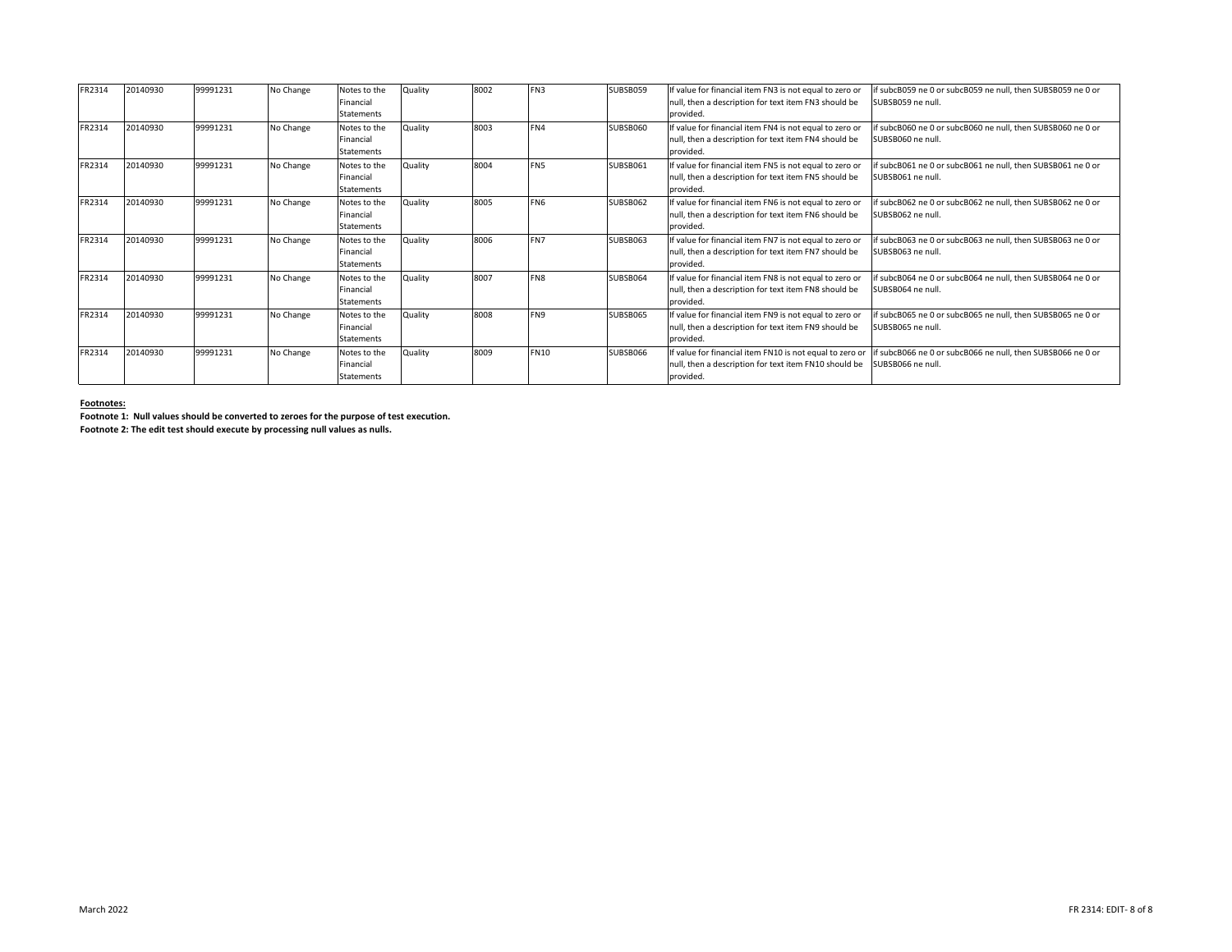| FR2314 | 20140930 | 99991231 | No Change | Notes to the Financial Statements | Quality | 8002 | FN3 | SUBSB059 | If value for financial item FN3 is not equal to zero or null, then a description for text item FN3 should be provided. | if subcB059 ne 0 or subcB059 ne null, then SUBSB059 ne 0 or SUBSB059 ne null. |
|---|---|---|---|---|---|---|---|---|---|---|
| FR2314 | 20140930 | 99991231 | No Change | Notes to the Financial Statements | Quality | 8003 | FN4 | SUBSB060 | If value for financial item FN4 is not equal to zero or null, then a description for text item FN4 should be provided. | if subcB060 ne 0 or subcB060 ne null, then SUBSB060 ne 0 or SUBSB060 ne null. |
| FR2314 | 20140930 | 99991231 | No Change | Notes to the Financial Statements | Quality | 8004 | FN5 | SUBSB061 | If value for financial item FN5 is not equal to zero or null, then a description for text item FN5 should be provided. | if subcB061 ne 0 or subcB061 ne null, then SUBSB061 ne 0 or SUBSB061 ne null. |
| FR2314 | 20140930 | 99991231 | No Change | Notes to the Financial Statements | Quality | 8005 | FN6 | SUBSB062 | If value for financial item FN6 is not equal to zero or null, then a description for text item FN6 should be provided. | if subcB062 ne 0 or subcB062 ne null, then SUBSB062 ne 0 or SUBSB062 ne null. |
| FR2314 | 20140930 | 99991231 | No Change | Notes to the Financial Statements | Quality | 8006 | FN7 | SUBSB063 | If value for financial item FN7 is not equal to zero or null, then a description for text item FN7 should be provided. | if subcB063 ne 0 or subcB063 ne null, then SUBSB063 ne 0 or SUBSB063 ne null. |
| FR2314 | 20140930 | 99991231 | No Change | Notes to the Financial Statements | Quality | 8007 | FN8 | SUBSB064 | If value for financial item FN8 is not equal to zero or null, then a description for text item FN8 should be provided. | if subcB064 ne 0 or subcB064 ne null, then SUBSB064 ne 0 or SUBSB064 ne null. |
| FR2314 | 20140930 | 99991231 | No Change | Notes to the Financial Statements | Quality | 8008 | FN9 | SUBSB065 | If value for financial item FN9 is not equal to zero or null, then a description for text item FN9 should be provided. | if subcB065 ne 0 or subcB065 ne null, then SUBSB065 ne 0 or SUBSB065 ne null. |
| FR2314 | 20140930 | 99991231 | No Change | Notes to the Financial Statements | Quality | 8009 | FN10 | SUBSB066 | If value for financial item FN10 is not equal to zero or null, then a description for text item FN10 should be provided. | if subcB066 ne 0 or subcB066 ne null, then SUBSB066 ne 0 or SUBSB066 ne null. |

**Footnotes:**

**Footnote 1: Null values should be converted to zeroes for the purpose of test execution.**

**Footnote 2: The edit test should execute by processing null values as nulls.**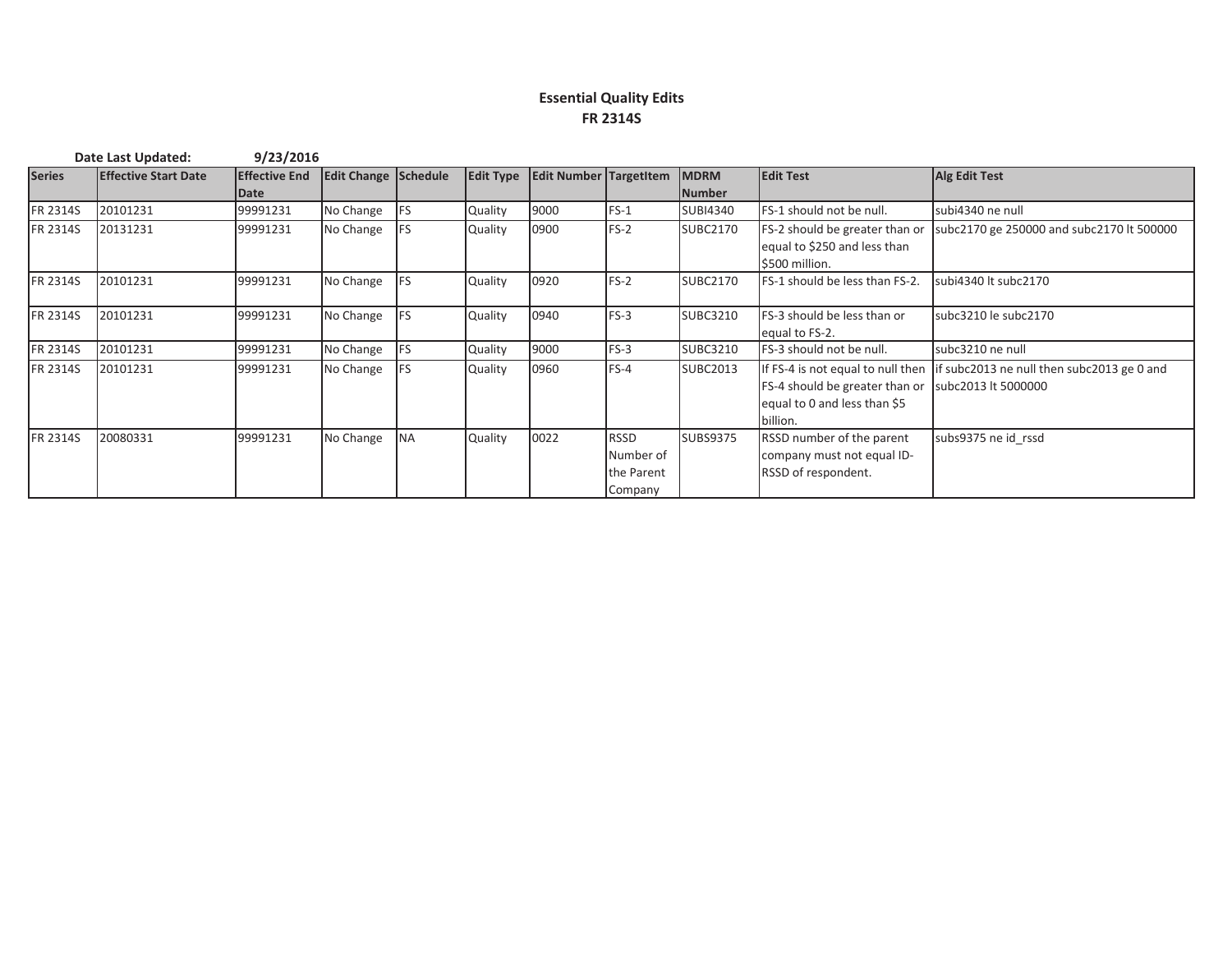# Essential Quality Edits
## FR 2314S

**Date Last Updated:** 9/23/2016

| Series | Effective Start Date | Effective End Date | Edit Change | Schedule | Edit Type | Edit Number | TargetItem | MDRM Number | Edit Test | Alg Edit Test |
|---|---|---|---|---|---|---|---|---|---|---|
| FR 2314S | 20101231 | 99991231 | No Change | FS | Quality | 9000 | FS-1 | SUBI4340 | FS-1 should not be null. | subi4340 ne null |
| FR 2314S | 20131231 | 99991231 | No Change | FS | Quality | 0900 | FS-2 | SUBC2170 | FS-2 should be greater than or equal to $250 and less than $500 million. | subc2170 ge 250000 and subc2170 lt 500000 |
| FR 2314S | 20101231 | 99991231 | No Change | FS | Quality | 0920 | FS-2 | SUBC2170 | FS-1 should be less than FS-2. | subi4340 lt subc2170 |
| FR 2314S | 20101231 | 99991231 | No Change | FS | Quality | 0940 | FS-3 | SUBC3210 | FS-3 should be less than or equal to FS-2. | subc3210 le subc2170 |
| FR 2314S | 20101231 | 99991231 | No Change | FS | Quality | 9000 | FS-3 | SUBC3210 | FS-3 should not be null. | subc3210 ne null |
| FR 2314S | 20101231 | 99991231 | No Change | FS | Quality | 0960 | FS-4 | SUBC2013 | If FS-4 is not equal to null then FS-4 should be greater than or equal to 0 and less than $5 billion. | if subc2013 ne null then subc2013 ge 0 and subc2013 lt 5000000 |
| FR 2314S | 20080331 | 99991231 | No Change | NA | Quality | 0022 | RSSD Number of the Parent Company | SUBS9375 | RSSD number of the parent company must not equal ID-RSSD of respondent. | subs9375 ne id_rssd |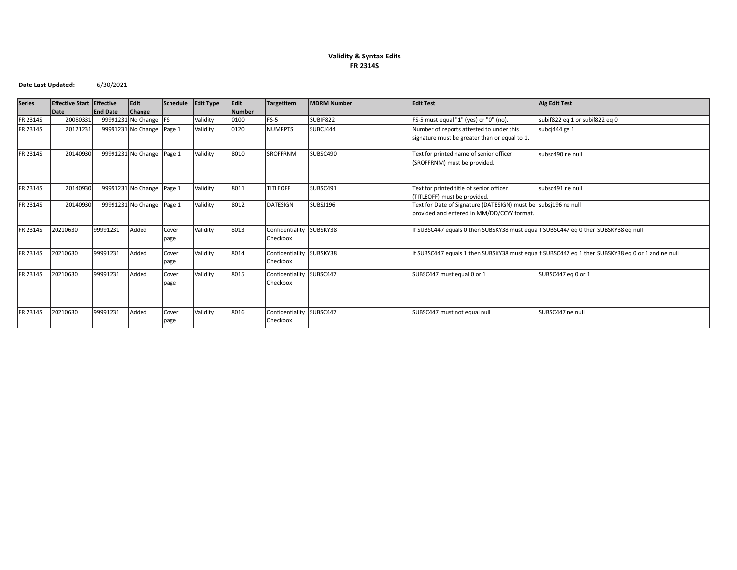**Validity & Syntax Edits**
**FR 2314S**

**Date Last Updated:** 6/30/2021

| Series | Effective Start Date | Effective End Date | Edit Change | Schedule | Edit Type | Edit Number | TargetItem | MDRM Number | Edit Test | Alg Edit Test |
|---|---|---|---|---|---|---|---|---|---|---|
| FR 2314S | 20080331 | 99991231 | No Change | FS | Validity | 0100 | FS-5 | SUBIF822 | FS-5 must equal "1" (yes) or "0" (no). | subif822 eq 1 or subif822 eq 0 |
| FR 2314S | 20121231 | 99991231 | No Change | Page 1 | Validity | 0120 | NUMRPTS | SUBCJ444 | Number of reports attested to under this signature must be greater than or equal to 1. | subcj444 ge 1 |
| FR 2314S | 20140930 | 99991231 | No Change | Page 1 | Validity | 8010 | SROFFRNM | SUBSC490 | Text for printed name of senior officer (SROFFRNM) must be provided. | subsc490 ne null |
| FR 2314S | 20140930 | 99991231 | No Change | Page 1 | Validity | 8011 | TITLEOFF | SUBSC491 | Text for printed title of senior officer (TITLEOFF) must be provided. | subsc491 ne null |
| FR 2314S | 20140930 | 99991231 | No Change | Page 1 | Validity | 8012 | DATESIGN | SUBSJ196 | Text for Date of Signature (DATESIGN) must be provided and entered in MM/DD/CCYY format. | subsj196 ne null |
| FR 2314S | 20210630 | 99991231 | Added | Cover page | Validity | 8013 | Confidentiality Checkbox | SUBSKY38 | If SUBSC447 equals 0 then SUBSKY38 must equal | If SUBSC447 eq 0 then SUBSKY38 eq null |
| FR 2314S | 20210630 | 99991231 | Added | Cover page | Validity | 8014 | Confidentiality Checkbox | SUBSKY38 | If SUBSC447 equals 1 then SUBSKY38 must equal | If SUBSC447 eq 1 then SUBSKY38 eq 0 or 1 and ne null |
| FR 2314S | 20210630 | 99991231 | Added | Cover page | Validity | 8015 | Confidentiality Checkbox | SUBSC447 | SUBSC447 must equal 0 or 1 | SUBSC447 eq 0 or 1 |
| FR 2314S | 20210630 | 99991231 | Added | Cover page | Validity | 8016 | Confidentiality Checkbox | SUBSC447 | SUBSC447 must not equal null | SUBSC447 ne null |